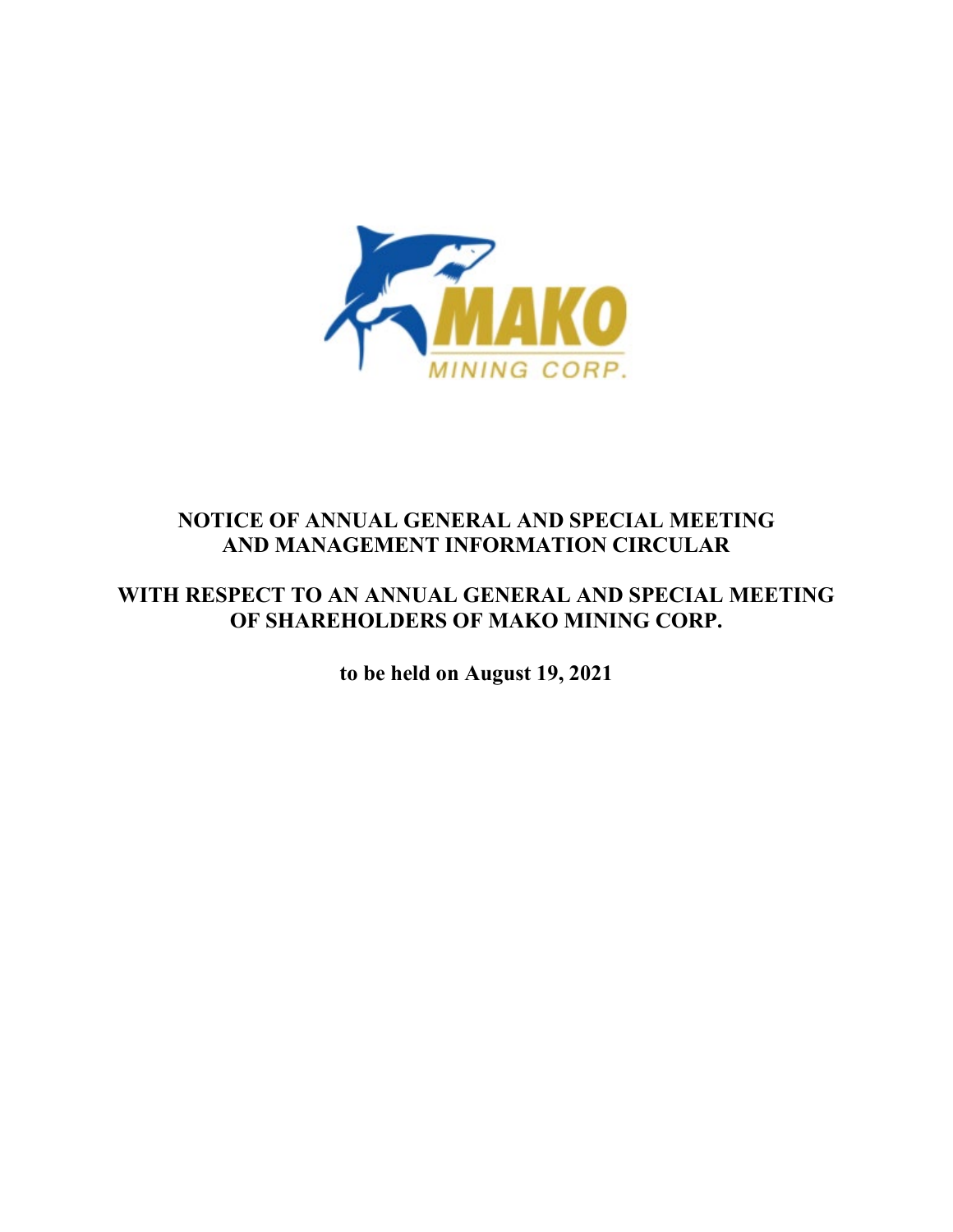MAKO

MINING CORP.

# NOTICE OF ANNUAL GENERAL AND SPECIAL MEETING AND MANAGEMENT INFORMATION CIRCULAR

## WITH RESPECT TO AN ANNUAL GENERAL AND SPECIAL MEETING OF SHAREHOLDERS OF MAKO MINING CORP.

**to be held on August 19, 2021**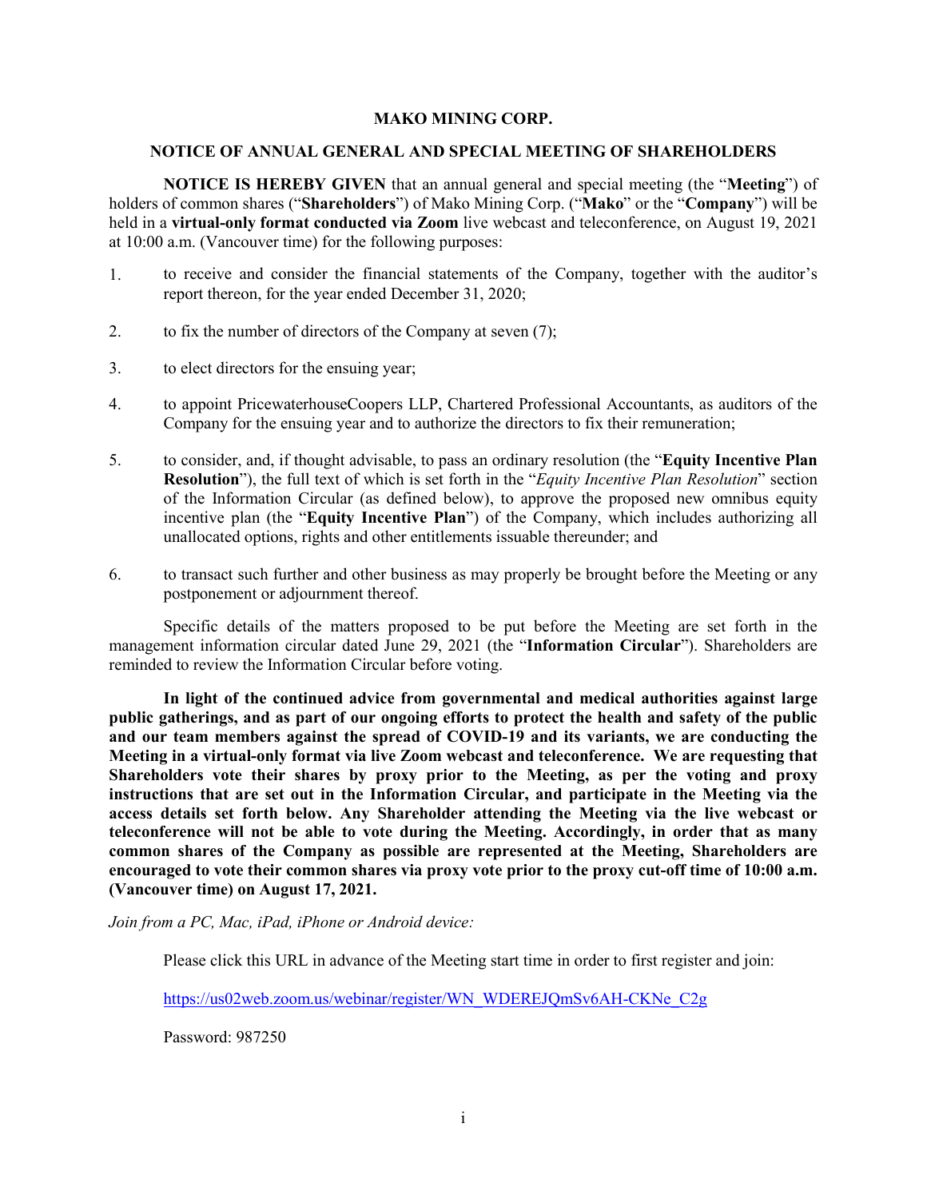# MAKO MINING CORP.

## NOTICE OF ANNUAL GENERAL AND SPECIAL MEETING OF SHAREHOLDERS

**NOTICE IS HEREBY GIVEN** that an annual general and special meeting (the "**Meeting**") of holders of common shares ("**Shareholders**") of Mako Mining Corp. ("**Mako**" or the "**Company**") will be held in a **virtual-only format conducted via Zoom** live webcast and teleconference, on August 19, 2021 at 10:00 a.m. (Vancouver time) for the following purposes:

1. to receive and consider the financial statements of the Company, together with the auditor's report thereon, for the year ended December 31, 2020;
2. to fix the number of directors of the Company at seven (7);
3. to elect directors for the ensuing year;
4. to appoint PricewaterhouseCoopers LLP, Chartered Professional Accountants, as auditors of the Company for the ensuing year and to authorize the directors to fix their remuneration;
5. to consider, and, if thought advisable, to pass an ordinary resolution (the "**Equity Incentive Plan Resolution**"), the full text of which is set forth in the "*Equity Incentive Plan Resolution*" section of the Information Circular (as defined below), to approve the proposed new omnibus equity incentive plan (the "**Equity Incentive Plan**") of the Company, which includes authorizing all unallocated options, rights and other entitlements issuable thereunder; and
6. to transact such further and other business as may properly be brought before the Meeting or any postponement or adjournment thereof.

Specific details of the matters proposed to be put before the Meeting are set forth in the management information circular dated June 29, 2021 (the "**Information Circular**"). Shareholders are reminded to review the Information Circular before voting.

**In light of the continued advice from governmental and medical authorities against large public gatherings, and as part of our ongoing efforts to protect the health and safety of the public and our team members against the spread of COVID-19 and its variants, we are conducting the Meeting in a virtual-only format via live Zoom webcast and teleconference. We are requesting that Shareholders vote their shares by proxy prior to the Meeting, as per the voting and proxy instructions that are set out in the Information Circular, and participate in the Meeting via the access details set forth below. Any Shareholder attending the Meeting via the live webcast or teleconference will not be able to vote during the Meeting. Accordingly, in order that as many common shares of the Company as possible are represented at the Meeting, Shareholders are encouraged to vote their common shares via proxy vote prior to the proxy cut-off time of 10:00 a.m. (Vancouver time) on August 17, 2021.**

*Join from a PC, Mac, iPad, iPhone or Android device:*

Please click this URL in advance of the Meeting start time in order to first register and join:

https://us02web.zoom.us/webinar/register/WN_WDEREJQmSv6AH-CKNe_C2g

Password: 987250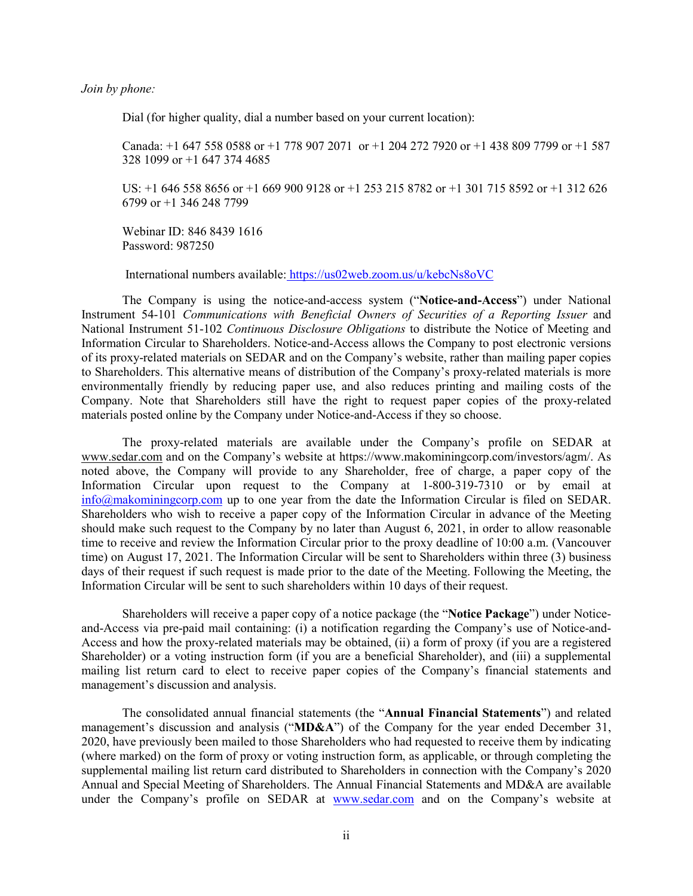*Join by phone:*

Dial (for higher quality, dial a number based on your current location):

Canada: +1 647 558 0588 or +1 778 907 2071 or +1 204 272 7920 or +1 438 809 7799 or +1 587 328 1099 or +1 647 374 4685

US: +1 646 558 8656 or +1 669 900 9128 or +1 253 215 8782 or +1 301 715 8592 or +1 312 626 6799 or +1 346 248 7799

Webinar ID: 846 8439 1616
Password: 987250

International numbers available: https://us02web.zoom.us/u/kebcNs8oVC

The Company is using the notice-and-access system ("**Notice-and-Access**") under National Instrument 54-101 *Communications with Beneficial Owners of Securities of a Reporting Issuer* and National Instrument 51-102 *Continuous Disclosure Obligations* to distribute the Notice of Meeting and Information Circular to Shareholders. Notice-and-Access allows the Company to post electronic versions of its proxy-related materials on SEDAR and on the Company's website, rather than mailing paper copies to Shareholders. This alternative means of distribution of the Company's proxy-related materials is more environmentally friendly by reducing paper use, and also reduces printing and mailing costs of the Company. Note that Shareholders still have the right to request paper copies of the proxy-related materials posted online by the Company under Notice-and-Access if they so choose.

The proxy-related materials are available under the Company's profile on SEDAR at www.sedar.com and on the Company's website at https://www.makominingcorp.com/investors/agm/. As noted above, the Company will provide to any Shareholder, free of charge, a paper copy of the Information Circular upon request to the Company at 1-800-319-7310 or by email at info@makominingcorp.com up to one year from the date the Information Circular is filed on SEDAR. Shareholders who wish to receive a paper copy of the Information Circular in advance of the Meeting should make such request to the Company by no later than August 6, 2021, in order to allow reasonable time to receive and review the Information Circular prior to the proxy deadline of 10:00 a.m. (Vancouver time) on August 17, 2021. The Information Circular will be sent to Shareholders within three (3) business days of their request if such request is made prior to the date of the Meeting. Following the Meeting, the Information Circular will be sent to such shareholders within 10 days of their request.

Shareholders will receive a paper copy of a notice package (the "**Notice Package**") under Notice-and-Access via pre-paid mail containing: (i) a notification regarding the Company's use of Notice-and-Access and how the proxy-related materials may be obtained, (ii) a form of proxy (if you are a registered Shareholder) or a voting instruction form (if you are a beneficial Shareholder), and (iii) a supplemental mailing list return card to elect to receive paper copies of the Company's financial statements and management's discussion and analysis.

The consolidated annual financial statements (the "**Annual Financial Statements**") and related management's discussion and analysis ("**MD&A**") of the Company for the year ended December 31, 2020, have previously been mailed to those Shareholders who had requested to receive them by indicating (where marked) on the form of proxy or voting instruction form, as applicable, or through completing the supplemental mailing list return card distributed to Shareholders in connection with the Company's 2020 Annual and Special Meeting of Shareholders. The Annual Financial Statements and MD&A are available under the Company's profile on SEDAR at www.sedar.com and on the Company's website at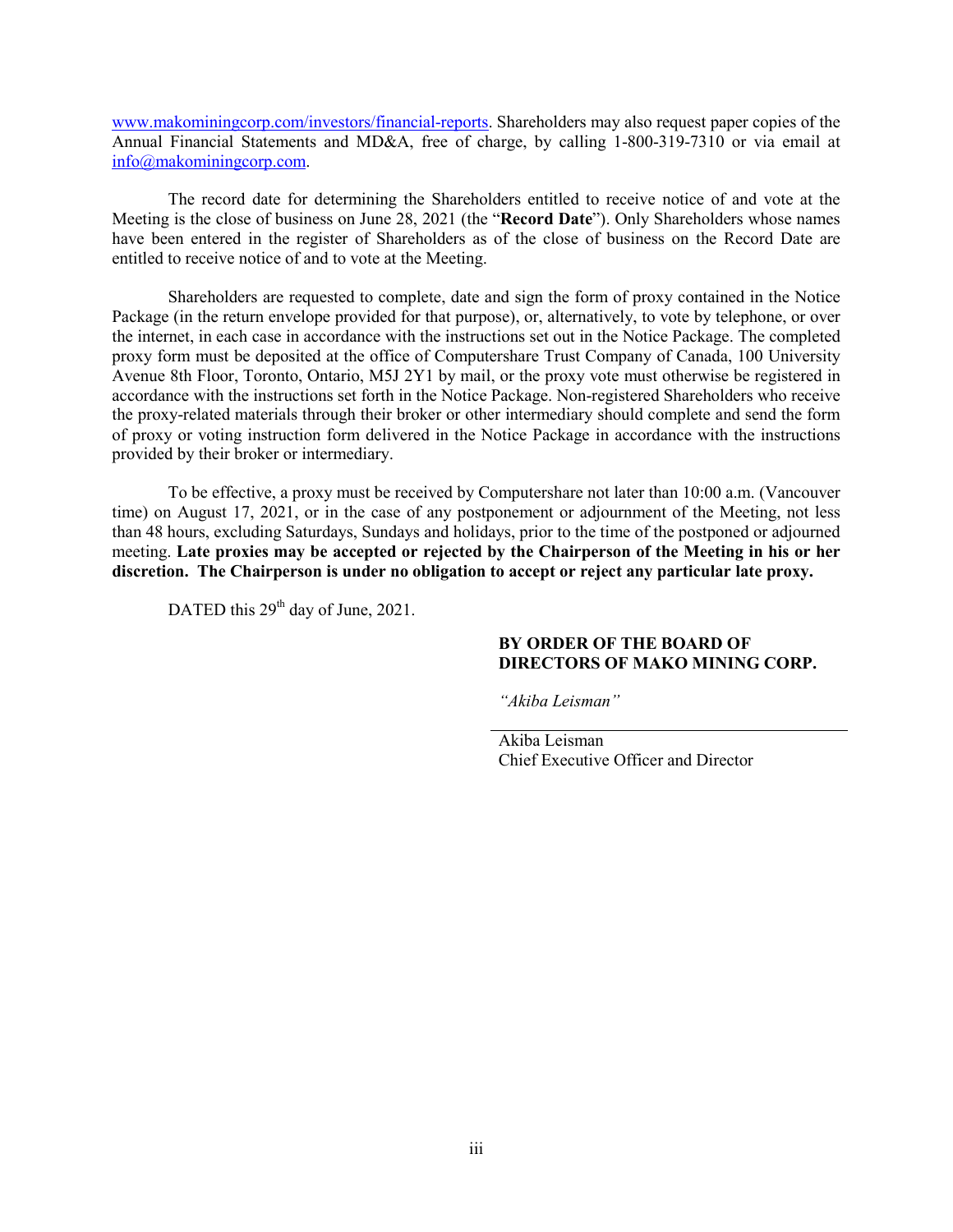www.makominingcorp.com/investors/financial-reports. Shareholders may also request paper copies of the Annual Financial Statements and MD&A, free of charge, by calling 1-800-319-7310 or via email at info@makominingcorp.com.

The record date for determining the Shareholders entitled to receive notice of and vote at the Meeting is the close of business on June 28, 2021 (the "**Record Date**"). Only Shareholders whose names have been entered in the register of Shareholders as of the close of business on the Record Date are entitled to receive notice of and to vote at the Meeting.

Shareholders are requested to complete, date and sign the form of proxy contained in the Notice Package (in the return envelope provided for that purpose), or, alternatively, to vote by telephone, or over the internet, in each case in accordance with the instructions set out in the Notice Package. The completed proxy form must be deposited at the office of Computershare Trust Company of Canada, 100 University Avenue 8th Floor, Toronto, Ontario, M5J 2Y1 by mail, or the proxy vote must otherwise be registered in accordance with the instructions set forth in the Notice Package. Non-registered Shareholders who receive the proxy-related materials through their broker or other intermediary should complete and send the form of proxy or voting instruction form delivered in the Notice Package in accordance with the instructions provided by their broker or intermediary.

To be effective, a proxy must be received by Computershare not later than 10:00 a.m. (Vancouver time) on August 17, 2021, or in the case of any postponement or adjournment of the Meeting, not less than 48 hours, excluding Saturdays, Sundays and holidays, prior to the time of the postponed or adjourned meeting. **Late proxies may be accepted or rejected by the Chairperson of the Meeting in his or her discretion. The Chairperson is under no obligation to accept or reject any particular late proxy.**

DATED this 29th day of June, 2021.

**BY ORDER OF THE BOARD OF DIRECTORS OF MAKO MINING CORP.**

*"Akiba Leisman"*

Akiba Leisman
Chief Executive Officer and Director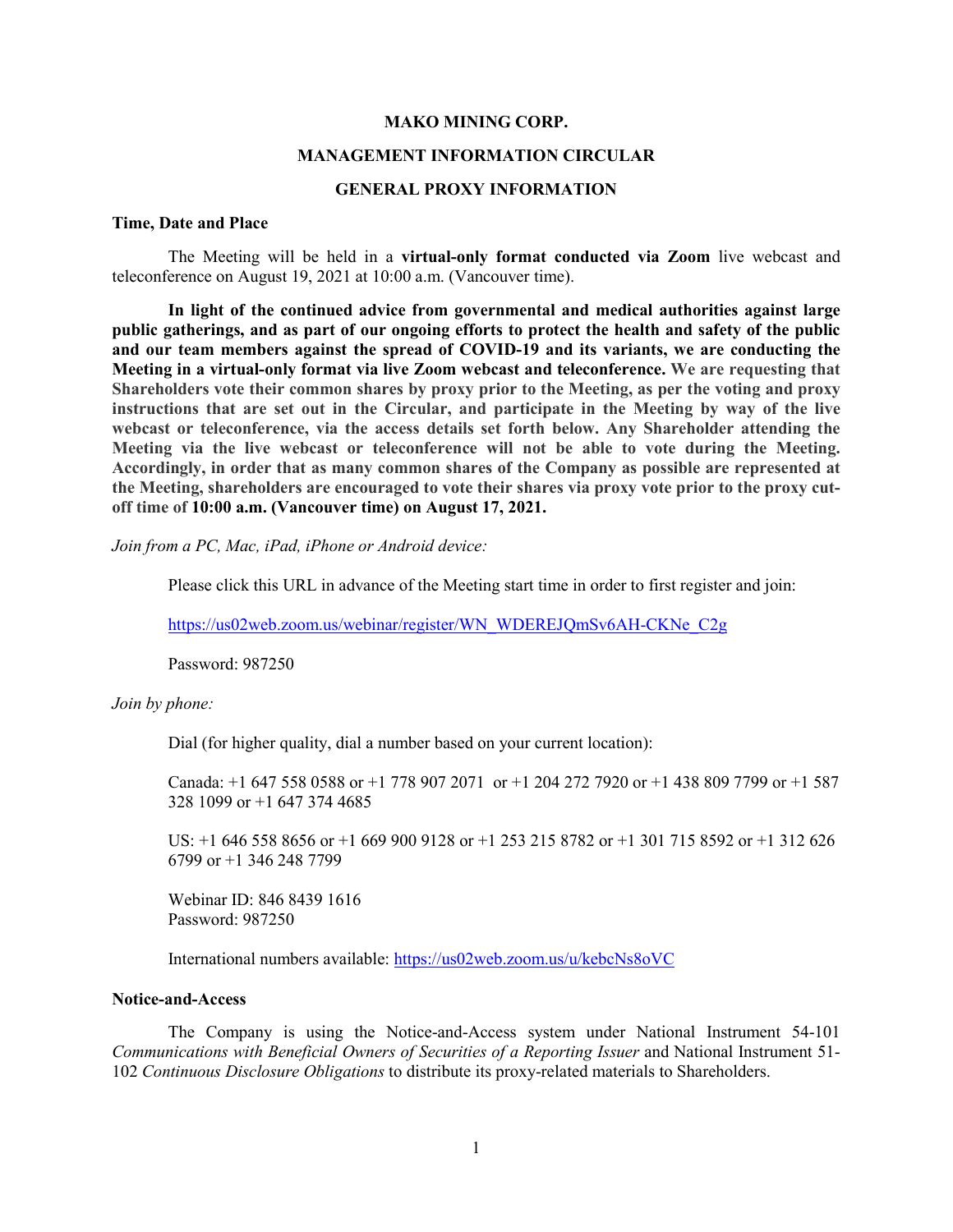# MAKO MINING CORP.

# MANAGEMENT INFORMATION CIRCULAR

## GENERAL PROXY INFORMATION

### Time, Date and Place

The Meeting will be held in a **virtual-only format conducted via Zoom** live webcast and teleconference on August 19, 2021 at 10:00 a.m. (Vancouver time).

**In light of the continued advice from governmental and medical authorities against large public gatherings, and as part of our ongoing efforts to protect the health and safety of the public and our team members against the spread of COVID-19 and its variants, we are conducting the Meeting in a virtual-only format via live Zoom webcast and teleconference. We are requesting that Shareholders vote their common shares by proxy prior to the Meeting, as per the voting and proxy instructions that are set out in the Circular, and participate in the Meeting by way of the live webcast or teleconference, via the access details set forth below. Any Shareholder attending the Meeting via the live webcast or teleconference will not be able to vote during the Meeting. Accordingly, in order that as many common shares of the Company as possible are represented at the Meeting, shareholders are encouraged to vote their shares via proxy vote prior to the proxy cut-off time of 10:00 a.m. (Vancouver time) on August 17, 2021.**

*Join from a PC, Mac, iPad, iPhone or Android device:*

Please click this URL in advance of the Meeting start time in order to first register and join:

https://us02web.zoom.us/webinar/register/WN_WDEREJQmSv6AH-CKNe_C2g

Password: 987250

*Join by phone:*

Dial (for higher quality, dial a number based on your current location):

Canada: +1 647 558 0588 or +1 778 907 2071 or +1 204 272 7920 or +1 438 809 7799 or +1 587 328 1099 or +1 647 374 4685

US: +1 646 558 8656 or +1 669 900 9128 or +1 253 215 8782 or +1 301 715 8592 or +1 312 626 6799 or +1 346 248 7799

Webinar ID: 846 8439 1616
Password: 987250

International numbers available: https://us02web.zoom.us/u/kebcNs8oVC

### Notice-and-Access

The Company is using the Notice-and-Access system under National Instrument 54-101 *Communications with Beneficial Owners of Securities of a Reporting Issuer* and National Instrument 51-102 *Continuous Disclosure Obligations* to distribute its proxy-related materials to Shareholders.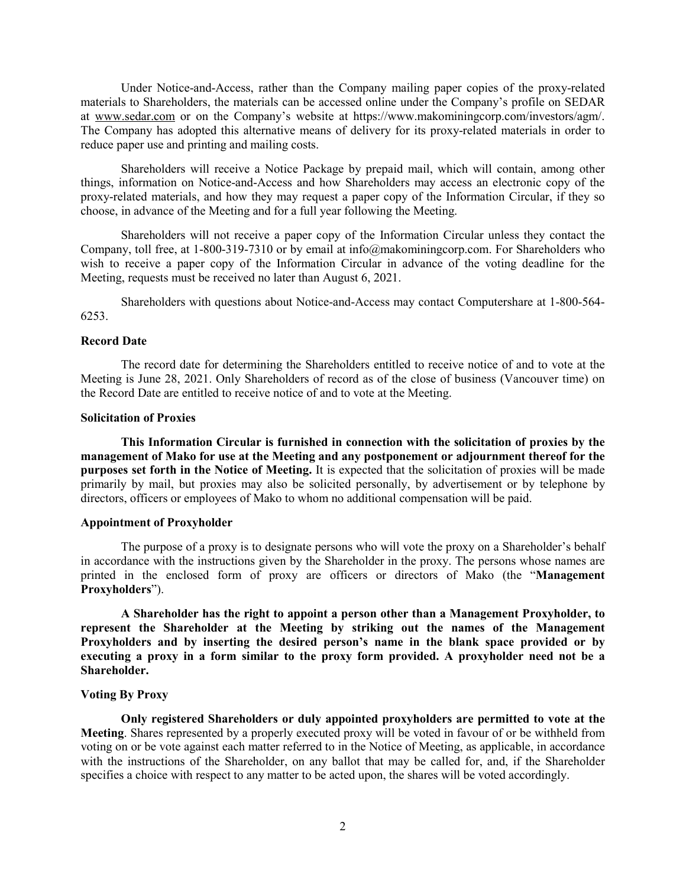Under Notice-and-Access, rather than the Company mailing paper copies of the proxy-related materials to Shareholders, the materials can be accessed online under the Company's profile on SEDAR at www.sedar.com or on the Company's website at https://www.makominingcorp.com/investors/agm/. The Company has adopted this alternative means of delivery for its proxy-related materials in order to reduce paper use and printing and mailing costs.

Shareholders will receive a Notice Package by prepaid mail, which will contain, among other things, information on Notice-and-Access and how Shareholders may access an electronic copy of the proxy-related materials, and how they may request a paper copy of the Information Circular, if they so choose, in advance of the Meeting and for a full year following the Meeting.

Shareholders will not receive a paper copy of the Information Circular unless they contact the Company, toll free, at 1-800-319-7310 or by email at info@makominingcorp.com. For Shareholders who wish to receive a paper copy of the Information Circular in advance of the voting deadline for the Meeting, requests must be received no later than August 6, 2021.

Shareholders with questions about Notice-and-Access may contact Computershare at 1-800-564-6253.

**Record Date**

The record date for determining the Shareholders entitled to receive notice of and to vote at the Meeting is June 28, 2021. Only Shareholders of record as of the close of business (Vancouver time) on the Record Date are entitled to receive notice of and to vote at the Meeting.

**Solicitation of Proxies**

**This Information Circular is furnished in connection with the solicitation of proxies by the management of Mako for use at the Meeting and any postponement or adjournment thereof for the purposes set forth in the Notice of Meeting.** It is expected that the solicitation of proxies will be made primarily by mail, but proxies may also be solicited personally, by advertisement or by telephone by directors, officers or employees of Mako to whom no additional compensation will be paid.

**Appointment of Proxyholder**

The purpose of a proxy is to designate persons who will vote the proxy on a Shareholder's behalf in accordance with the instructions given by the Shareholder in the proxy. The persons whose names are printed in the enclosed form of proxy are officers or directors of Mako (the "**Management Proxyholders**").

**A Shareholder has the right to appoint a person other than a Management Proxyholder, to represent the Shareholder at the Meeting by striking out the names of the Management Proxyholders and by inserting the desired person's name in the blank space provided or by executing a proxy in a form similar to the proxy form provided. A proxyholder need not be a Shareholder.**

**Voting By Proxy**

**Only registered Shareholders or duly appointed proxyholders are permitted to vote at the Meeting**. Shares represented by a properly executed proxy will be voted in favour of or be withheld from voting on or be vote against each matter referred to in the Notice of Meeting, as applicable, in accordance with the instructions of the Shareholder, on any ballot that may be called for, and, if the Shareholder specifies a choice with respect to any matter to be acted upon, the shares will be voted accordingly.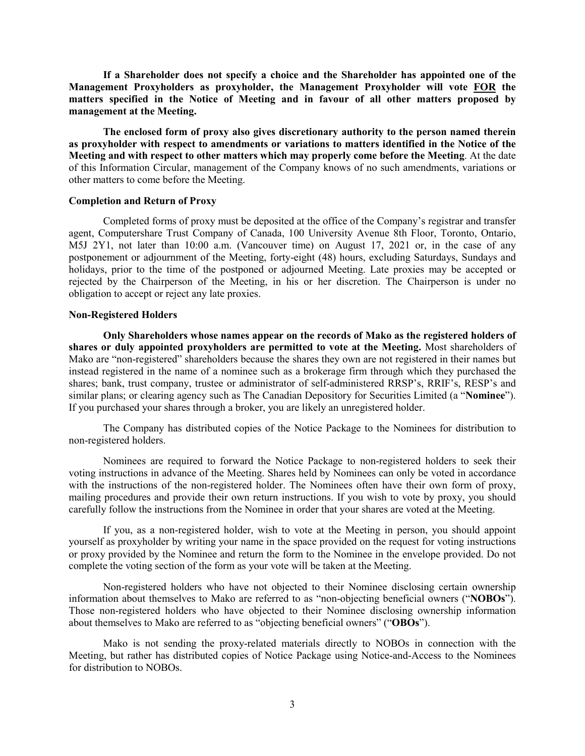**If a Shareholder does not specify a choice and the Shareholder has appointed one of the Management Proxyholders as proxyholder, the Management Proxyholder will vote FOR the matters specified in the Notice of Meeting and in favour of all other matters proposed by management at the Meeting.**

**The enclosed form of proxy also gives discretionary authority to the person named therein as proxyholder with respect to amendments or variations to matters identified in the Notice of the Meeting and with respect to other matters which may properly come before the Meeting**. At the date of this Information Circular, management of the Company knows of no such amendments, variations or other matters to come before the Meeting.

**Completion and Return of Proxy**

Completed forms of proxy must be deposited at the office of the Company's registrar and transfer agent, Computershare Trust Company of Canada, 100 University Avenue 8th Floor, Toronto, Ontario, M5J 2Y1, not later than 10:00 a.m. (Vancouver time) on August 17, 2021 or, in the case of any postponement or adjournment of the Meeting, forty-eight (48) hours, excluding Saturdays, Sundays and holidays, prior to the time of the postponed or adjourned Meeting. Late proxies may be accepted or rejected by the Chairperson of the Meeting, in his or her discretion. The Chairperson is under no obligation to accept or reject any late proxies.

**Non-Registered Holders**

**Only Shareholders whose names appear on the records of Mako as the registered holders of shares or duly appointed proxyholders are permitted to vote at the Meeting.** Most shareholders of Mako are "non-registered" shareholders because the shares they own are not registered in their names but instead registered in the name of a nominee such as a brokerage firm through which they purchased the shares; bank, trust company, trustee or administrator of self-administered RRSP's, RRIF's, RESP's and similar plans; or clearing agency such as The Canadian Depository for Securities Limited (a "**Nominee**"). If you purchased your shares through a broker, you are likely an unregistered holder.

The Company has distributed copies of the Notice Package to the Nominees for distribution to non-registered holders.

Nominees are required to forward the Notice Package to non-registered holders to seek their voting instructions in advance of the Meeting. Shares held by Nominees can only be voted in accordance with the instructions of the non-registered holder. The Nominees often have their own form of proxy, mailing procedures and provide their own return instructions. If you wish to vote by proxy, you should carefully follow the instructions from the Nominee in order that your shares are voted at the Meeting.

If you, as a non-registered holder, wish to vote at the Meeting in person, you should appoint yourself as proxyholder by writing your name in the space provided on the request for voting instructions or proxy provided by the Nominee and return the form to the Nominee in the envelope provided. Do not complete the voting section of the form as your vote will be taken at the Meeting.

Non-registered holders who have not objected to their Nominee disclosing certain ownership information about themselves to Mako are referred to as "non-objecting beneficial owners ("**NOBOs**"). Those non-registered holders who have objected to their Nominee disclosing ownership information about themselves to Mako are referred to as "objecting beneficial owners" ("**OBOs**").

Mako is not sending the proxy-related materials directly to NOBOs in connection with the Meeting, but rather has distributed copies of Notice Package using Notice-and-Access to the Nominees for distribution to NOBOs.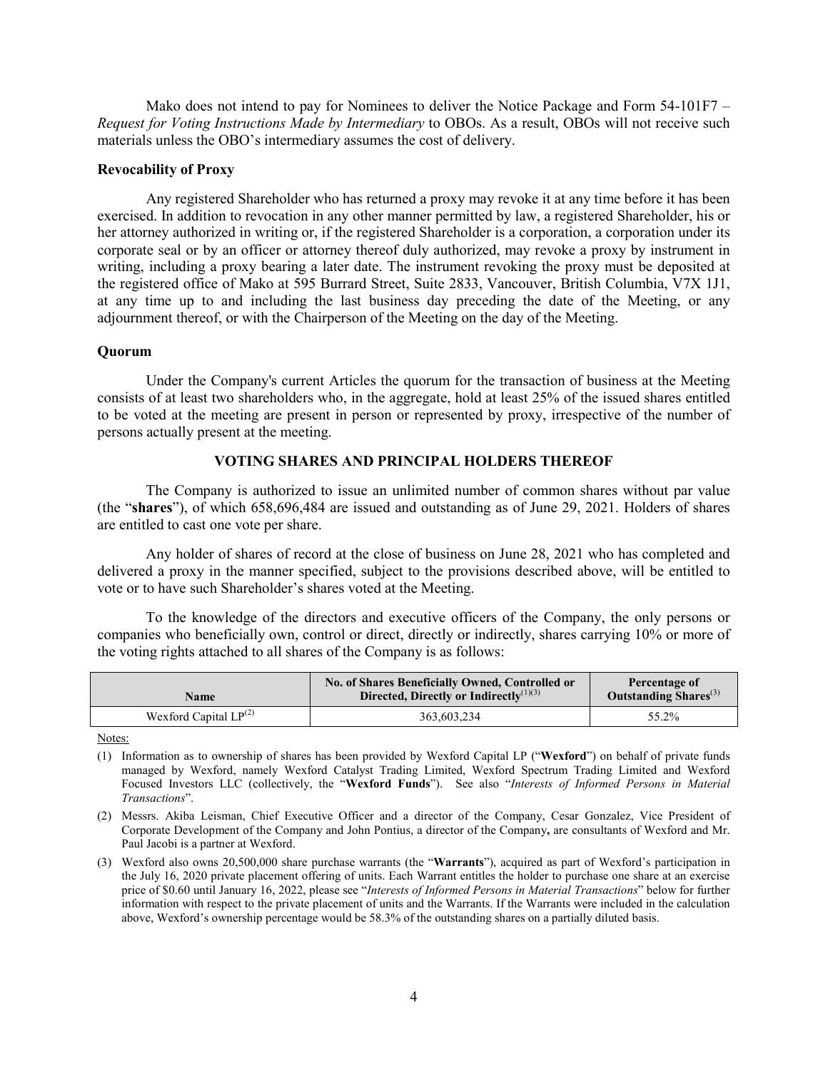Mako does not intend to pay for Nominees to deliver the Notice Package and Form 54-101F7 – *Request for Voting Instructions Made by Intermediary* to OBOs. As a result, OBOs will not receive such materials unless the OBO's intermediary assumes the cost of delivery.

**Revocability of Proxy**

Any registered Shareholder who has returned a proxy may revoke it at any time before it has been exercised. In addition to revocation in any other manner permitted by law, a registered Shareholder, his or her attorney authorized in writing or, if the registered Shareholder is a corporation, a corporation under its corporate seal or by an officer or attorney thereof duly authorized, may revoke a proxy by instrument in writing, including a proxy bearing a later date. The instrument revoking the proxy must be deposited at the registered office of Mako at 595 Burrard Street, Suite 2833, Vancouver, British Columbia, V7X 1J1, at any time up to and including the last business day preceding the date of the Meeting, or any adjournment thereof, or with the Chairperson of the Meeting on the day of the Meeting.

**Quorum**

Under the Company's current Articles the quorum for the transaction of business at the Meeting consists of at least two shareholders who, in the aggregate, hold at least 25% of the issued shares entitled to be voted at the meeting are present in person or represented by proxy, irrespective of the number of persons actually present at the meeting.

## VOTING SHARES AND PRINCIPAL HOLDERS THEREOF

The Company is authorized to issue an unlimited number of common shares without par value (the "**shares**"), of which 658,696,484 are issued and outstanding as of June 29, 2021. Holders of shares are entitled to cast one vote per share.

Any holder of shares of record at the close of business on June 28, 2021 who has completed and delivered a proxy in the manner specified, subject to the provisions described above, will be entitled to vote or to have such Shareholder's shares voted at the Meeting.

To the knowledge of the directors and executive officers of the Company, the only persons or companies who beneficially own, control or direct, directly or indirectly, shares carrying 10% or more of the voting rights attached to all shares of the Company is as follows:

| Name | No. of Shares Beneficially Owned, Controlled or Directed, Directly or Indirectly[(1)(3)] | Percentage of Outstanding Shares[(3)] |
|---|---|---|
| Wexford Capital LP[(2)] | 363,603,234 | 55.2% |

Notes:

(1) Information as to ownership of shares has been provided by Wexford Capital LP ("**Wexford**") on behalf of private funds managed by Wexford, namely Wexford Catalyst Trading Limited, Wexford Spectrum Trading Limited and Wexford Focused Investors LLC (collectively, the "**Wexford Funds**"). See also "*Interests of Informed Persons in Material Transactions*".

(2) Messrs. Akiba Leisman, Chief Executive Officer and a director of the Company, Cesar Gonzalez, Vice President of Corporate Development of the Company and John Pontius, a director of the Company**,** are consultants of Wexford and Mr. Paul Jacobi is a partner at Wexford.

(3) Wexford also owns 20,500,000 share purchase warrants (the "**Warrants**"), acquired as part of Wexford's participation in the July 16, 2020 private placement offering of units. Each Warrant entitles the holder to purchase one share at an exercise price of $0.60 until January 16, 2022, please see "*Interests of Informed Persons in Material Transactions*" below for further information with respect to the private placement of units and the Warrants. If the Warrants were included in the calculation above, Wexford's ownership percentage would be 58.3% of the outstanding shares on a partially diluted basis.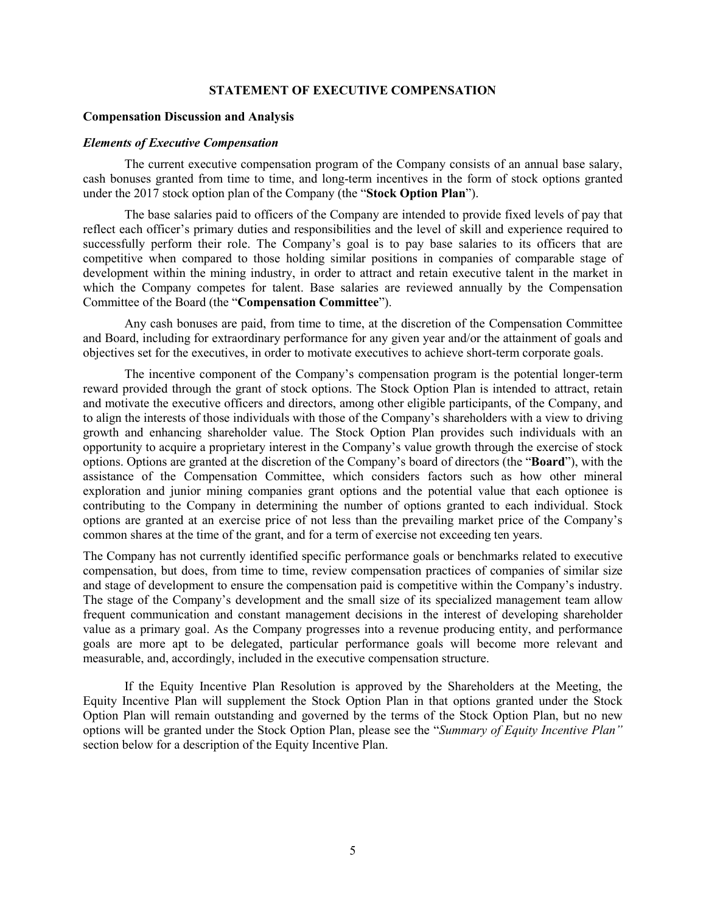## STATEMENT OF EXECUTIVE COMPENSATION

### Compensation Discussion and Analysis

#### *Elements of Executive Compensation*

The current executive compensation program of the Company consists of an annual base salary, cash bonuses granted from time to time, and long-term incentives in the form of stock options granted under the 2017 stock option plan of the Company (the "**Stock Option Plan**").

The base salaries paid to officers of the Company are intended to provide fixed levels of pay that reflect each officer's primary duties and responsibilities and the level of skill and experience required to successfully perform their role. The Company's goal is to pay base salaries to its officers that are competitive when compared to those holding similar positions in companies of comparable stage of development within the mining industry, in order to attract and retain executive talent in the market in which the Company competes for talent. Base salaries are reviewed annually by the Compensation Committee of the Board (the "**Compensation Committee**").

Any cash bonuses are paid, from time to time, at the discretion of the Compensation Committee and Board, including for extraordinary performance for any given year and/or the attainment of goals and objectives set for the executives, in order to motivate executives to achieve short-term corporate goals.

The incentive component of the Company's compensation program is the potential longer-term reward provided through the grant of stock options. The Stock Option Plan is intended to attract, retain and motivate the executive officers and directors, among other eligible participants, of the Company, and to align the interests of those individuals with those of the Company's shareholders with a view to driving growth and enhancing shareholder value. The Stock Option Plan provides such individuals with an opportunity to acquire a proprietary interest in the Company's value growth through the exercise of stock options. Options are granted at the discretion of the Company's board of directors (the "**Board**"), with the assistance of the Compensation Committee, which considers factors such as how other mineral exploration and junior mining companies grant options and the potential value that each optionee is contributing to the Company in determining the number of options granted to each individual. Stock options are granted at an exercise price of not less than the prevailing market price of the Company's common shares at the time of the grant, and for a term of exercise not exceeding ten years.

The Company has not currently identified specific performance goals or benchmarks related to executive compensation, but does, from time to time, review compensation practices of companies of similar size and stage of development to ensure the compensation paid is competitive within the Company's industry. The stage of the Company's development and the small size of its specialized management team allow frequent communication and constant management decisions in the interest of developing shareholder value as a primary goal. As the Company progresses into a revenue producing entity, and performance goals are more apt to be delegated, particular performance goals will become more relevant and measurable, and, accordingly, included in the executive compensation structure.

If the Equity Incentive Plan Resolution is approved by the Shareholders at the Meeting, the Equity Incentive Plan will supplement the Stock Option Plan in that options granted under the Stock Option Plan will remain outstanding and governed by the terms of the Stock Option Plan, but no new options will be granted under the Stock Option Plan, please see the "*Summary of Equity Incentive Plan"* section below for a description of the Equity Incentive Plan.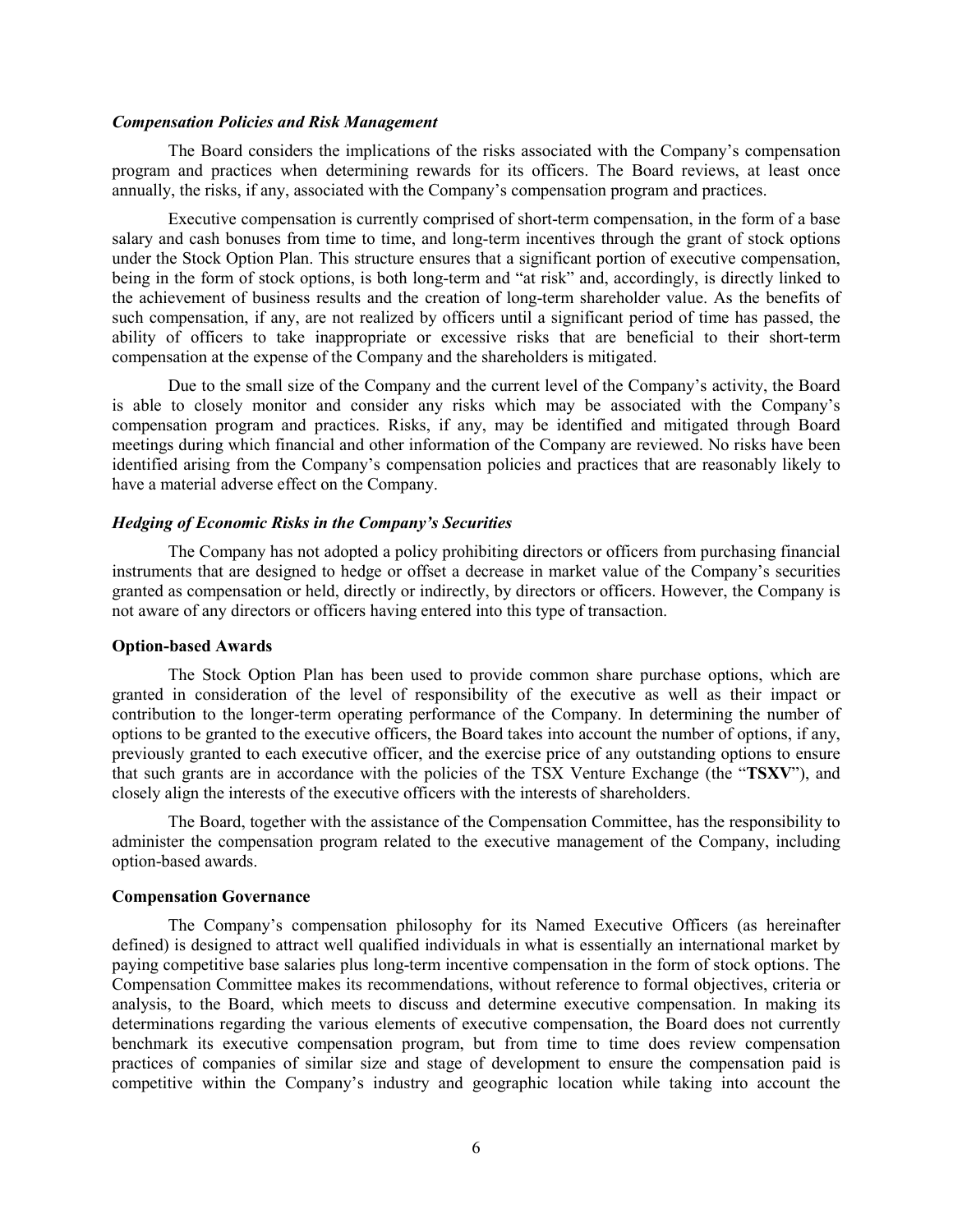***Compensation Policies and Risk Management***

The Board considers the implications of the risks associated with the Company's compensation program and practices when determining rewards for its officers. The Board reviews, at least once annually, the risks, if any, associated with the Company's compensation program and practices.

Executive compensation is currently comprised of short-term compensation, in the form of a base salary and cash bonuses from time to time, and long-term incentives through the grant of stock options under the Stock Option Plan. This structure ensures that a significant portion of executive compensation, being in the form of stock options, is both long-term and "at risk" and, accordingly, is directly linked to the achievement of business results and the creation of long-term shareholder value. As the benefits of such compensation, if any, are not realized by officers until a significant period of time has passed, the ability of officers to take inappropriate or excessive risks that are beneficial to their short-term compensation at the expense of the Company and the shareholders is mitigated.

Due to the small size of the Company and the current level of the Company's activity, the Board is able to closely monitor and consider any risks which may be associated with the Company's compensation program and practices. Risks, if any, may be identified and mitigated through Board meetings during which financial and other information of the Company are reviewed. No risks have been identified arising from the Company's compensation policies and practices that are reasonably likely to have a material adverse effect on the Company.

***Hedging of Economic Risks in the Company's Securities***

The Company has not adopted a policy prohibiting directors or officers from purchasing financial instruments that are designed to hedge or offset a decrease in market value of the Company's securities granted as compensation or held, directly or indirectly, by directors or officers. However, the Company is not aware of any directors or officers having entered into this type of transaction.

**Option-based Awards**

The Stock Option Plan has been used to provide common share purchase options, which are granted in consideration of the level of responsibility of the executive as well as their impact or contribution to the longer-term operating performance of the Company. In determining the number of options to be granted to the executive officers, the Board takes into account the number of options, if any, previously granted to each executive officer, and the exercise price of any outstanding options to ensure that such grants are in accordance with the policies of the TSX Venture Exchange (the "**TSXV**"), and closely align the interests of the executive officers with the interests of shareholders.

The Board, together with the assistance of the Compensation Committee, has the responsibility to administer the compensation program related to the executive management of the Company, including option-based awards.

**Compensation Governance**

The Company's compensation philosophy for its Named Executive Officers (as hereinafter defined) is designed to attract well qualified individuals in what is essentially an international market by paying competitive base salaries plus long-term incentive compensation in the form of stock options. The Compensation Committee makes its recommendations, without reference to formal objectives, criteria or analysis, to the Board, which meets to discuss and determine executive compensation. In making its determinations regarding the various elements of executive compensation, the Board does not currently benchmark its executive compensation program, but from time to time does review compensation practices of companies of similar size and stage of development to ensure the compensation paid is competitive within the Company's industry and geographic location while taking into account the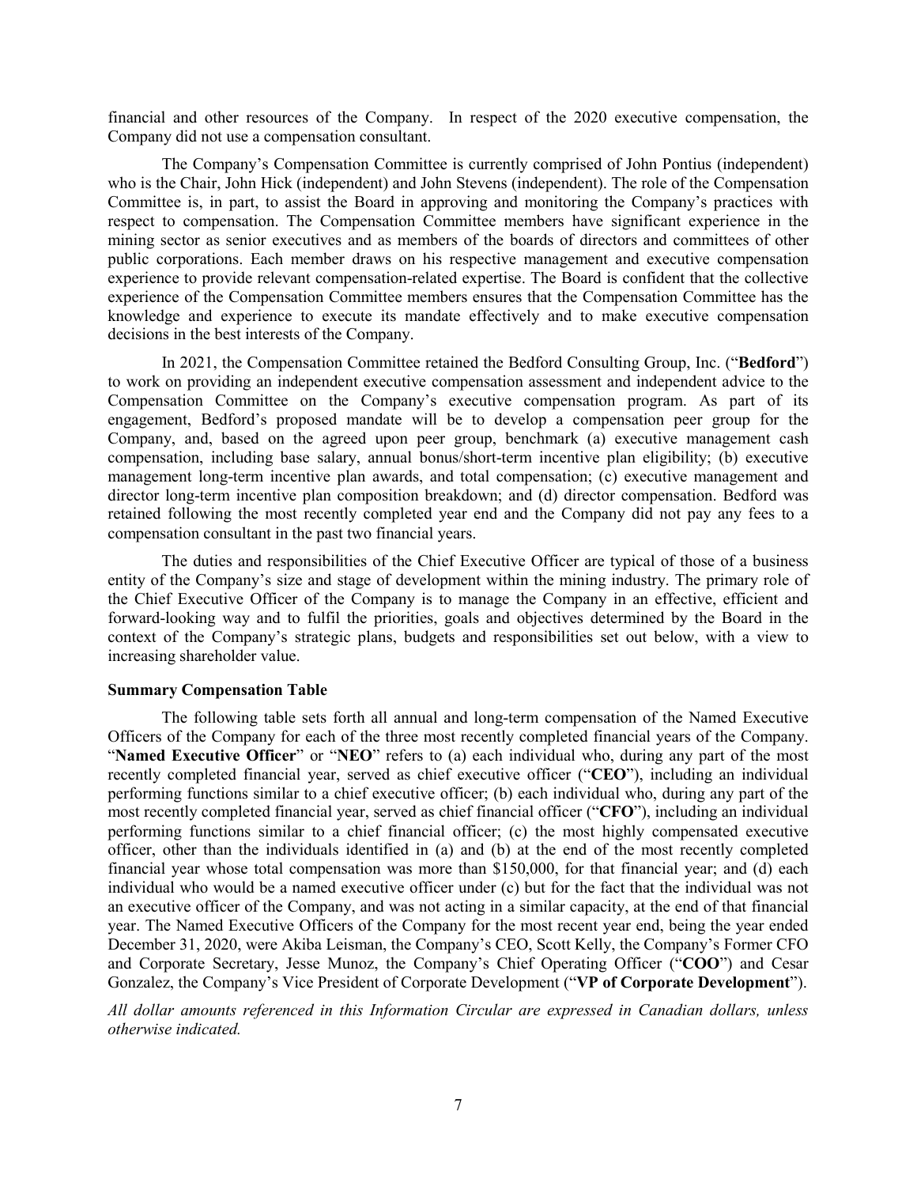financial and other resources of the Company. In respect of the 2020 executive compensation, the Company did not use a compensation consultant.

The Company's Compensation Committee is currently comprised of John Pontius (independent) who is the Chair, John Hick (independent) and John Stevens (independent). The role of the Compensation Committee is, in part, to assist the Board in approving and monitoring the Company's practices with respect to compensation. The Compensation Committee members have significant experience in the mining sector as senior executives and as members of the boards of directors and committees of other public corporations. Each member draws on his respective management and executive compensation experience to provide relevant compensation-related expertise. The Board is confident that the collective experience of the Compensation Committee members ensures that the Compensation Committee has the knowledge and experience to execute its mandate effectively and to make executive compensation decisions in the best interests of the Company.

In 2021, the Compensation Committee retained the Bedford Consulting Group, Inc. ("**Bedford**") to work on providing an independent executive compensation assessment and independent advice to the Compensation Committee on the Company's executive compensation program. As part of its engagement, Bedford's proposed mandate will be to develop a compensation peer group for the Company, and, based on the agreed upon peer group, benchmark (a) executive management cash compensation, including base salary, annual bonus/short-term incentive plan eligibility; (b) executive management long-term incentive plan awards, and total compensation; (c) executive management and director long-term incentive plan composition breakdown; and (d) director compensation. Bedford was retained following the most recently completed year end and the Company did not pay any fees to a compensation consultant in the past two financial years.

The duties and responsibilities of the Chief Executive Officer are typical of those of a business entity of the Company's size and stage of development within the mining industry. The primary role of the Chief Executive Officer of the Company is to manage the Company in an effective, efficient and forward-looking way and to fulfil the priorities, goals and objectives determined by the Board in the context of the Company's strategic plans, budgets and responsibilities set out below, with a view to increasing shareholder value.

**Summary Compensation Table**

The following table sets forth all annual and long-term compensation of the Named Executive Officers of the Company for each of the three most recently completed financial years of the Company. "**Named Executive Officer**" or "**NEO**" refers to (a) each individual who, during any part of the most recently completed financial year, served as chief executive officer ("**CEO**"), including an individual performing functions similar to a chief executive officer; (b) each individual who, during any part of the most recently completed financial year, served as chief financial officer ("**CFO**"), including an individual performing functions similar to a chief financial officer; (c) the most highly compensated executive officer, other than the individuals identified in (a) and (b) at the end of the most recently completed financial year whose total compensation was more than $150,000, for that financial year; and (d) each individual who would be a named executive officer under (c) but for the fact that the individual was not an executive officer of the Company, and was not acting in a similar capacity, at the end of that financial year. The Named Executive Officers of the Company for the most recent year end, being the year ended December 31, 2020, were Akiba Leisman, the Company's CEO, Scott Kelly, the Company's Former CFO and Corporate Secretary, Jesse Munoz, the Company's Chief Operating Officer ("**COO**") and Cesar Gonzalez, the Company's Vice President of Corporate Development ("**VP of Corporate Development**").

*All dollar amounts referenced in this Information Circular are expressed in Canadian dollars, unless otherwise indicated.*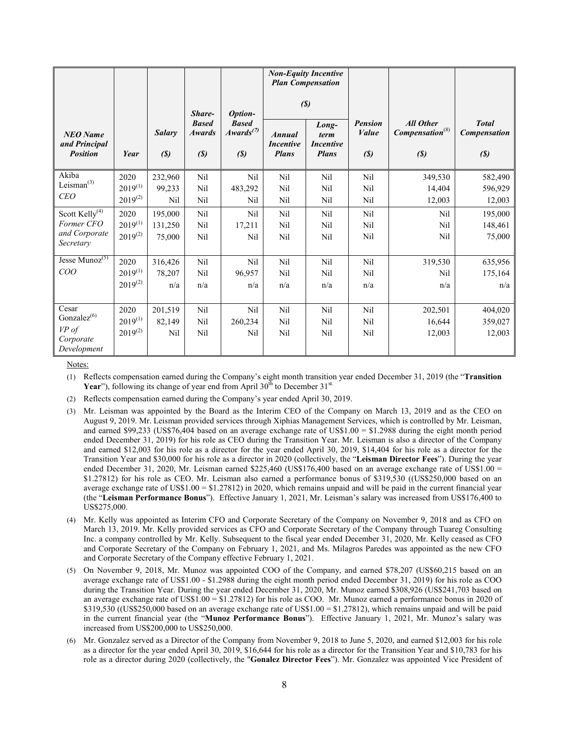| NEO Name and Principal Position | Year | Salary ($) | Share-Based Awards ($) | Option-Based Awards[7] ($) | Non-Equity Incentive Plan Compensation ($) | | Pension Value ($) | All Other Compensation[8] ($) | Total Compensation ($) |
|---|---|---|---|---|---|---|---|---|---|
| | | | | | Annual Incentive Plans | Long-term Incentive Plans | | | |
| Akiba Leisman[3] *CEO* | 2020 | 232,960 | Nil | Nil | Nil | Nil | Nil | 349,530 | 582,490 |
| | 2019[1] | 99,233 | Nil | 483,292 | Nil | Nil | Nil | 14,404 | 596,929 |
| | 2019[2] | Nil | Nil | Nil | Nil | Nil | Nil | 12,003 | 12,003 |
| Scott Kelly[4] *Former CFO and Corporate Secretary* | 2020 | 195,000 | Nil | Nil | Nil | Nil | Nil | Nil | 195,000 |
| | 2019[1] | 131,250 | Nil | 17,211 | Nil | Nil | Nil | Nil | 148,461 |
| | 2019[2] | 75,000 | Nil | Nil | Nil | Nil | Nil | Nil | 75,000 |
| Jesse Munoz[5] *COO* | 2020 | 316,426 | Nil | Nil | Nil | Nil | Nil | 319,530 | 635,956 |
| | 2019[1] | 78,207 | Nil | 96,957 | Nil | Nil | Nil | Nil | 175,164 |
| | 2019[2] | n/a | n/a | n/a | n/a | n/a | n/a | n/a | n/a |
| Cesar Gonzalez[6] *VP of Corporate Development* | 2020 | 201,519 | Nil | Nil | Nil | Nil | Nil | 202,501 | 404,020 |
| | 2019[1] | 82,149 | Nil | 260,234 | Nil | Nil | Nil | 16,644 | 359,027 |
| | 2019[2] | Nil | Nil | Nil | Nil | Nil | Nil | 12,003 | 12,003 |

Notes:

(1) Reflects compensation earned during the Company's eight month transition year ended December 31, 2019 (the "**Transition Year**"), following its change of year end from April 30th to December 31st.

(2) Reflects compensation earned during the Company's year ended April 30, 2019.

(3) Mr. Leisman was appointed by the Board as the Interim CEO of the Company on March 13, 2019 and as the CEO on August 9, 2019. Mr. Leisman provided services through Xiphias Management Services, which is controlled by Mr. Leisman, and earned $99,233 (US$76,404 based on an average exchange rate of US$1.00 = $1.2988 during the eight month period ended December 31, 2019) for his role as CEO during the Transition Year. Mr. Leisman is also a director of the Company and earned $12,003 for his role as a director for the year ended April 30, 2019, $14,404 for his role as a director for the Transition Year and $30,000 for his role as a director in 2020 (collectively, the "**Leisman Director Fees**"). During the year ended December 31, 2020, Mr. Leisman earned $225,460 (US$176,400 based on an average exchange rate of US$1.00 = $1.27812) for his role as CEO. Mr. Leisman also earned a performance bonus of $319,530 ((US$250,000 based on an average exchange rate of US$1.00 = $1.27812) in 2020, which remains unpaid and will be paid in the current financial year (the "**Leisman Performance Bonus**"). Effective January 1, 2021, Mr. Leisman's salary was increased from US$176,400 to US$275,000.

(4) Mr. Kelly was appointed as Interim CFO and Corporate Secretary of the Company on November 9, 2018 and as CFO on March 13, 2019. Mr. Kelly provided services as CFO and Corporate Secretary of the Company through Tuareg Consulting Inc. a company controlled by Mr. Kelly. Subsequent to the fiscal year ended December 31, 2020, Mr. Kelly ceased as CFO and Corporate Secretary of the Company on February 1, 2021, and Ms. Milagros Paredes was appointed as the new CFO and Corporate Secretary of the Company effective February 1, 2021.

(5) On November 9, 2018, Mr. Munoz was appointed COO of the Company, and earned $78,207 (US$60,215 based on an average exchange rate of US$1.00 - $1.2988 during the eight month period ended December 31, 2019) for his role as COO during the Transition Year. During the year ended December 31, 2020, Mr. Munoz earned $308,926 (US$241,703 based on an average exchange rate of US$1.00 = $1.27812) for his role as COO. Mr. Munoz earned a performance bonus in 2020 of $319,530 ((US$250,000 based on an average exchange rate of US$1.00 = $1.27812), which remains unpaid and will be paid in the current financial year (the "**Munoz Performance Bonus**"). Effective January 1, 2021, Mr. Munoz's salary was increased from US$200,000 to US$250,000.

(6) Mr. Gonzalez served as a Director of the Company from November 9, 2018 to June 5, 2020, and earned $12,003 for his role as a director for the year ended April 30, 2019, $16,644 for his role as a director for the Transition Year and $10,783 for his role as a director during 2020 (collectively, the "**Gonalez Director Fees**"). Mr. Gonzalez was appointed Vice President of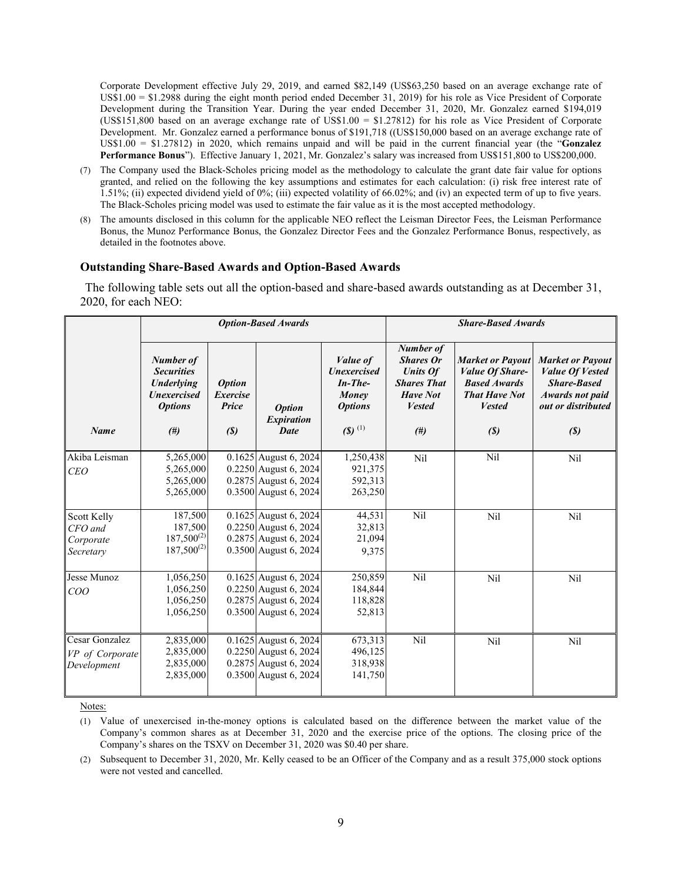Corporate Development effective July 29, 2019, and earned $82,149 (US$63,250 based on an average exchange rate of US$1.00 = $1.2988 during the eight month period ended December 31, 2019) for his role as Vice President of Corporate Development during the Transition Year. During the year ended December 31, 2020, Mr. Gonzalez earned $194,019 (US$151,800 based on an average exchange rate of US$1.00 = $1.27812) for his role as Vice President of Corporate Development. Mr. Gonzalez earned a performance bonus of $191,718 ((US$150,000 based on an average exchange rate of US$1.00 = $1.27812) in 2020, which remains unpaid and will be paid in the current financial year (the "**Gonzalez Performance Bonus**"). Effective January 1, 2021, Mr. Gonzalez's salary was increased from US$151,800 to US$200,000.

(7) The Company used the Black-Scholes pricing model as the methodology to calculate the grant date fair value for options granted, and relied on the following the key assumptions and estimates for each calculation: (i) risk free interest rate of 1.51%; (ii) expected dividend yield of 0%; (iii) expected volatility of 66.02%; and (iv) an expected term of up to five years. The Black-Scholes pricing model was used to estimate the fair value as it is the most accepted methodology.

(8) The amounts disclosed in this column for the applicable NEO reflect the Leisman Director Fees, the Leisman Performance Bonus, the Munoz Performance Bonus, the Gonzalez Director Fees and the Gonzalez Performance Bonus, respectively, as detailed in the footnotes above.

### Outstanding Share-Based Awards and Option-Based Awards

The following table sets out all the option-based and share-based awards outstanding as at December 31, 2020, for each NEO:

| | ***Option-Based Awards*** | | | | ***Share-Based Awards*** | | |
|---|---|---|---|---|---|---|---|
| ***Name*** | ***Number of Securities Underlying Unexercised Options (#)*** | ***Option Exercise Price ($)*** | ***Option Expiration Date*** | ***Value of Unexercised In-The-Money Options ($)*** [(1)] | ***Number of Shares Or Units Of Shares That Have Not Vested (#)*** | ***Market or Payout Value Of Share-Based Awards That Have Not Vested ($)*** | ***Market or Payout Value Of Vested Share-Based Awards not paid out or distributed ($)*** |
| Akiba Leisman<br>*CEO* | 5,265,000<br>5,265,000<br>5,265,000<br>5,265,000 | 0.1625<br>0.2250<br>0.2875<br>0.3500 | August 6, 2024<br>August 6, 2024<br>August 6, 2024<br>August 6, 2024 | 1,250,438<br>921,375<br>592,313<br>263,250 | Nil | Nil | Nil |
| Scott Kelly<br>*CFO and Corporate Secretary* | 187,500<br>187,500<br>187,500[(2)]<br>187,500[(2)] | 0.1625<br>0.2250<br>0.2875<br>0.3500 | August 6, 2024<br>August 6, 2024<br>August 6, 2024<br>August 6, 2024 | 44,531<br>32,813<br>21,094<br>9,375 | Nil | Nil | Nil |
| Jesse Munoz<br>*COO* | 1,056,250<br>1,056,250<br>1,056,250<br>1,056,250 | 0.1625<br>0.2250<br>0.2875<br>0.3500 | August 6, 2024<br>August 6, 2024<br>August 6, 2024<br>August 6, 2024 | 250,859<br>184,844<br>118,828<br>52,813 | Nil | Nil | Nil |
| Cesar Gonzalez<br>*VP of Corporate Development* | 2,835,000<br>2,835,000<br>2,835,000<br>2,835,000 | 0.1625<br>0.2250<br>0.2875<br>0.3500 | August 6, 2024<br>August 6, 2024<br>August 6, 2024<br>August 6, 2024 | 673,313<br>496,125<br>318,938<br>141,750 | Nil | Nil | Nil |

Notes:

(1) Value of unexercised in-the-money options is calculated based on the difference between the market value of the Company's common shares as at December 31, 2020 and the exercise price of the options. The closing price of the Company's shares on the TSXV on December 31, 2020 was $0.40 per share.

(2) Subsequent to December 31, 2020, Mr. Kelly ceased to be an Officer of the Company and as a result 375,000 stock options were not vested and cancelled.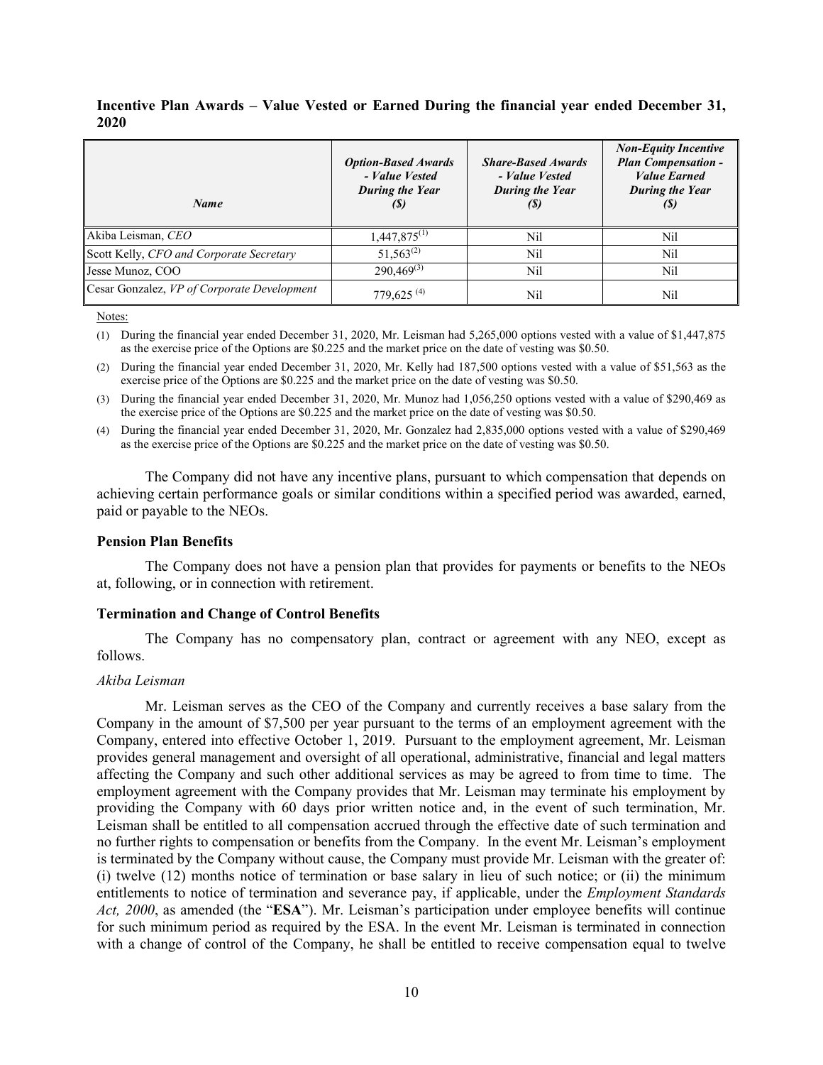### Incentive Plan Awards – Value Vested or Earned During the financial year ended December 31, 2020

| *Name* | *Option-Based Awards - Value Vested During the Year ($)* | *Share-Based Awards - Value Vested During the Year ($)* | *Non-Equity Incentive Plan Compensation - Value Earned During the Year ($)* |
|---|---|---|---|
| Akiba Leisman, *CEO* | 1,447,875[(1)] | Nil | Nil |
| Scott Kelly, *CFO and Corporate Secretary* | 51,563[(2)] | Nil | Nil |
| Jesse Munoz, COO | 290,469[(3)] | Nil | Nil |
| Cesar Gonzalez, *VP of Corporate Development* | 779,625 [(4)] | Nil | Nil |

Notes:

(1) During the financial year ended December 31, 2020, Mr. Leisman had 5,265,000 options vested with a value of $1,447,875 as the exercise price of the Options are $0.225 and the market price on the date of vesting was $0.50.

(2) During the financial year ended December 31, 2020, Mr. Kelly had 187,500 options vested with a value of $51,563 as the exercise price of the Options are $0.225 and the market price on the date of vesting was $0.50.

(3) During the financial year ended December 31, 2020, Mr. Munoz had 1,056,250 options vested with a value of $290,469 as the exercise price of the Options are $0.225 and the market price on the date of vesting was $0.50.

(4) During the financial year ended December 31, 2020, Mr. Gonzalez had 2,835,000 options vested with a value of $290,469 as the exercise price of the Options are $0.225 and the market price on the date of vesting was $0.50.

The Company did not have any incentive plans, pursuant to which compensation that depends on achieving certain performance goals or similar conditions within a specified period was awarded, earned, paid or payable to the NEOs.

### Pension Plan Benefits

The Company does not have a pension plan that provides for payments or benefits to the NEOs at, following, or in connection with retirement.

### Termination and Change of Control Benefits

The Company has no compensatory plan, contract or agreement with any NEO, except as follows.

*Akiba Leisman*

Mr. Leisman serves as the CEO of the Company and currently receives a base salary from the Company in the amount of $7,500 per year pursuant to the terms of an employment agreement with the Company, entered into effective October 1, 2019. Pursuant to the employment agreement, Mr. Leisman provides general management and oversight of all operational, administrative, financial and legal matters affecting the Company and such other additional services as may be agreed to from time to time. The employment agreement with the Company provides that Mr. Leisman may terminate his employment by providing the Company with 60 days prior written notice and, in the event of such termination, Mr. Leisman shall be entitled to all compensation accrued through the effective date of such termination and no further rights to compensation or benefits from the Company. In the event Mr. Leisman's employment is terminated by the Company without cause, the Company must provide Mr. Leisman with the greater of: (i) twelve (12) months notice of termination or base salary in lieu of such notice; or (ii) the minimum entitlements to notice of termination and severance pay, if applicable, under the *Employment Standards Act, 2000*, as amended (the "**ESA**"). Mr. Leisman's participation under employee benefits will continue for such minimum period as required by the ESA. In the event Mr. Leisman is terminated in connection with a change of control of the Company, he shall be entitled to receive compensation equal to twelve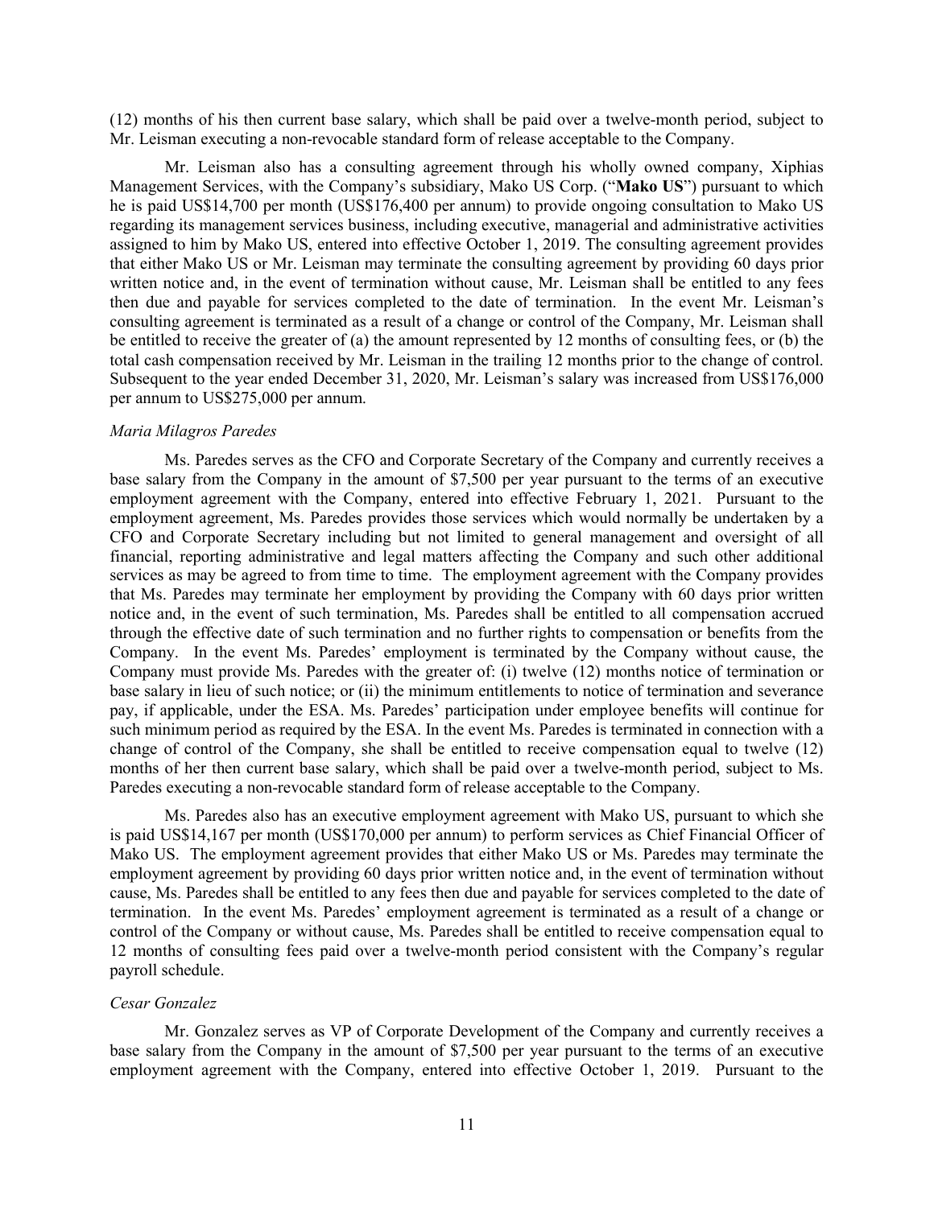(12) months of his then current base salary, which shall be paid over a twelve-month period, subject to Mr. Leisman executing a non-revocable standard form of release acceptable to the Company.

Mr. Leisman also has a consulting agreement through his wholly owned company, Xiphias Management Services, with the Company's subsidiary, Mako US Corp. ("**Mako US**") pursuant to which he is paid US$14,700 per month (US$176,400 per annum) to provide ongoing consultation to Mako US regarding its management services business, including executive, managerial and administrative activities assigned to him by Mako US, entered into effective October 1, 2019. The consulting agreement provides that either Mako US or Mr. Leisman may terminate the consulting agreement by providing 60 days prior written notice and, in the event of termination without cause, Mr. Leisman shall be entitled to any fees then due and payable for services completed to the date of termination. In the event Mr. Leisman's consulting agreement is terminated as a result of a change or control of the Company, Mr. Leisman shall be entitled to receive the greater of (a) the amount represented by 12 months of consulting fees, or (b) the total cash compensation received by Mr. Leisman in the trailing 12 months prior to the change of control. Subsequent to the year ended December 31, 2020, Mr. Leisman's salary was increased from US$176,000 per annum to US$275,000 per annum.

*Maria Milagros Paredes*

Ms. Paredes serves as the CFO and Corporate Secretary of the Company and currently receives a base salary from the Company in the amount of $7,500 per year pursuant to the terms of an executive employment agreement with the Company, entered into effective February 1, 2021. Pursuant to the employment agreement, Ms. Paredes provides those services which would normally be undertaken by a CFO and Corporate Secretary including but not limited to general management and oversight of all financial, reporting administrative and legal matters affecting the Company and such other additional services as may be agreed to from time to time. The employment agreement with the Company provides that Ms. Paredes may terminate her employment by providing the Company with 60 days prior written notice and, in the event of such termination, Ms. Paredes shall be entitled to all compensation accrued through the effective date of such termination and no further rights to compensation or benefits from the Company. In the event Ms. Paredes' employment is terminated by the Company without cause, the Company must provide Ms. Paredes with the greater of: (i) twelve (12) months notice of termination or base salary in lieu of such notice; or (ii) the minimum entitlements to notice of termination and severance pay, if applicable, under the ESA. Ms. Paredes' participation under employee benefits will continue for such minimum period as required by the ESA. In the event Ms. Paredes is terminated in connection with a change of control of the Company, she shall be entitled to receive compensation equal to twelve (12) months of her then current base salary, which shall be paid over a twelve-month period, subject to Ms. Paredes executing a non-revocable standard form of release acceptable to the Company.

Ms. Paredes also has an executive employment agreement with Mako US, pursuant to which she is paid US$14,167 per month (US$170,000 per annum) to perform services as Chief Financial Officer of Mako US. The employment agreement provides that either Mako US or Ms. Paredes may terminate the employment agreement by providing 60 days prior written notice and, in the event of termination without cause, Ms. Paredes shall be entitled to any fees then due and payable for services completed to the date of termination. In the event Ms. Paredes' employment agreement is terminated as a result of a change or control of the Company or without cause, Ms. Paredes shall be entitled to receive compensation equal to 12 months of consulting fees paid over a twelve-month period consistent with the Company's regular payroll schedule.

*Cesar Gonzalez*

Mr. Gonzalez serves as VP of Corporate Development of the Company and currently receives a base salary from the Company in the amount of $7,500 per year pursuant to the terms of an executive employment agreement with the Company, entered into effective October 1, 2019. Pursuant to the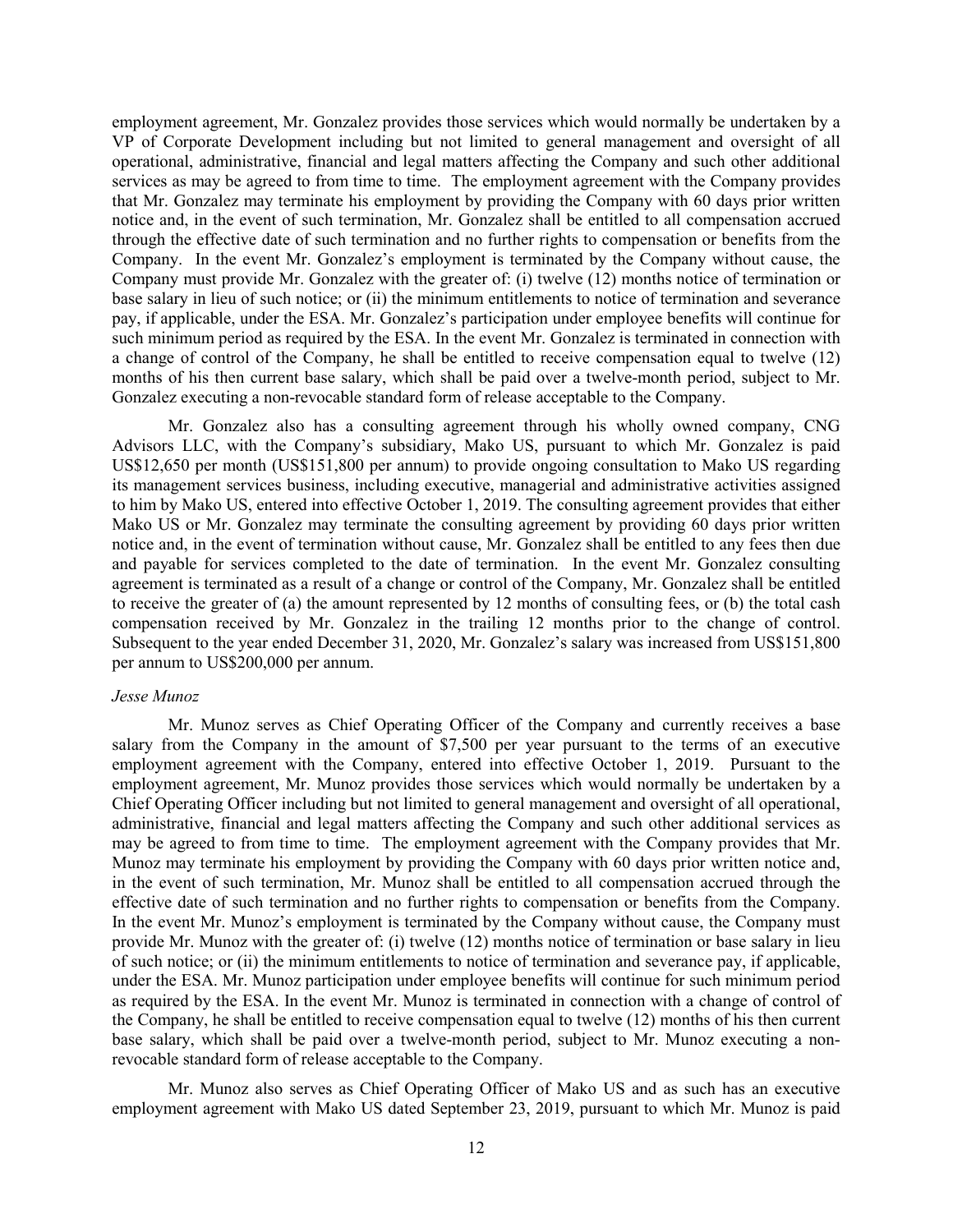employment agreement, Mr. Gonzalez provides those services which would normally be undertaken by a VP of Corporate Development including but not limited to general management and oversight of all operational, administrative, financial and legal matters affecting the Company and such other additional services as may be agreed to from time to time. The employment agreement with the Company provides that Mr. Gonzalez may terminate his employment by providing the Company with 60 days prior written notice and, in the event of such termination, Mr. Gonzalez shall be entitled to all compensation accrued through the effective date of such termination and no further rights to compensation or benefits from the Company. In the event Mr. Gonzalez's employment is terminated by the Company without cause, the Company must provide Mr. Gonzalez with the greater of: (i) twelve (12) months notice of termination or base salary in lieu of such notice; or (ii) the minimum entitlements to notice of termination and severance pay, if applicable, under the ESA. Mr. Gonzalez's participation under employee benefits will continue for such minimum period as required by the ESA. In the event Mr. Gonzalez is terminated in connection with a change of control of the Company, he shall be entitled to receive compensation equal to twelve (12) months of his then current base salary, which shall be paid over a twelve-month period, subject to Mr. Gonzalez executing a non-revocable standard form of release acceptable to the Company.

Mr. Gonzalez also has a consulting agreement through his wholly owned company, CNG Advisors LLC, with the Company's subsidiary, Mako US, pursuant to which Mr. Gonzalez is paid US$12,650 per month (US$151,800 per annum) to provide ongoing consultation to Mako US regarding its management services business, including executive, managerial and administrative activities assigned to him by Mako US, entered into effective October 1, 2019. The consulting agreement provides that either Mako US or Mr. Gonzalez may terminate the consulting agreement by providing 60 days prior written notice and, in the event of termination without cause, Mr. Gonzalez shall be entitled to any fees then due and payable for services completed to the date of termination. In the event Mr. Gonzalez consulting agreement is terminated as a result of a change or control of the Company, Mr. Gonzalez shall be entitled to receive the greater of (a) the amount represented by 12 months of consulting fees, or (b) the total cash compensation received by Mr. Gonzalez in the trailing 12 months prior to the change of control. Subsequent to the year ended December 31, 2020, Mr. Gonzalez's salary was increased from US$151,800 per annum to US$200,000 per annum.

*Jesse Munoz*

Mr. Munoz serves as Chief Operating Officer of the Company and currently receives a base salary from the Company in the amount of $7,500 per year pursuant to the terms of an executive employment agreement with the Company, entered into effective October 1, 2019. Pursuant to the employment agreement, Mr. Munoz provides those services which would normally be undertaken by a Chief Operating Officer including but not limited to general management and oversight of all operational, administrative, financial and legal matters affecting the Company and such other additional services as may be agreed to from time to time. The employment agreement with the Company provides that Mr. Munoz may terminate his employment by providing the Company with 60 days prior written notice and, in the event of such termination, Mr. Munoz shall be entitled to all compensation accrued through the effective date of such termination and no further rights to compensation or benefits from the Company. In the event Mr. Munoz's employment is terminated by the Company without cause, the Company must provide Mr. Munoz with the greater of: (i) twelve (12) months notice of termination or base salary in lieu of such notice; or (ii) the minimum entitlements to notice of termination and severance pay, if applicable, under the ESA. Mr. Munoz participation under employee benefits will continue for such minimum period as required by the ESA. In the event Mr. Munoz is terminated in connection with a change of control of the Company, he shall be entitled to receive compensation equal to twelve (12) months of his then current base salary, which shall be paid over a twelve-month period, subject to Mr. Munoz executing a non-revocable standard form of release acceptable to the Company.

Mr. Munoz also serves as Chief Operating Officer of Mako US and as such has an executive employment agreement with Mako US dated September 23, 2019, pursuant to which Mr. Munoz is paid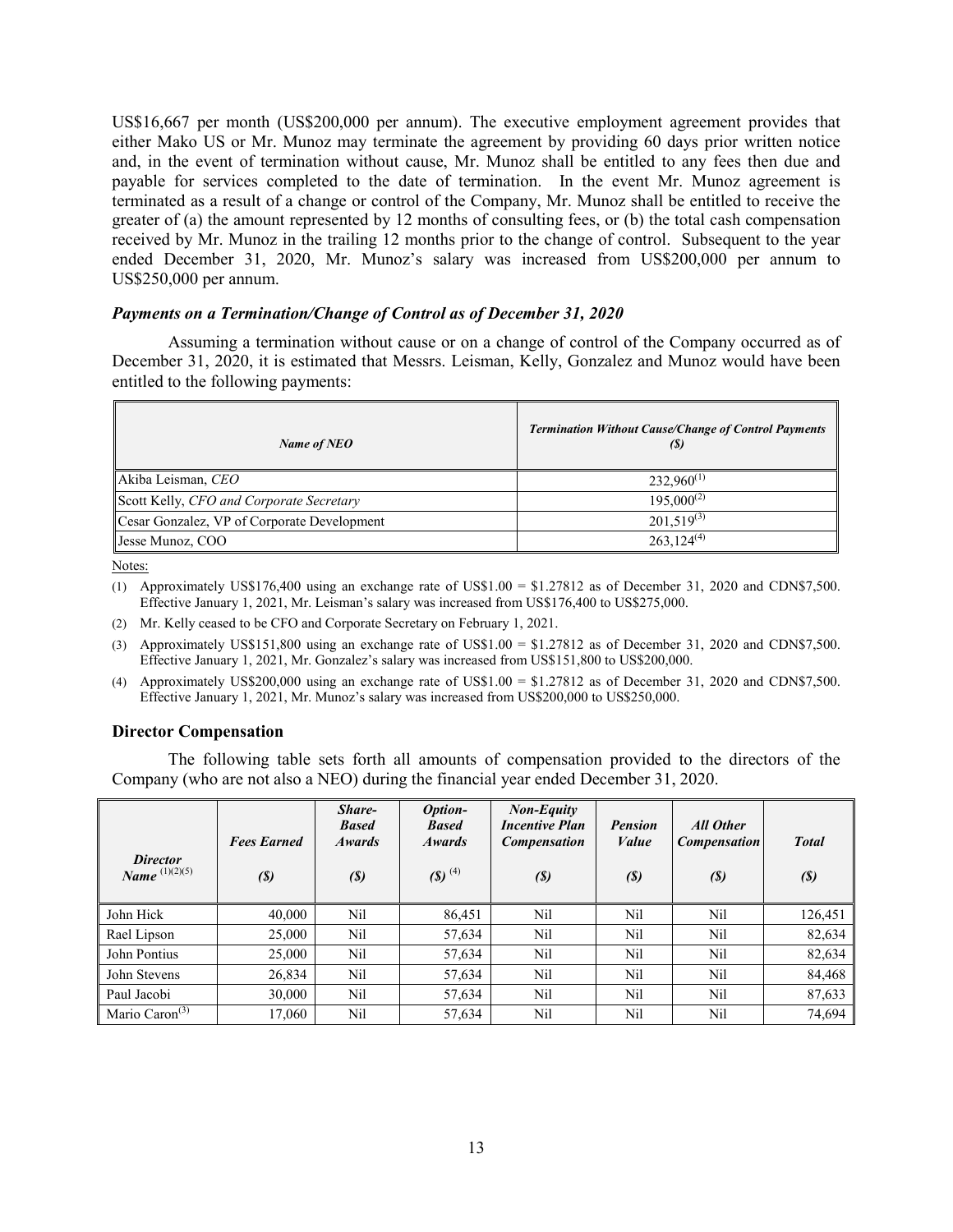US$16,667 per month (US$200,000 per annum). The executive employment agreement provides that either Mako US or Mr. Munoz may terminate the agreement by providing 60 days prior written notice and, in the event of termination without cause, Mr. Munoz shall be entitled to any fees then due and payable for services completed to the date of termination. In the event Mr. Munoz agreement is terminated as a result of a change or control of the Company, Mr. Munoz shall be entitled to receive the greater of (a) the amount represented by 12 months of consulting fees, or (b) the total cash compensation received by Mr. Munoz in the trailing 12 months prior to the change of control. Subsequent to the year ended December 31, 2020, Mr. Munoz's salary was increased from US$200,000 per annum to US$250,000 per annum.

### *Payments on a Termination/Change of Control as of December 31, 2020*

Assuming a termination without cause or on a change of control of the Company occurred as of December 31, 2020, it is estimated that Messrs. Leisman, Kelly, Gonzalez and Munoz would have been entitled to the following payments:

| *Name of NEO* | *Termination Without Cause/Change of Control Payments ($)* |
|---|---|
| Akiba Leisman, *CEO* | 232,960[(1)] |
| Scott Kelly, *CFO and Corporate Secretary* | 195,000[(2)] |
| Cesar Gonzalez, VP of Corporate Development | 201,519[(3)] |
| Jesse Munoz, COO | 263,124[(4)] |

Notes:

(1) Approximately US$176,400 using an exchange rate of US$1.00 = $1.27812 as of December 31, 2020 and CDN$7,500. Effective January 1, 2021, Mr. Leisman's salary was increased from US$176,400 to US$275,000.

(2) Mr. Kelly ceased to be CFO and Corporate Secretary on February 1, 2021.

(3) Approximately US$151,800 using an exchange rate of US$1.00 = $1.27812 as of December 31, 2020 and CDN$7,500. Effective January 1, 2021, Mr. Gonzalez's salary was increased from US$151,800 to US$200,000.

(4) Approximately US$200,000 using an exchange rate of US$1.00 = $1.27812 as of December 31, 2020 and CDN$7,500. Effective January 1, 2021, Mr. Munoz's salary was increased from US$200,000 to US$250,000.

### Director Compensation

The following table sets forth all amounts of compensation provided to the directors of the Company (who are not also a NEO) during the financial year ended December 31, 2020.

| *Director Name* [(1)(2)(5)] | *Fees Earned ($)* | *Share-Based Awards ($)* | *Option-Based Awards ($)* [(4)] | *Non-Equity Incentive Plan Compensation ($)* | *Pension Value ($)* | *All Other Compensation ($)* | *Total ($)* |
|---|---|---|---|---|---|---|---|
| John Hick | 40,000 | Nil | 86,451 | Nil | Nil | Nil | 126,451 |
| Rael Lipson | 25,000 | Nil | 57,634 | Nil | Nil | Nil | 82,634 |
| John Pontius | 25,000 | Nil | 57,634 | Nil | Nil | Nil | 82,634 |
| John Stevens | 26,834 | Nil | 57,634 | Nil | Nil | Nil | 84,468 |
| Paul Jacobi | 30,000 | Nil | 57,634 | Nil | Nil | Nil | 87,633 |
| Mario Caron[(3)] | 17,060 | Nil | 57,634 | Nil | Nil | Nil | 74,694 |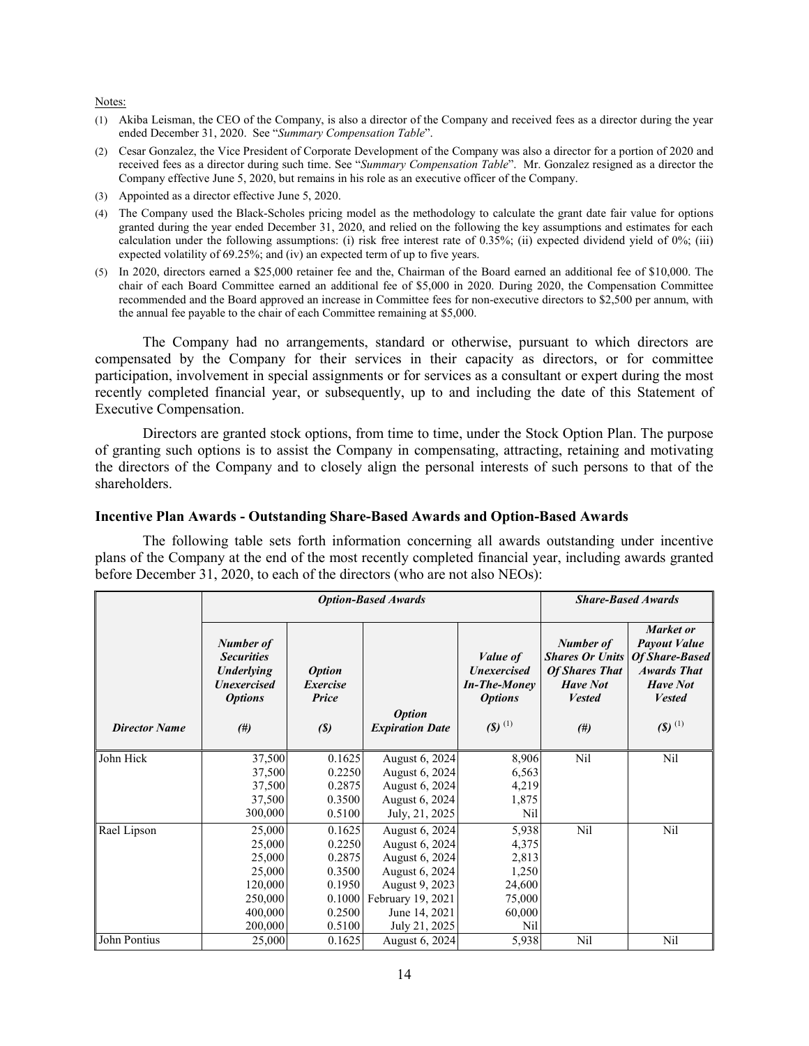Notes:

(1) Akiba Leisman, the CEO of the Company, is also a director of the Company and received fees as a director during the year ended December 31, 2020. See "*Summary Compensation Table*".

(2) Cesar Gonzalez, the Vice President of Corporate Development of the Company was also a director for a portion of 2020 and received fees as a director during such time. See "*Summary Compensation Table*". Mr. Gonzalez resigned as a director the Company effective June 5, 2020, but remains in his role as an executive officer of the Company.

(3) Appointed as a director effective June 5, 2020.

(4) The Company used the Black-Scholes pricing model as the methodology to calculate the grant date fair value for options granted during the year ended December 31, 2020, and relied on the following the key assumptions and estimates for each calculation under the following assumptions: (i) risk free interest rate of 0.35%; (ii) expected dividend yield of 0%; (iii) expected volatility of 69.25%; and (iv) an expected term of up to five years.

(5) In 2020, directors earned a $25,000 retainer fee and the, Chairman of the Board earned an additional fee of $10,000. The chair of each Board Committee earned an additional fee of $5,000 in 2020. During 2020, the Compensation Committee recommended and the Board approved an increase in Committee fees for non-executive directors to $2,500 per annum, with the annual fee payable to the chair of each Committee remaining at $5,000.

The Company had no arrangements, standard or otherwise, pursuant to which directors are compensated by the Company for their services in their capacity as directors, or for committee participation, involvement in special assignments or for services as a consultant or expert during the most recently completed financial year, or subsequently, up to and including the date of this Statement of Executive Compensation.

Directors are granted stock options, from time to time, under the Stock Option Plan. The purpose of granting such options is to assist the Company in compensating, attracting, retaining and motivating the directors of the Company and to closely align the personal interests of such persons to that of the shareholders.

### Incentive Plan Awards - Outstanding Share-Based Awards and Option-Based Awards

The following table sets forth information concerning all awards outstanding under incentive plans of the Company at the end of the most recently completed financial year, including awards granted before December 31, 2020, to each of the directors (who are not also NEOs):

| | ***Option-Based Awards*** | | | | ***Share-Based Awards*** | |
|---|---|---|---|---|---|---|
| ***Director Name*** | ***Number of Securities Underlying Unexercised Options (#)*** | ***Option Exercise Price ($)*** | ***Option Expiration Date*** | ***Value of Unexercised In-The-Money Options ($)*** [(1)] | ***Number of Shares Or Units Of Shares That Have Not Vested (#)*** | ***Market or Payout Value Of Share-Based Awards That Have Not Vested ($)*** [(1)] |
| John Hick | 37,500 | 0.1625 | August 6, 2024 | 8,906 | Nil | Nil |
| | 37,500 | 0.2250 | August 6, 2024 | 6,563 | | |
| | 37,500 | 0.2875 | August 6, 2024 | 4,219 | | |
| | 37,500 | 0.3500 | August 6, 2024 | 1,875 | | |
| | 300,000 | 0.5100 | July, 21, 2025 | Nil | | |
| Rael Lipson | 25,000 | 0.1625 | August 6, 2024 | 5,938 | Nil | Nil |
| | 25,000 | 0.2250 | August 6, 2024 | 4,375 | | |
| | 25,000 | 0.2875 | August 6, 2024 | 2,813 | | |
| | 25,000 | 0.3500 | August 6, 2024 | 1,250 | | |
| | 120,000 | 0.1950 | August 9, 2023 | 24,600 | | |
| | 250,000 | 0.1000 | February 19, 2021 | 75,000 | | |
| | 400,000 | 0.2500 | June 14, 2021 | 60,000 | | |
| | 200,000 | 0.5100 | July 21, 2025 | Nil | | |
| John Pontius | 25,000 | 0.1625 | August 6, 2024 | 5,938 | Nil | Nil |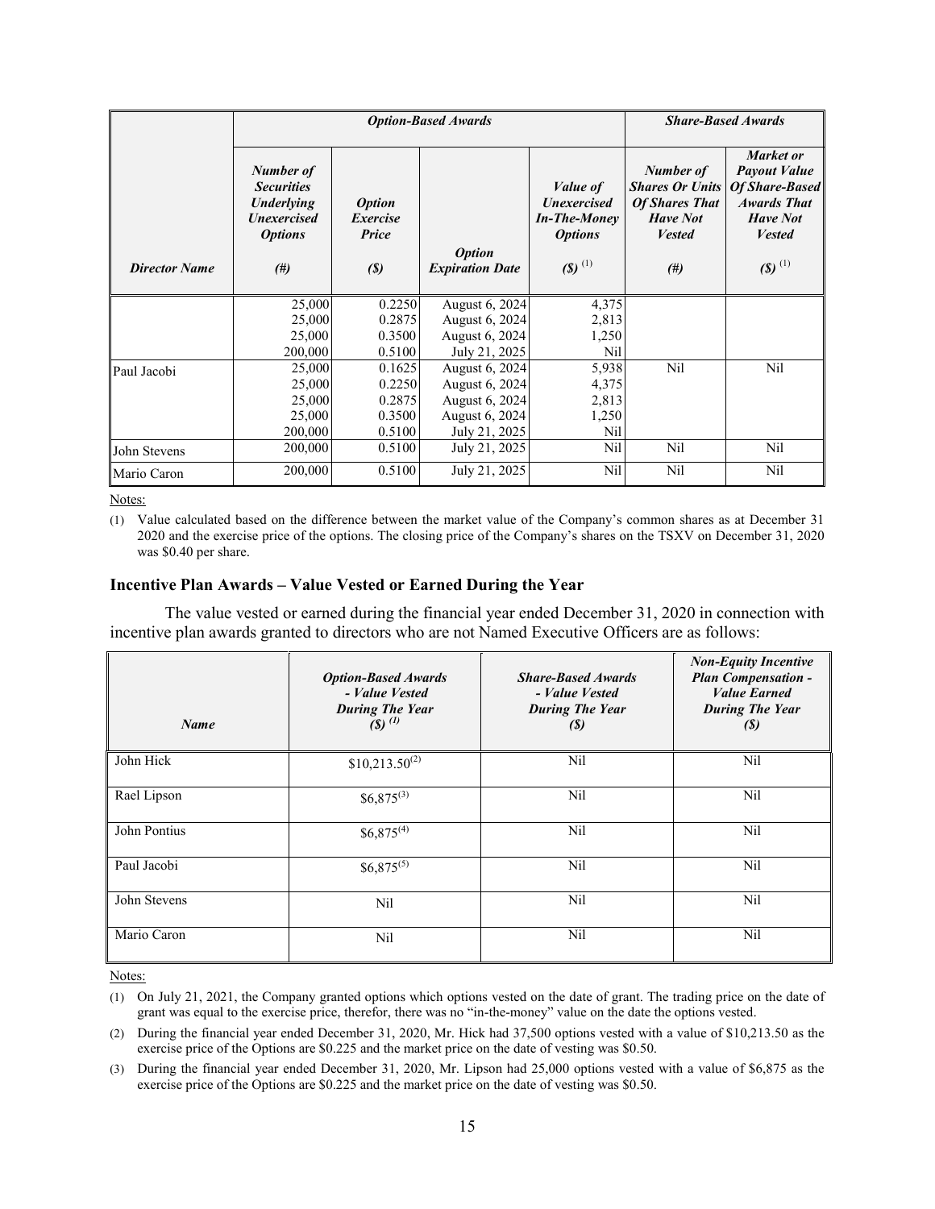| | *Option-Based Awards* | | | | *Share-Based Awards* | |
|---|---|---|---|---|---|---|
| ***Director Name*** | ***Number of Securities Underlying Unexercised Options*** ***(#)*** | ***Option Exercise Price*** ***($)*** | ***Option Expiration Date*** | ***Value of Unexercised In-The-Money Options*** ***($)*** [(1)] | ***Number of Shares Or Units Of Shares That Have Not Vested*** ***(#)*** | ***Market or Payout Value Of Share-Based Awards That Have Not Vested*** ***($)*** [(1)] |
| | 25,000 | 0.2250 | August 6, 2024 | 4,375 | | |
| | 25,000 | 0.2875 | August 6, 2024 | 2,813 | | |
| | 25,000 | 0.3500 | August 6, 2024 | 1,250 | | |
| | 200,000 | 0.5100 | July 21, 2025 | Nil | | |
| Paul Jacobi | 25,000 | 0.1625 | August 6, 2024 | 5,938 | Nil | Nil |
| | 25,000 | 0.2250 | August 6, 2024 | 4,375 | | |
| | 25,000 | 0.2875 | August 6, 2024 | 2,813 | | |
| | 25,000 | 0.3500 | August 6, 2024 | 1,250 | | |
| | 200,000 | 0.5100 | July 21, 2025 | Nil | | |
| John Stevens | 200,000 | 0.5100 | July 21, 2025 | Nil | Nil | Nil |
| Mario Caron | 200,000 | 0.5100 | July 21, 2025 | Nil | Nil | Nil |

Notes:

(1) Value calculated based on the difference between the market value of the Company's common shares as at December 31 2020 and the exercise price of the options. The closing price of the Company's shares on the TSXV on December 31, 2020 was $0.40 per share.

### Incentive Plan Awards – Value Vested or Earned During the Year

The value vested or earned during the financial year ended December 31, 2020 in connection with incentive plan awards granted to directors who are not Named Executive Officers are as follows:

| ***Name*** | ***Option-Based Awards - Value Vested During The Year ($)*** [(1)] | ***Share-Based Awards - Value Vested During The Year ($)*** | ***Non-Equity Incentive Plan Compensation - Value Earned During The Year ($)*** |
|---|---|---|---|
| John Hick | $10,213.50[(2)] | Nil | Nil |
| Rael Lipson | $6,875[(3)] | Nil | Nil |
| John Pontius | $6,875[(4)] | Nil | Nil |
| Paul Jacobi | $6,875[(5)] | Nil | Nil |
| John Stevens | Nil | Nil | Nil |
| Mario Caron | Nil | Nil | Nil |

Notes:

(1) On July 21, 2021, the Company granted options which options vested on the date of grant. The trading price on the date of grant was equal to the exercise price, therefor, there was no "in-the-money" value on the date the options vested.

(2) During the financial year ended December 31, 2020, Mr. Hick had 37,500 options vested with a value of $10,213.50 as the exercise price of the Options are $0.225 and the market price on the date of vesting was $0.50.

(3) During the financial year ended December 31, 2020, Mr. Lipson had 25,000 options vested with a value of $6,875 as the exercise price of the Options are $0.225 and the market price on the date of vesting was $0.50.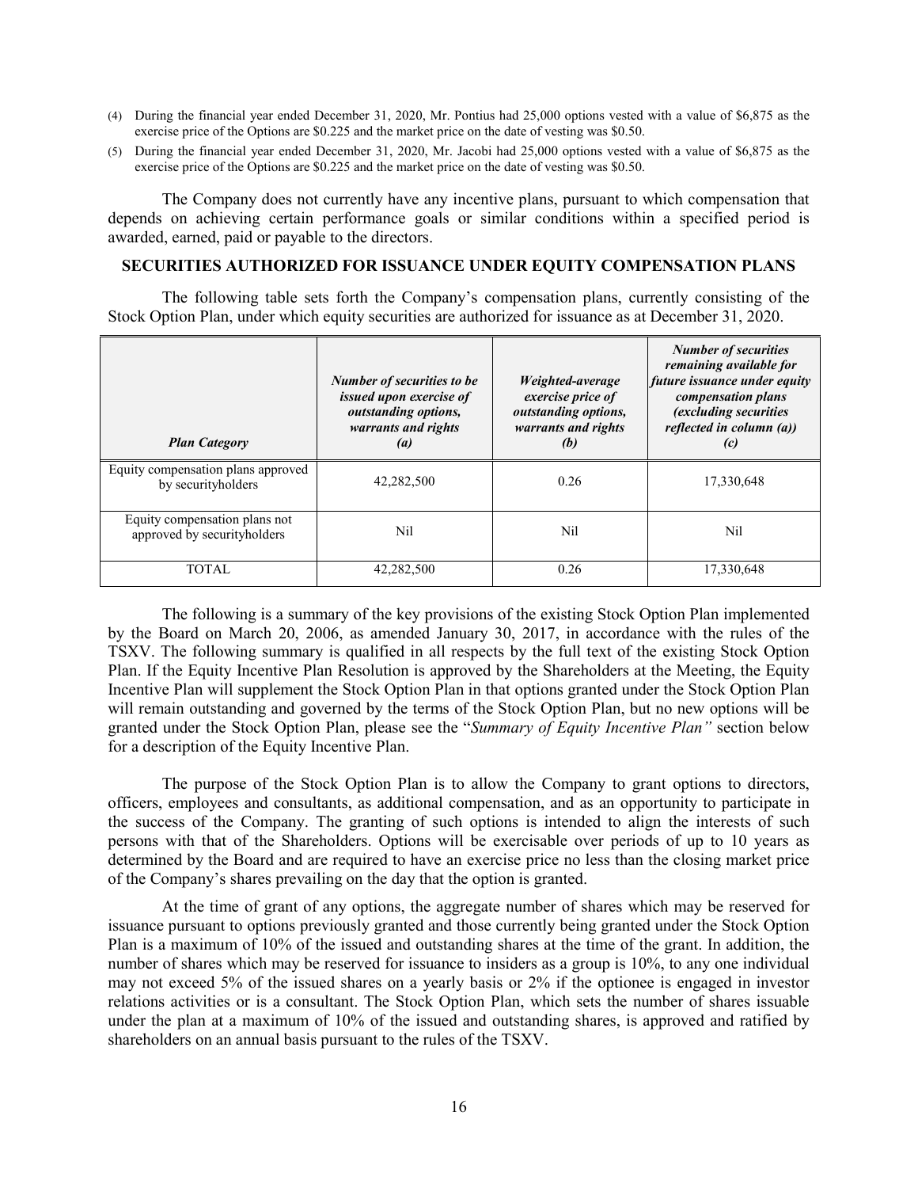(4) During the financial year ended December 31, 2020, Mr. Pontius had 25,000 options vested with a value of $6,875 as the exercise price of the Options are $0.225 and the market price on the date of vesting was $0.50.

(5) During the financial year ended December 31, 2020, Mr. Jacobi had 25,000 options vested with a value of $6,875 as the exercise price of the Options are $0.225 and the market price on the date of vesting was $0.50.

The Company does not currently have any incentive plans, pursuant to which compensation that depends on achieving certain performance goals or similar conditions within a specified period is awarded, earned, paid or payable to the directors.

### SECURITIES AUTHORIZED FOR ISSUANCE UNDER EQUITY COMPENSATION PLANS

The following table sets forth the Company's compensation plans, currently consisting of the Stock Option Plan, under which equity securities are authorized for issuance as at December 31, 2020.

| *Plan Category* | *Number of securities to be issued upon exercise of outstanding options, warrants and rights (a)* | *Weighted-average exercise price of outstanding options, warrants and rights (b)* | *Number of securities remaining available for future issuance under equity compensation plans (excluding securities reflected in column (a)) (c)* |
|---|---|---|---|
| Equity compensation plans approved by securityholders | 42,282,500 | 0.26 | 17,330,648 |
| Equity compensation plans not approved by securityholders | Nil | Nil | Nil |
| TOTAL | 42,282,500 | 0.26 | 17,330,648 |

The following is a summary of the key provisions of the existing Stock Option Plan implemented by the Board on March 20, 2006, as amended January 30, 2017, in accordance with the rules of the TSXV. The following summary is qualified in all respects by the full text of the existing Stock Option Plan. If the Equity Incentive Plan Resolution is approved by the Shareholders at the Meeting, the Equity Incentive Plan will supplement the Stock Option Plan in that options granted under the Stock Option Plan will remain outstanding and governed by the terms of the Stock Option Plan, but no new options will be granted under the Stock Option Plan, please see the "*Summary of Equity Incentive Plan"* section below for a description of the Equity Incentive Plan.

The purpose of the Stock Option Plan is to allow the Company to grant options to directors, officers, employees and consultants, as additional compensation, and as an opportunity to participate in the success of the Company. The granting of such options is intended to align the interests of such persons with that of the Shareholders. Options will be exercisable over periods of up to 10 years as determined by the Board and are required to have an exercise price no less than the closing market price of the Company's shares prevailing on the day that the option is granted.

At the time of grant of any options, the aggregate number of shares which may be reserved for issuance pursuant to options previously granted and those currently being granted under the Stock Option Plan is a maximum of 10% of the issued and outstanding shares at the time of the grant. In addition, the number of shares which may be reserved for issuance to insiders as a group is 10%, to any one individual may not exceed 5% of the issued shares on a yearly basis or 2% if the optionee is engaged in investor relations activities or is a consultant. The Stock Option Plan, which sets the number of shares issuable under the plan at a maximum of 10% of the issued and outstanding shares, is approved and ratified by shareholders on an annual basis pursuant to the rules of the TSXV.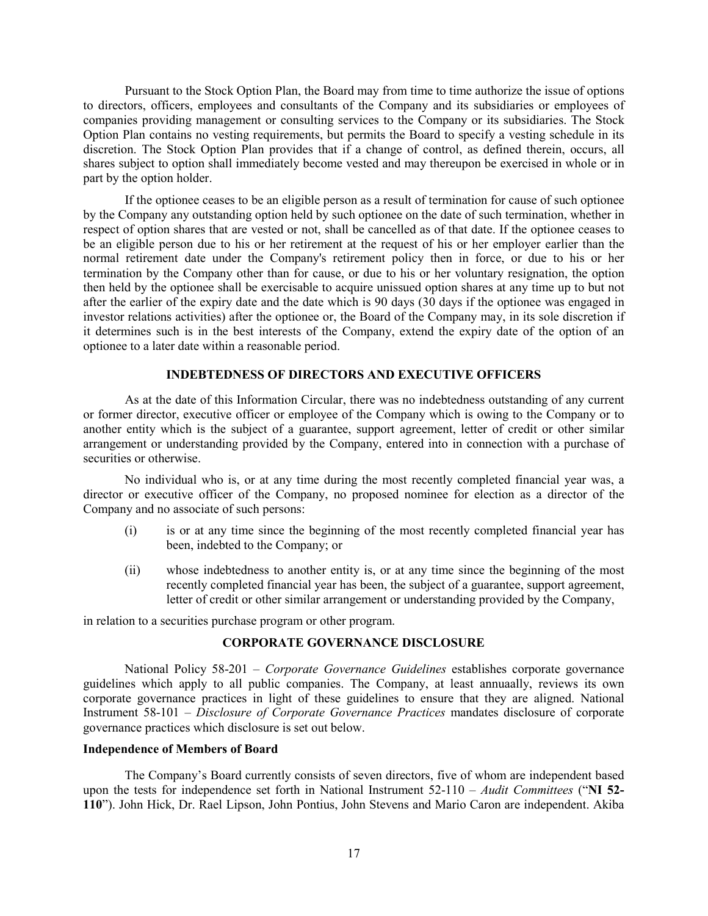Pursuant to the Stock Option Plan, the Board may from time to time authorize the issue of options to directors, officers, employees and consultants of the Company and its subsidiaries or employees of companies providing management or consulting services to the Company or its subsidiaries. The Stock Option Plan contains no vesting requirements, but permits the Board to specify a vesting schedule in its discretion. The Stock Option Plan provides that if a change of control, as defined therein, occurs, all shares subject to option shall immediately become vested and may thereupon be exercised in whole or in part by the option holder.

If the optionee ceases to be an eligible person as a result of termination for cause of such optionee by the Company any outstanding option held by such optionee on the date of such termination, whether in respect of option shares that are vested or not, shall be cancelled as of that date. If the optionee ceases to be an eligible person due to his or her retirement at the request of his or her employer earlier than the normal retirement date under the Company's retirement policy then in force, or due to his or her termination by the Company other than for cause, or due to his or her voluntary resignation, the option then held by the optionee shall be exercisable to acquire unissued option shares at any time up to but not after the earlier of the expiry date and the date which is 90 days (30 days if the optionee was engaged in investor relations activities) after the optionee or, the Board of the Company may, in its sole discretion if it determines such is in the best interests of the Company, extend the expiry date of the option of an optionee to a later date within a reasonable period.

## INDEBTEDNESS OF DIRECTORS AND EXECUTIVE OFFICERS

As at the date of this Information Circular, there was no indebtedness outstanding of any current or former director, executive officer or employee of the Company which is owing to the Company or to another entity which is the subject of a guarantee, support agreement, letter of credit or other similar arrangement or understanding provided by the Company, entered into in connection with a purchase of securities or otherwise.

No individual who is, or at any time during the most recently completed financial year was, a director or executive officer of the Company, no proposed nominee for election as a director of the Company and no associate of such persons:

(i) is or at any time since the beginning of the most recently completed financial year has been, indebted to the Company; or

(ii) whose indebtedness to another entity is, or at any time since the beginning of the most recently completed financial year has been, the subject of a guarantee, support agreement, letter of credit or other similar arrangement or understanding provided by the Company,

in relation to a securities purchase program or other program.

## CORPORATE GOVERNANCE DISCLOSURE

National Policy 58-201 – *Corporate Governance Guidelines* establishes corporate governance guidelines which apply to all public companies. The Company, at least annuaally, reviews its own corporate governance practices in light of these guidelines to ensure that they are aligned. National Instrument 58-101 – *Disclosure of Corporate Governance Practices* mandates disclosure of corporate governance practices which disclosure is set out below.

### Independence of Members of Board

The Company's Board currently consists of seven directors, five of whom are independent based upon the tests for independence set forth in National Instrument 52-110 – *Audit Committees* ("**NI 52-110**"). John Hick, Dr. Rael Lipson, John Pontius, John Stevens and Mario Caron are independent. Akiba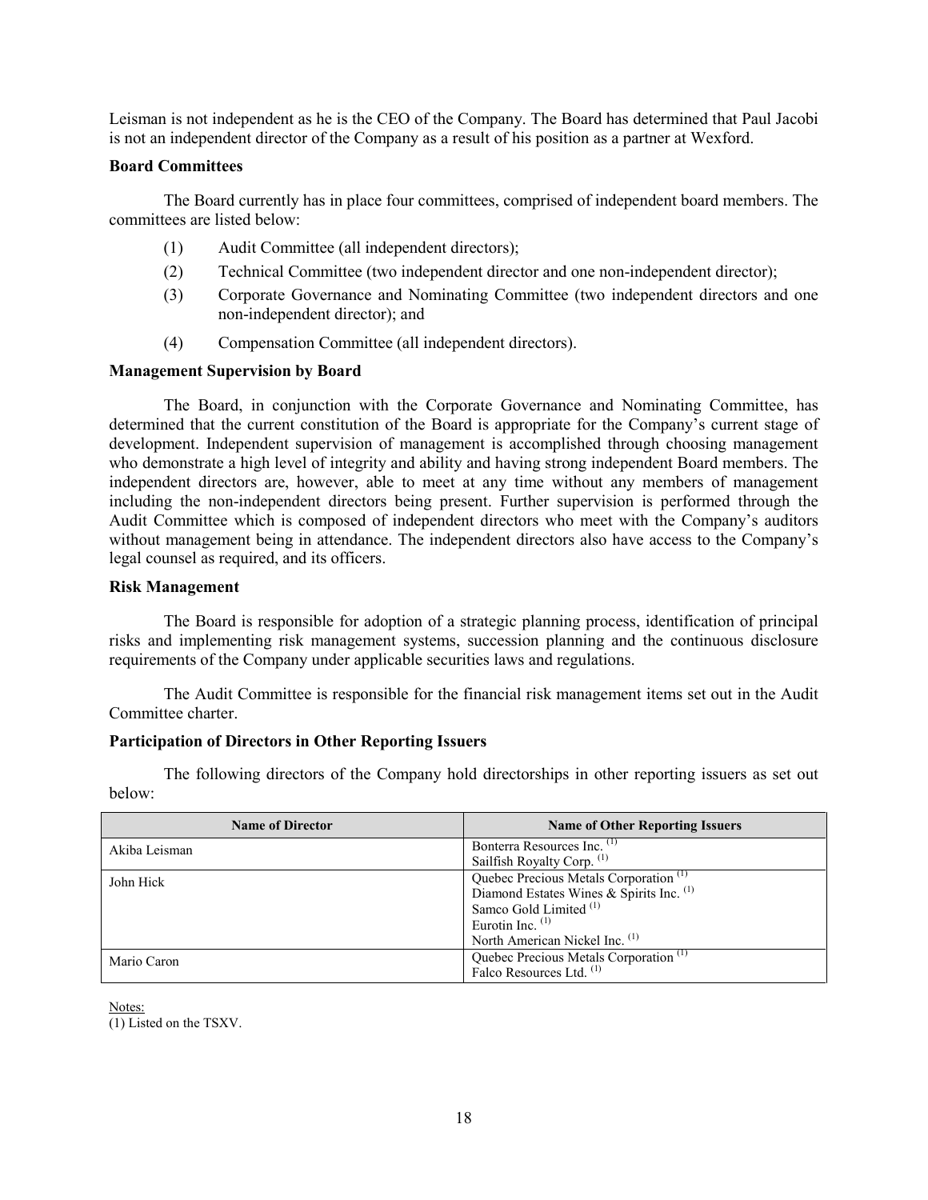Leisman is not independent as he is the CEO of the Company. The Board has determined that Paul Jacobi is not an independent director of the Company as a result of his position as a partner at Wexford.

**Board Committees**

The Board currently has in place four committees, comprised of independent board members. The committees are listed below:

(1) Audit Committee (all independent directors);

(2) Technical Committee (two independent director and one non-independent director);

(3) Corporate Governance and Nominating Committee (two independent directors and one non-independent director); and

(4) Compensation Committee (all independent directors).

**Management Supervision by Board**

The Board, in conjunction with the Corporate Governance and Nominating Committee, has determined that the current constitution of the Board is appropriate for the Company's current stage of development. Independent supervision of management is accomplished through choosing management who demonstrate a high level of integrity and ability and having strong independent Board members. The independent directors are, however, able to meet at any time without any members of management including the non-independent directors being present. Further supervision is performed through the Audit Committee which is composed of independent directors who meet with the Company's auditors without management being in attendance. The independent directors also have access to the Company's legal counsel as required, and its officers.

**Risk Management**

The Board is responsible for adoption of a strategic planning process, identification of principal risks and implementing risk management systems, succession planning and the continuous disclosure requirements of the Company under applicable securities laws and regulations.

The Audit Committee is responsible for the financial risk management items set out in the Audit Committee charter.

**Participation of Directors in Other Reporting Issuers**

The following directors of the Company hold directorships in other reporting issuers as set out below:

| Name of Director | Name of Other Reporting Issuers |
|---|---|
| Akiba Leisman | Bonterra Resources Inc. (1)<br>Sailfish Royalty Corp. (1) |
| John Hick | Quebec Precious Metals Corporation (1)<br>Diamond Estates Wines & Spirits Inc. (1)<br>Samco Gold Limited (1)<br>Eurotin Inc. (1)<br>North American Nickel Inc. (1) |
| Mario Caron | Quebec Precious Metals Corporation (1)<br>Falco Resources Ltd. (1) |

Notes:
(1) Listed on the TSXV.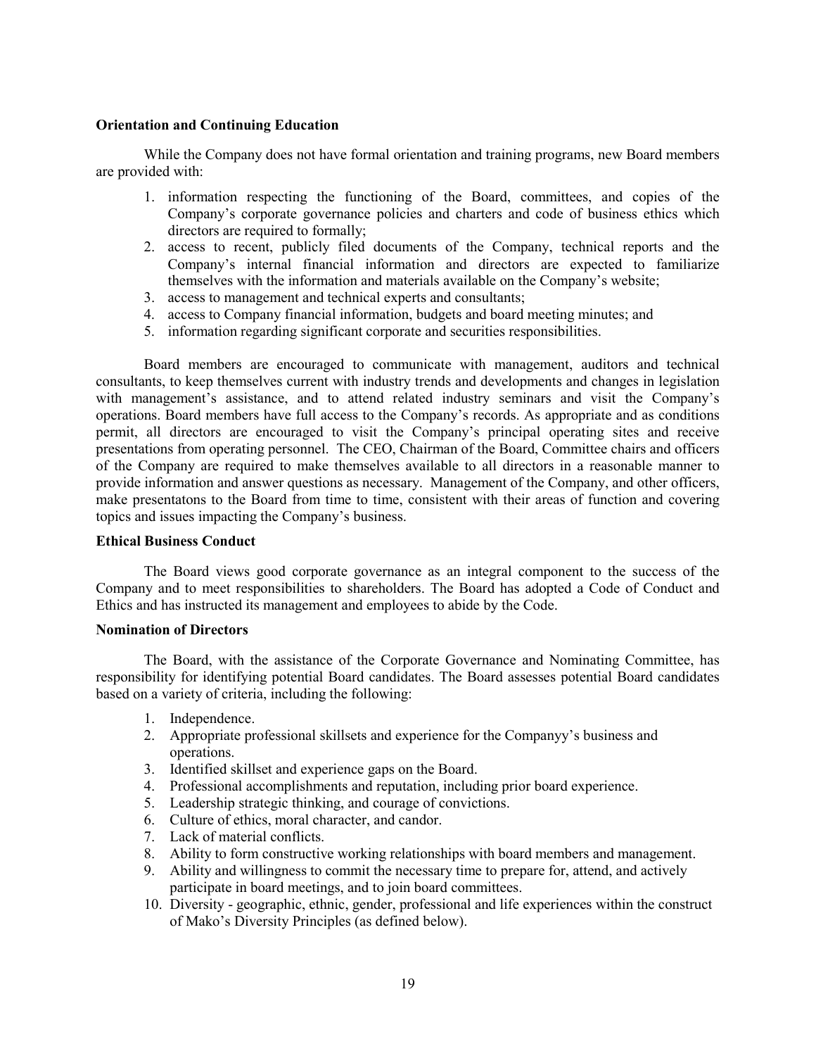**Orientation and Continuing Education**

While the Company does not have formal orientation and training programs, new Board members are provided with:

1. information respecting the functioning of the Board, committees, and copies of the Company's corporate governance policies and charters and code of business ethics which directors are required to formally;
2. access to recent, publicly filed documents of the Company, technical reports and the Company's internal financial information and directors are expected to familiarize themselves with the information and materials available on the Company's website;
3. access to management and technical experts and consultants;
4. access to Company financial information, budgets and board meeting minutes; and
5. information regarding significant corporate and securities responsibilities.

Board members are encouraged to communicate with management, auditors and technical consultants, to keep themselves current with industry trends and developments and changes in legislation with management's assistance, and to attend related industry seminars and visit the Company's operations. Board members have full access to the Company's records. As appropriate and as conditions permit, all directors are encouraged to visit the Company's principal operating sites and receive presentations from operating personnel. The CEO, Chairman of the Board, Committee chairs and officers of the Company are required to make themselves available to all directors in a reasonable manner to provide information and answer questions as necessary. Management of the Company, and other officers, make presentatons to the Board from time to time, consistent with their areas of function and covering topics and issues impacting the Company's business.

**Ethical Business Conduct**

The Board views good corporate governance as an integral component to the success of the Company and to meet responsibilities to shareholders. The Board has adopted a Code of Conduct and Ethics and has instructed its management and employees to abide by the Code.

**Nomination of Directors**

The Board, with the assistance of the Corporate Governance and Nominating Committee, has responsibility for identifying potential Board candidates. The Board assesses potential Board candidates based on a variety of criteria, including the following:

1. Independence.
2. Appropriate professional skillsets and experience for the Companyy's business and operations.
3. Identified skillset and experience gaps on the Board.
4. Professional accomplishments and reputation, including prior board experience.
5. Leadership strategic thinking, and courage of convictions.
6. Culture of ethics, moral character, and candor.
7. Lack of material conflicts.
8. Ability to form constructive working relationships with board members and management.
9. Ability and willingness to commit the necessary time to prepare for, attend, and actively participate in board meetings, and to join board committees.
10. Diversity - geographic, ethnic, gender, professional and life experiences within the construct of Mako's Diversity Principles (as defined below).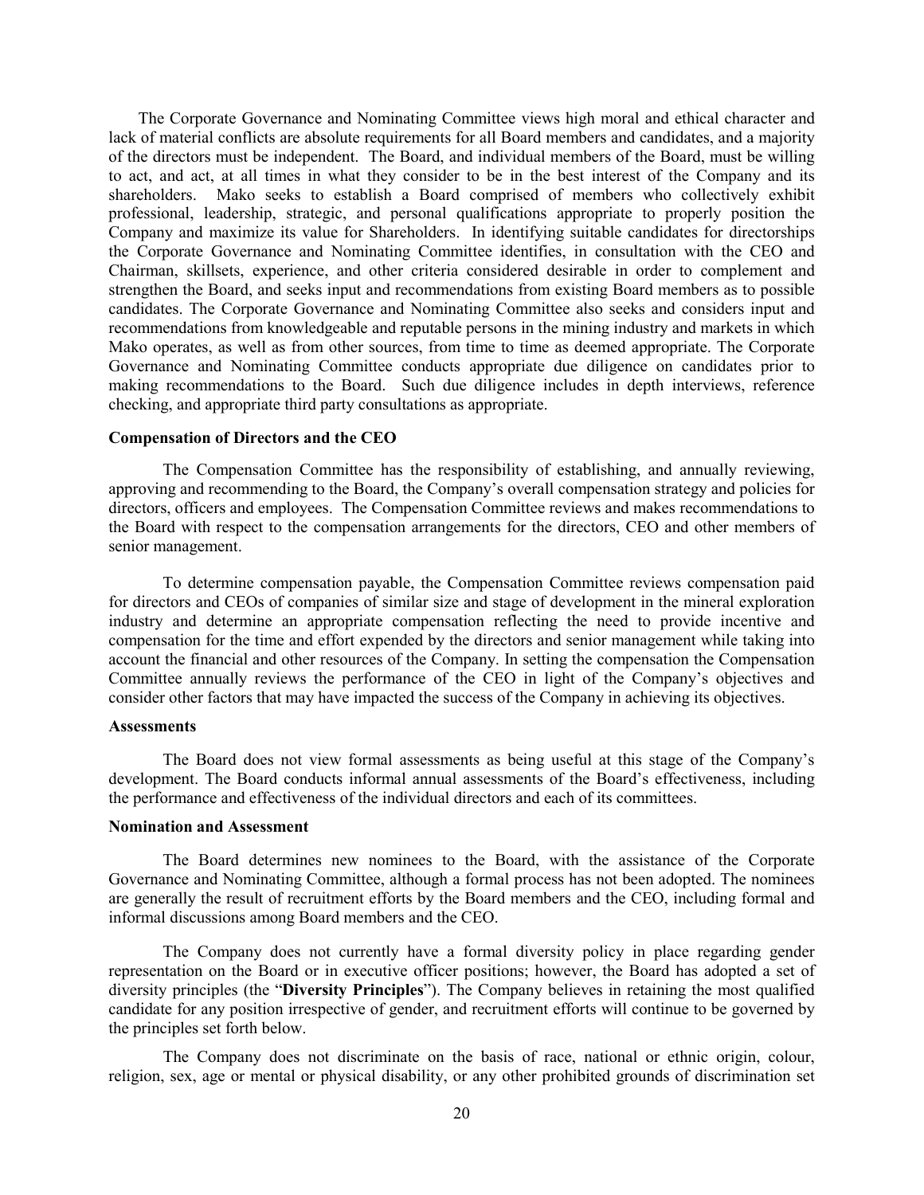The Corporate Governance and Nominating Committee views high moral and ethical character and lack of material conflicts are absolute requirements for all Board members and candidates, and a majority of the directors must be independent. The Board, and individual members of the Board, must be willing to act, and act, at all times in what they consider to be in the best interest of the Company and its shareholders. Mako seeks to establish a Board comprised of members who collectively exhibit professional, leadership, strategic, and personal qualifications appropriate to properly position the Company and maximize its value for Shareholders. In identifying suitable candidates for directorships the Corporate Governance and Nominating Committee identifies, in consultation with the CEO and Chairman, skillsets, experience, and other criteria considered desirable in order to complement and strengthen the Board, and seeks input and recommendations from existing Board members as to possible candidates. The Corporate Governance and Nominating Committee also seeks and considers input and recommendations from knowledgeable and reputable persons in the mining industry and markets in which Mako operates, as well as from other sources, from time to time as deemed appropriate. The Corporate Governance and Nominating Committee conducts appropriate due diligence on candidates prior to making recommendations to the Board. Such due diligence includes in depth interviews, reference checking, and appropriate third party consultations as appropriate.

**Compensation of Directors and the CEO**

The Compensation Committee has the responsibility of establishing, and annually reviewing, approving and recommending to the Board, the Company's overall compensation strategy and policies for directors, officers and employees. The Compensation Committee reviews and makes recommendations to the Board with respect to the compensation arrangements for the directors, CEO and other members of senior management.

To determine compensation payable, the Compensation Committee reviews compensation paid for directors and CEOs of companies of similar size and stage of development in the mineral exploration industry and determine an appropriate compensation reflecting the need to provide incentive and compensation for the time and effort expended by the directors and senior management while taking into account the financial and other resources of the Company. In setting the compensation the Compensation Committee annually reviews the performance of the CEO in light of the Company's objectives and consider other factors that may have impacted the success of the Company in achieving its objectives.

**Assessments**

The Board does not view formal assessments as being useful at this stage of the Company's development. The Board conducts informal annual assessments of the Board's effectiveness, including the performance and effectiveness of the individual directors and each of its committees.

**Nomination and Assessment**

The Board determines new nominees to the Board, with the assistance of the Corporate Governance and Nominating Committee, although a formal process has not been adopted. The nominees are generally the result of recruitment efforts by the Board members and the CEO, including formal and informal discussions among Board members and the CEO.

The Company does not currently have a formal diversity policy in place regarding gender representation on the Board or in executive officer positions; however, the Board has adopted a set of diversity principles (the "**Diversity Principles**"). The Company believes in retaining the most qualified candidate for any position irrespective of gender, and recruitment efforts will continue to be governed by the principles set forth below.

The Company does not discriminate on the basis of race, national or ethnic origin, colour, religion, sex, age or mental or physical disability, or any other prohibited grounds of discrimination set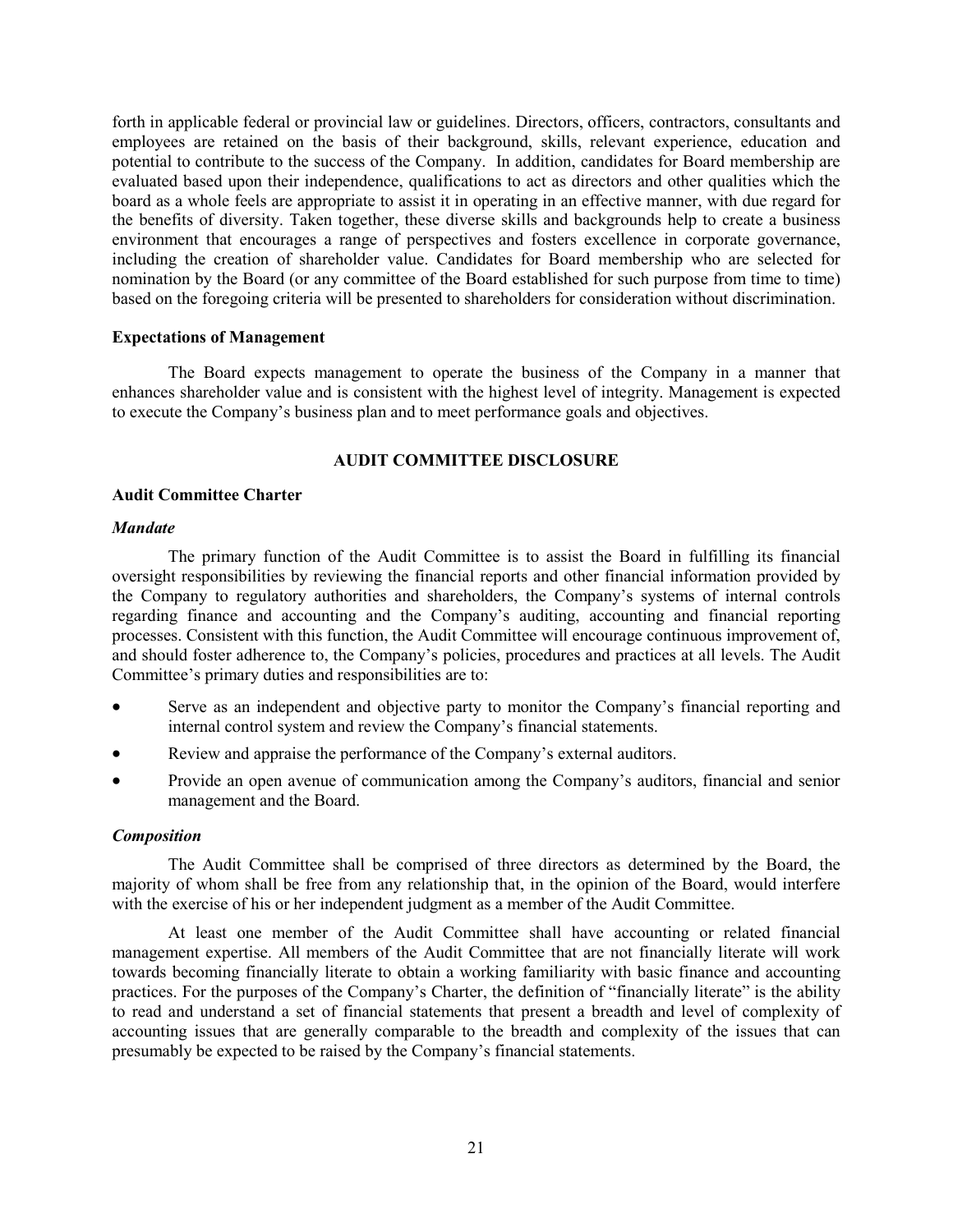forth in applicable federal or provincial law or guidelines. Directors, officers, contractors, consultants and employees are retained on the basis of their background, skills, relevant experience, education and potential to contribute to the success of the Company. In addition, candidates for Board membership are evaluated based upon their independence, qualifications to act as directors and other qualities which the board as a whole feels are appropriate to assist it in operating in an effective manner, with due regard for the benefits of diversity. Taken together, these diverse skills and backgrounds help to create a business environment that encourages a range of perspectives and fosters excellence in corporate governance, including the creation of shareholder value. Candidates for Board membership who are selected for nomination by the Board (or any committee of the Board established for such purpose from time to time) based on the foregoing criteria will be presented to shareholders for consideration without discrimination.

**Expectations of Management**

The Board expects management to operate the business of the Company in a manner that enhances shareholder value and is consistent with the highest level of integrity. Management is expected to execute the Company's business plan and to meet performance goals and objectives.

## AUDIT COMMITTEE DISCLOSURE

**Audit Committee Charter**

***Mandate***

The primary function of the Audit Committee is to assist the Board in fulfilling its financial oversight responsibilities by reviewing the financial reports and other financial information provided by the Company to regulatory authorities and shareholders, the Company's systems of internal controls regarding finance and accounting and the Company's auditing, accounting and financial reporting processes. Consistent with this function, the Audit Committee will encourage continuous improvement of, and should foster adherence to, the Company's policies, procedures and practices at all levels. The Audit Committee's primary duties and responsibilities are to:

- Serve as an independent and objective party to monitor the Company's financial reporting and internal control system and review the Company's financial statements.
- Review and appraise the performance of the Company's external auditors.
- Provide an open avenue of communication among the Company's auditors, financial and senior management and the Board.

***Composition***

The Audit Committee shall be comprised of three directors as determined by the Board, the majority of whom shall be free from any relationship that, in the opinion of the Board, would interfere with the exercise of his or her independent judgment as a member of the Audit Committee.

At least one member of the Audit Committee shall have accounting or related financial management expertise. All members of the Audit Committee that are not financially literate will work towards becoming financially literate to obtain a working familiarity with basic finance and accounting practices. For the purposes of the Company's Charter, the definition of "financially literate" is the ability to read and understand a set of financial statements that present a breadth and level of complexity of accounting issues that are generally comparable to the breadth and complexity of the issues that can presumably be expected to be raised by the Company's financial statements.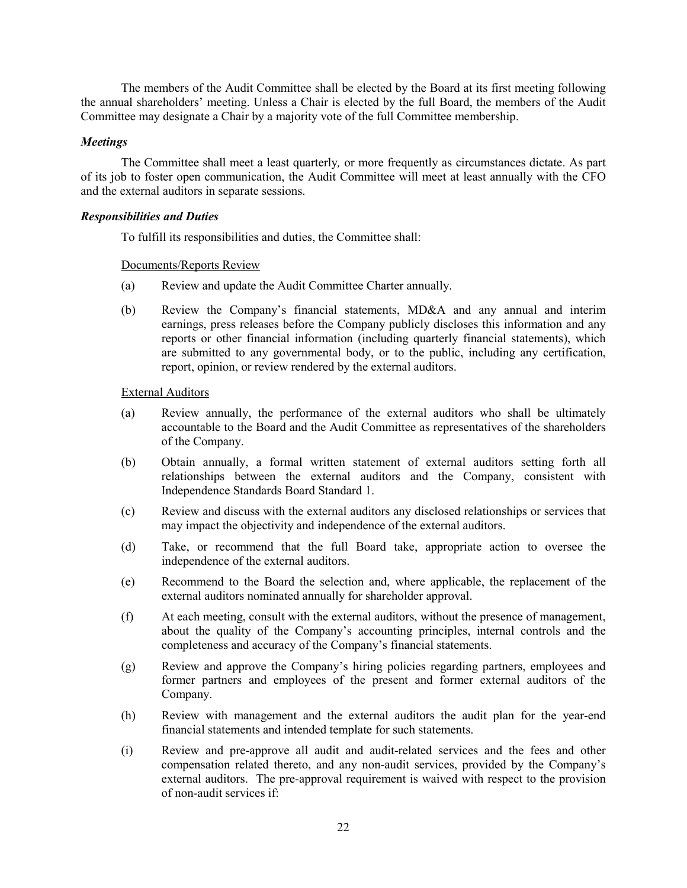The members of the Audit Committee shall be elected by the Board at its first meeting following the annual shareholders' meeting. Unless a Chair is elected by the full Board, the members of the Audit Committee may designate a Chair by a majority vote of the full Committee membership.

***Meetings***

The Committee shall meet a least quarterly*,* or more frequently as circumstances dictate. As part of its job to foster open communication, the Audit Committee will meet at least annually with the CFO and the external auditors in separate sessions.

***Responsibilities and Duties***

To fulfill its responsibilities and duties, the Committee shall:

<u>Documents/Reports Review</u>

(a) Review and update the Audit Committee Charter annually.

(b) Review the Company's financial statements, MD&A and any annual and interim earnings, press releases before the Company publicly discloses this information and any reports or other financial information (including quarterly financial statements), which are submitted to any governmental body, or to the public, including any certification, report, opinion, or review rendered by the external auditors.

<u>External Auditors</u>

(a) Review annually, the performance of the external auditors who shall be ultimately accountable to the Board and the Audit Committee as representatives of the shareholders of the Company.

(b) Obtain annually, a formal written statement of external auditors setting forth all relationships between the external auditors and the Company, consistent with Independence Standards Board Standard 1.

(c) Review and discuss with the external auditors any disclosed relationships or services that may impact the objectivity and independence of the external auditors.

(d) Take, or recommend that the full Board take, appropriate action to oversee the independence of the external auditors.

(e) Recommend to the Board the selection and, where applicable, the replacement of the external auditors nominated annually for shareholder approval.

(f) At each meeting, consult with the external auditors, without the presence of management, about the quality of the Company's accounting principles, internal controls and the completeness and accuracy of the Company's financial statements.

(g) Review and approve the Company's hiring policies regarding partners, employees and former partners and employees of the present and former external auditors of the Company.

(h) Review with management and the external auditors the audit plan for the year-end financial statements and intended template for such statements.

(i) Review and pre-approve all audit and audit-related services and the fees and other compensation related thereto, and any non-audit services, provided by the Company's external auditors. The pre-approval requirement is waived with respect to the provision of non-audit services if: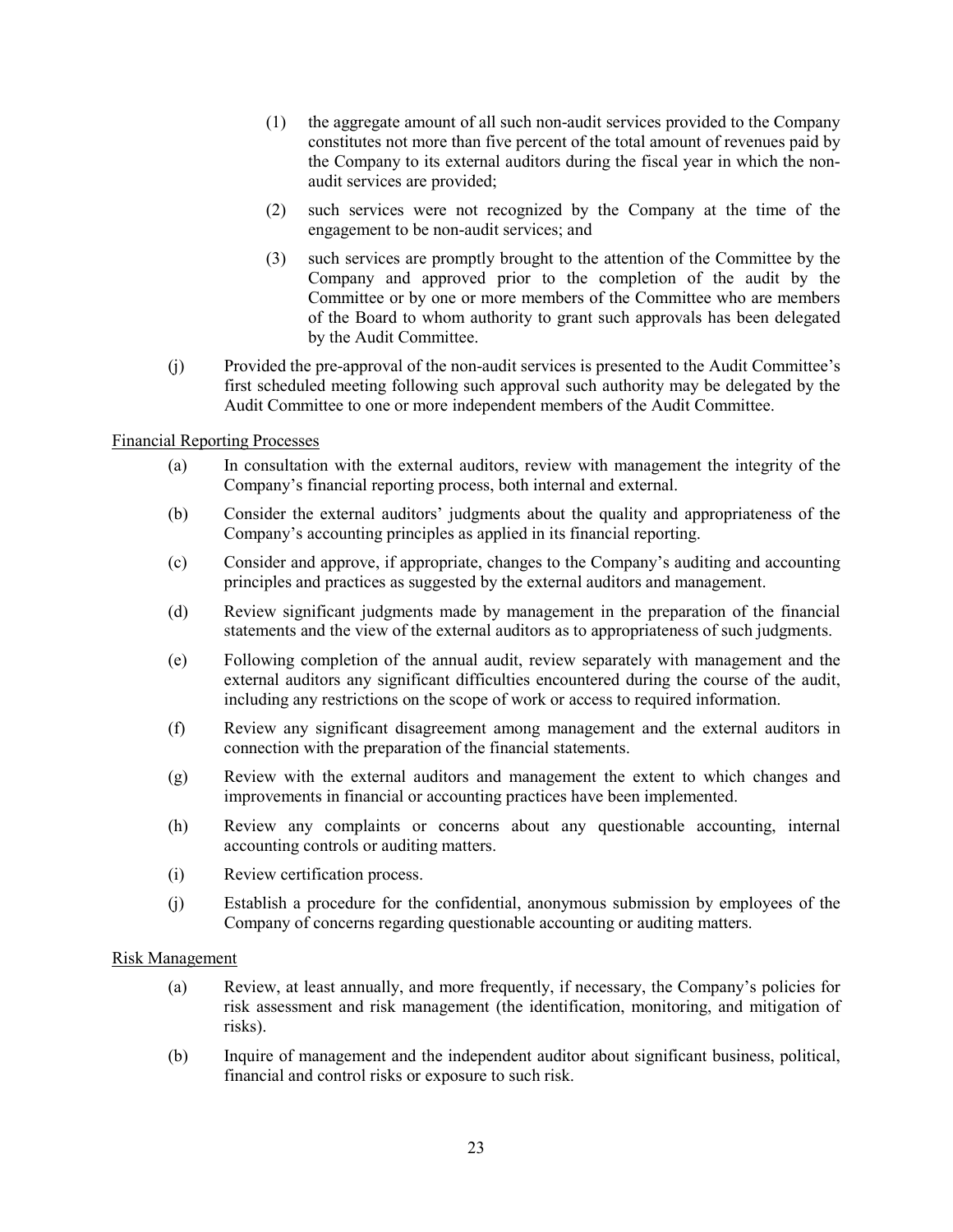(1) the aggregate amount of all such non-audit services provided to the Company constitutes not more than five percent of the total amount of revenues paid by the Company to its external auditors during the fiscal year in which the non-audit services are provided;

(2) such services were not recognized by the Company at the time of the engagement to be non-audit services; and

(3) such services are promptly brought to the attention of the Committee by the Company and approved prior to the completion of the audit by the Committee or by one or more members of the Committee who are members of the Board to whom authority to grant such approvals has been delegated by the Audit Committee.

(j) Provided the pre-approval of the non-audit services is presented to the Audit Committee's first scheduled meeting following such approval such authority may be delegated by the Audit Committee to one or more independent members of the Audit Committee.

<u>Financial Reporting Processes</u>

(a) In consultation with the external auditors, review with management the integrity of the Company's financial reporting process, both internal and external.

(b) Consider the external auditors' judgments about the quality and appropriateness of the Company's accounting principles as applied in its financial reporting.

(c) Consider and approve, if appropriate, changes to the Company's auditing and accounting principles and practices as suggested by the external auditors and management.

(d) Review significant judgments made by management in the preparation of the financial statements and the view of the external auditors as to appropriateness of such judgments.

(e) Following completion of the annual audit, review separately with management and the external auditors any significant difficulties encountered during the course of the audit, including any restrictions on the scope of work or access to required information.

(f) Review any significant disagreement among management and the external auditors in connection with the preparation of the financial statements.

(g) Review with the external auditors and management the extent to which changes and improvements in financial or accounting practices have been implemented.

(h) Review any complaints or concerns about any questionable accounting, internal accounting controls or auditing matters.

(i) Review certification process.

(j) Establish a procedure for the confidential, anonymous submission by employees of the Company of concerns regarding questionable accounting or auditing matters.

<u>Risk Management</u>

(a) Review, at least annually, and more frequently, if necessary, the Company's policies for risk assessment and risk management (the identification, monitoring, and mitigation of risks).

(b) Inquire of management and the independent auditor about significant business, political, financial and control risks or exposure to such risk.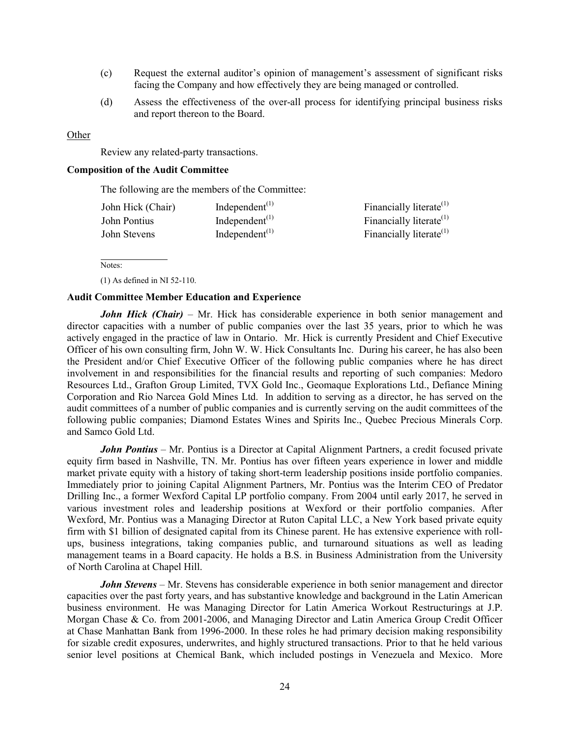(c) Request the external auditor's opinion of management's assessment of significant risks facing the Company and how effectively they are being managed or controlled.

(d) Assess the effectiveness of the over-all process for identifying principal business risks and report thereon to the Board.

Other

Review any related-party transactions.

**Composition of the Audit Committee**

The following are the members of the Committee:

| | | |
|---|---|---|
| John Hick (Chair) | Independent[(1)] | Financially literate[(1)] |
| John Pontius | Independent[(1)] | Financially literate[(1)] |
| John Stevens | Independent[(1)] | Financially literate[(1)] |

Notes:

(1) As defined in NI 52-110.

**Audit Committee Member Education and Experience**

***John Hick (Chair)*** – Mr. Hick has considerable experience in both senior management and director capacities with a number of public companies over the last 35 years, prior to which he was actively engaged in the practice of law in Ontario. Mr. Hick is currently President and Chief Executive Officer of his own consulting firm, John W. W. Hick Consultants Inc. During his career, he has also been the President and/or Chief Executive Officer of the following public companies where he has direct involvement in and responsibilities for the financial results and reporting of such companies: Medoro Resources Ltd., Grafton Group Limited, TVX Gold Inc., Geomaque Explorations Ltd., Defiance Mining Corporation and Rio Narcea Gold Mines Ltd. In addition to serving as a director, he has served on the audit committees of a number of public companies and is currently serving on the audit committees of the following public companies; Diamond Estates Wines and Spirits Inc., Quebec Precious Minerals Corp. and Samco Gold Ltd.

***John Pontius*** – Mr. Pontius is a Director at Capital Alignment Partners, a credit focused private equity firm based in Nashville, TN. Mr. Pontius has over fifteen years experience in lower and middle market private equity with a history of taking short-term leadership positions inside portfolio companies. Immediately prior to joining Capital Alignment Partners, Mr. Pontius was the Interim CEO of Predator Drilling Inc., a former Wexford Capital LP portfolio company. From 2004 until early 2017, he served in various investment roles and leadership positions at Wexford or their portfolio companies. After Wexford, Mr. Pontius was a Managing Director at Ruton Capital LLC, a New York based private equity firm with $1 billion of designated capital from its Chinese parent. He has extensive experience with roll-ups, business integrations, taking companies public, and turnaround situations as well as leading management teams in a Board capacity. He holds a B.S. in Business Administration from the University of North Carolina at Chapel Hill.

***John Stevens*** – Mr. Stevens has considerable experience in both senior management and director capacities over the past forty years, and has substantive knowledge and background in the Latin American business environment. He was Managing Director for Latin America Workout Restructurings at J.P. Morgan Chase & Co. from 2001-2006, and Managing Director and Latin America Group Credit Officer at Chase Manhattan Bank from 1996-2000. In these roles he had primary decision making responsibility for sizable credit exposures, underwrites, and highly structured transactions. Prior to that he held various senior level positions at Chemical Bank, which included postings in Venezuela and Mexico. More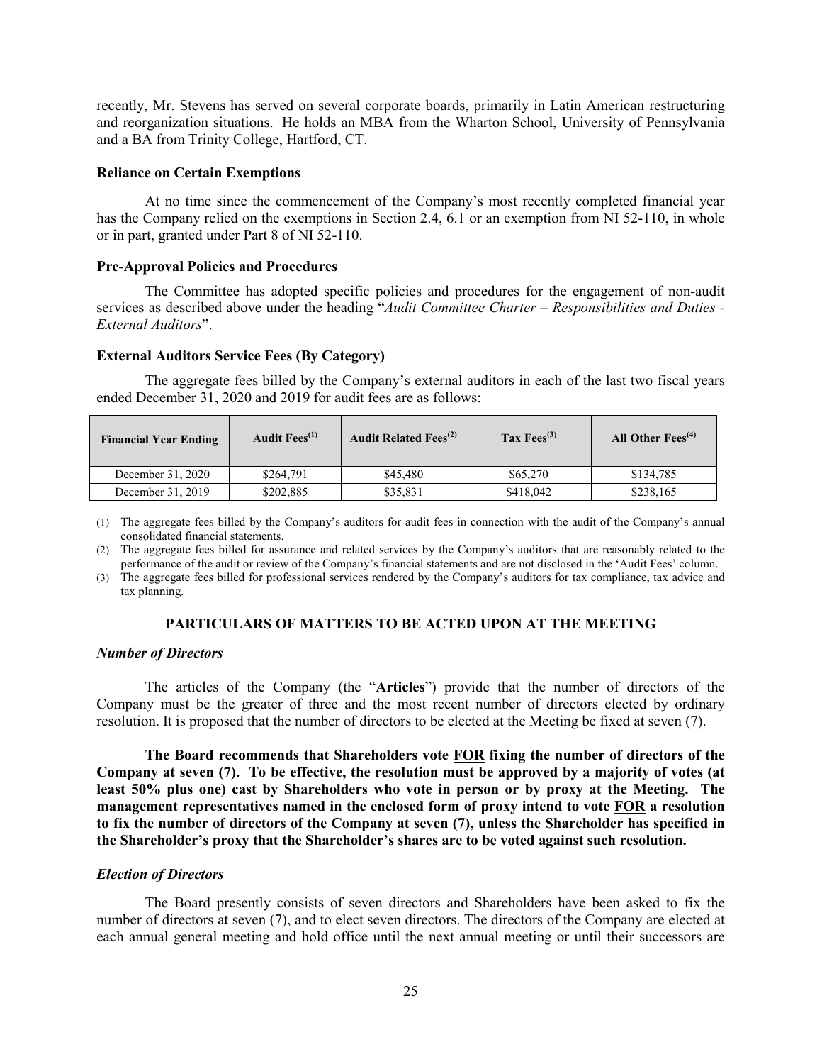recently, Mr. Stevens has served on several corporate boards, primarily in Latin American restructuring and reorganization situations. He holds an MBA from the Wharton School, University of Pennsylvania and a BA from Trinity College, Hartford, CT.

### Reliance on Certain Exemptions

At no time since the commencement of the Company's most recently completed financial year has the Company relied on the exemptions in Section 2.4, 6.1 or an exemption from NI 52-110, in whole or in part, granted under Part 8 of NI 52-110.

### Pre-Approval Policies and Procedures

The Committee has adopted specific policies and procedures for the engagement of non-audit services as described above under the heading "*Audit Committee Charter – Responsibilities and Duties - External Auditors*".

### External Auditors Service Fees (By Category)

The aggregate fees billed by the Company's external auditors in each of the last two fiscal years ended December 31, 2020 and 2019 for audit fees are as follows:

| Financial Year Ending | Audit Fees(1) | Audit Related Fees(2) | Tax Fees(3) | All Other Fees(4) |
|---|---|---|---|---|
| December 31, 2020 | \$264,791 | \$45,480 | \$65,270 | \$134,785 |
| December 31, 2019 | \$202,885 | \$35,831 | \$418,042 | \$238,165 |

(1) The aggregate fees billed by the Company's auditors for audit fees in connection with the audit of the Company's annual consolidated financial statements.

(2) The aggregate fees billed for assurance and related services by the Company's auditors that are reasonably related to the performance of the audit or review of the Company's financial statements and are not disclosed in the 'Audit Fees' column.

(3) The aggregate fees billed for professional services rendered by the Company's auditors for tax compliance, tax advice and tax planning.

## PARTICULARS OF MATTERS TO BE ACTED UPON AT THE MEETING

### *Number of Directors*

The articles of the Company (the "**Articles**") provide that the number of directors of the Company must be the greater of three and the most recent number of directors elected by ordinary resolution. It is proposed that the number of directors to be elected at the Meeting be fixed at seven (7).

**The Board recommends that Shareholders vote FOR fixing the number of directors of the Company at seven (7). To be effective, the resolution must be approved by a majority of votes (at least 50% plus one) cast by Shareholders who vote in person or by proxy at the Meeting. The management representatives named in the enclosed form of proxy intend to vote FOR a resolution to fix the number of directors of the Company at seven (7), unless the Shareholder has specified in the Shareholder's proxy that the Shareholder's shares are to be voted against such resolution.**

### *Election of Directors*

The Board presently consists of seven directors and Shareholders have been asked to fix the number of directors at seven (7), and to elect seven directors. The directors of the Company are elected at each annual general meeting and hold office until the next annual meeting or until their successors are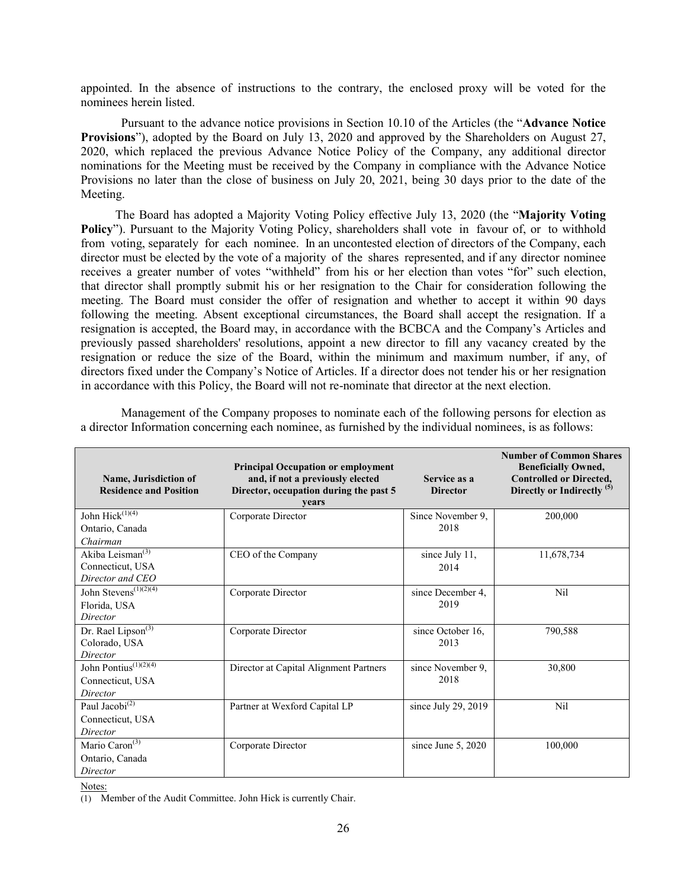appointed. In the absence of instructions to the contrary, the enclosed proxy will be voted for the nominees herein listed.

Pursuant to the advance notice provisions in Section 10.10 of the Articles (the "**Advance Notice Provisions**"), adopted by the Board on July 13, 2020 and approved by the Shareholders on August 27, 2020, which replaced the previous Advance Notice Policy of the Company, any additional director nominations for the Meeting must be received by the Company in compliance with the Advance Notice Provisions no later than the close of business on July 20, 2021, being 30 days prior to the date of the Meeting.

The Board has adopted a Majority Voting Policy effective July 13, 2020 (the "**Majority Voting Policy**"). Pursuant to the Majority Voting Policy, shareholders shall vote in favour of, or to withhold from voting, separately for each nominee. In an uncontested election of directors of the Company, each director must be elected by the vote of a majority of the shares represented, and if any director nominee receives a greater number of votes "withheld" from his or her election than votes "for" such election, that director shall promptly submit his or her resignation to the Chair for consideration following the meeting. The Board must consider the offer of resignation and whether to accept it within 90 days following the meeting. Absent exceptional circumstances, the Board shall accept the resignation. If a resignation is accepted, the Board may, in accordance with the BCBCA and the Company's Articles and previously passed shareholders' resolutions, appoint a new director to fill any vacancy created by the resignation or reduce the size of the Board, within the minimum and maximum number, if any, of directors fixed under the Company's Notice of Articles. If a director does not tender his or her resignation in accordance with this Policy, the Board will not re-nominate that director at the next election.

Management of the Company proposes to nominate each of the following persons for election as a director Information concerning each nominee, as furnished by the individual nominees, is as follows:

| Name, Jurisdiction of Residence and Position | Principal Occupation or employment and, if not a previously elected Director, occupation during the past 5 years | Service as a Director | Number of Common Shares Beneficially Owned, Controlled or Directed, Directly or Indirectly (5) |
|---|---|---|---|
| John Hick(1)(4)<br>Ontario, Canada<br>*Chairman* | Corporate Director | Since November 9, 2018 | 200,000 |
| Akiba Leisman(3)<br>Connecticut, USA<br>*Director and CEO* | CEO of the Company | since July 11, 2014 | 11,678,734 |
| John Stevens(1)(2)(4)<br>Florida, USA<br>*Director* | Corporate Director | since December 4, 2019 | Nil |
| Dr. Rael Lipson(3)<br>Colorado, USA<br>*Director* | Corporate Director | since October 16, 2013 | 790,588 |
| John Pontius(1)(2)(4)<br>Connecticut, USA<br>*Director* | Director at Capital Alignment Partners | since November 9, 2018 | 30,800 |
| Paul Jacobi(2)<br>Connecticut, USA<br>*Director* | Partner at Wexford Capital LP | since July 29, 2019 | Nil |
| Mario Caron(3)<br>Ontario, Canada<br>*Director* | Corporate Director | since June 5, 2020 | 100,000 |

Notes:

(1) Member of the Audit Committee. John Hick is currently Chair.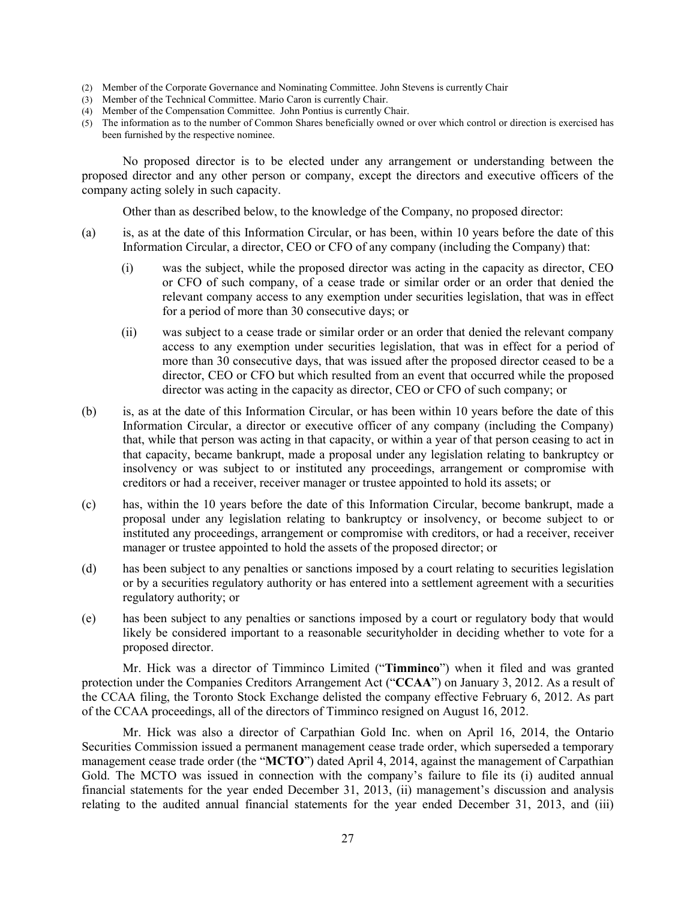(2) Member of the Corporate Governance and Nominating Committee. John Stevens is currently Chair
(3) Member of the Technical Committee. Mario Caron is currently Chair.
(4) Member of the Compensation Committee. John Pontius is currently Chair.
(5) The information as to the number of Common Shares beneficially owned or over which control or direction is exercised has been furnished by the respective nominee.

No proposed director is to be elected under any arrangement or understanding between the proposed director and any other person or company, except the directors and executive officers of the company acting solely in such capacity.

Other than as described below, to the knowledge of the Company, no proposed director:

(a) is, as at the date of this Information Circular, or has been, within 10 years before the date of this Information Circular, a director, CEO or CFO of any company (including the Company) that:

  (i) was the subject, while the proposed director was acting in the capacity as director, CEO or CFO of such company, of a cease trade or similar order or an order that denied the relevant company access to any exemption under securities legislation, that was in effect for a period of more than 30 consecutive days; or

  (ii) was subject to a cease trade or similar order or an order that denied the relevant company access to any exemption under securities legislation, that was in effect for a period of more than 30 consecutive days, that was issued after the proposed director ceased to be a director, CEO or CFO but which resulted from an event that occurred while the proposed director was acting in the capacity as director, CEO or CFO of such company; or

(b) is, as at the date of this Information Circular, or has been within 10 years before the date of this Information Circular, a director or executive officer of any company (including the Company) that, while that person was acting in that capacity, or within a year of that person ceasing to act in that capacity, became bankrupt, made a proposal under any legislation relating to bankruptcy or insolvency or was subject to or instituted any proceedings, arrangement or compromise with creditors or had a receiver, receiver manager or trustee appointed to hold its assets; or

(c) has, within the 10 years before the date of this Information Circular, become bankrupt, made a proposal under any legislation relating to bankruptcy or insolvency, or become subject to or instituted any proceedings, arrangement or compromise with creditors, or had a receiver, receiver manager or trustee appointed to hold the assets of the proposed director; or

(d) has been subject to any penalties or sanctions imposed by a court relating to securities legislation or by a securities regulatory authority or has entered into a settlement agreement with a securities regulatory authority; or

(e) has been subject to any penalties or sanctions imposed by a court or regulatory body that would likely be considered important to a reasonable securityholder in deciding whether to vote for a proposed director.

Mr. Hick was a director of Timminco Limited ("**Timminco**") when it filed and was granted protection under the Companies Creditors Arrangement Act ("**CCAA**") on January 3, 2012. As a result of the CCAA filing, the Toronto Stock Exchange delisted the company effective February 6, 2012. As part of the CCAA proceedings, all of the directors of Timminco resigned on August 16, 2012.

Mr. Hick was also a director of Carpathian Gold Inc. when on April 16, 2014, the Ontario Securities Commission issued a permanent management cease trade order, which superseded a temporary management cease trade order (the "**MCTO**") dated April 4, 2014, against the management of Carpathian Gold. The MCTO was issued in connection with the company's failure to file its (i) audited annual financial statements for the year ended December 31, 2013, (ii) management's discussion and analysis relating to the audited annual financial statements for the year ended December 31, 2013, and (iii)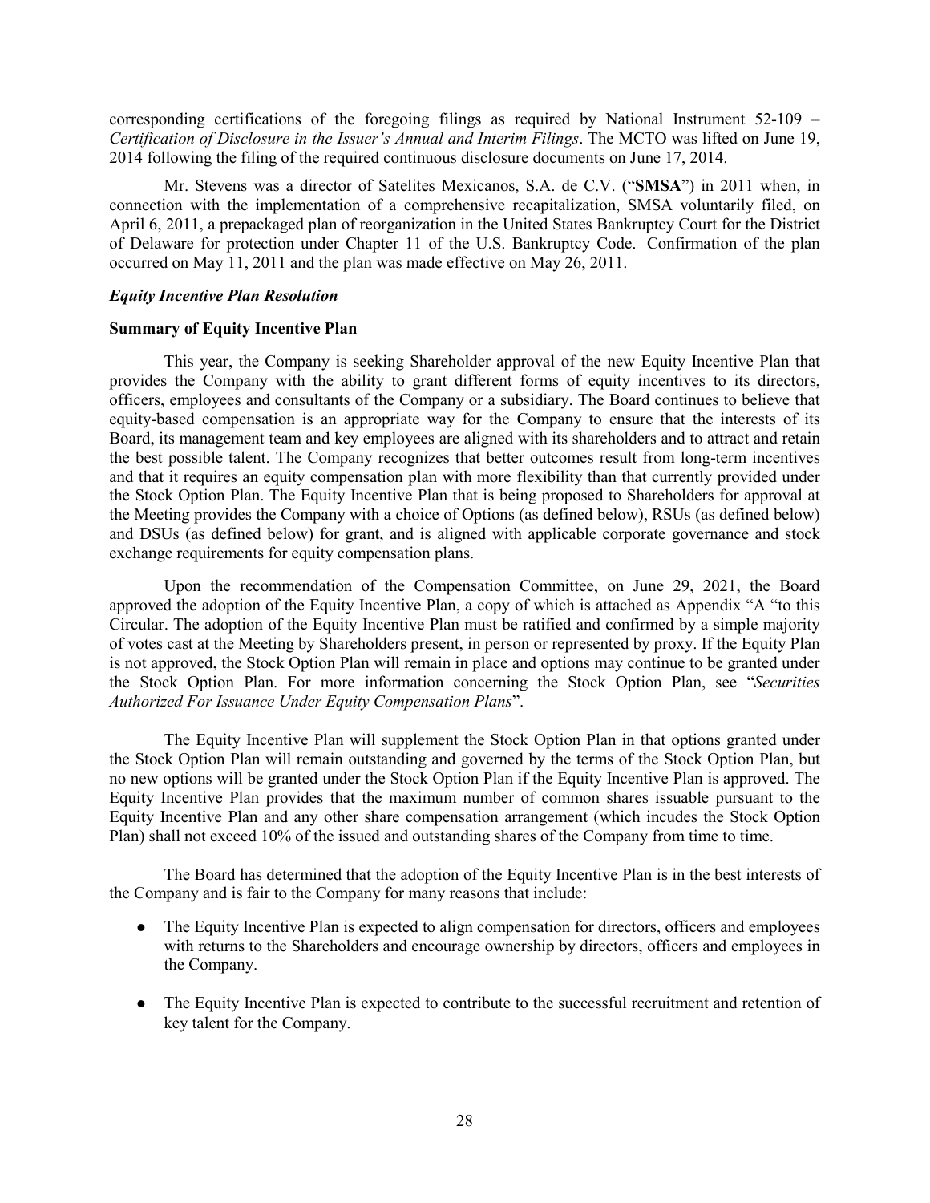corresponding certifications of the foregoing filings as required by National Instrument 52-109 – *Certification of Disclosure in the Issuer's Annual and Interim Filings*. The MCTO was lifted on June 19, 2014 following the filing of the required continuous disclosure documents on June 17, 2014.

Mr. Stevens was a director of Satelites Mexicanos, S.A. de C.V. ("**SMSA**") in 2011 when, in connection with the implementation of a comprehensive recapitalization, SMSA voluntarily filed, on April 6, 2011, a prepackaged plan of reorganization in the United States Bankruptcy Court for the District of Delaware for protection under Chapter 11 of the U.S. Bankruptcy Code. Confirmation of the plan occurred on May 11, 2011 and the plan was made effective on May 26, 2011.

***Equity Incentive Plan Resolution***

**Summary of Equity Incentive Plan**

This year, the Company is seeking Shareholder approval of the new Equity Incentive Plan that provides the Company with the ability to grant different forms of equity incentives to its directors, officers, employees and consultants of the Company or a subsidiary. The Board continues to believe that equity-based compensation is an appropriate way for the Company to ensure that the interests of its Board, its management team and key employees are aligned with its shareholders and to attract and retain the best possible talent. The Company recognizes that better outcomes result from long-term incentives and that it requires an equity compensation plan with more flexibility than that currently provided under the Stock Option Plan. The Equity Incentive Plan that is being proposed to Shareholders for approval at the Meeting provides the Company with a choice of Options (as defined below), RSUs (as defined below) and DSUs (as defined below) for grant, and is aligned with applicable corporate governance and stock exchange requirements for equity compensation plans.

Upon the recommendation of the Compensation Committee, on June 29, 2021, the Board approved the adoption of the Equity Incentive Plan, a copy of which is attached as Appendix "A "to this Circular. The adoption of the Equity Incentive Plan must be ratified and confirmed by a simple majority of votes cast at the Meeting by Shareholders present, in person or represented by proxy. If the Equity Plan is not approved, the Stock Option Plan will remain in place and options may continue to be granted under the Stock Option Plan. For more information concerning the Stock Option Plan, see "*Securities Authorized For Issuance Under Equity Compensation Plans*".

The Equity Incentive Plan will supplement the Stock Option Plan in that options granted under the Stock Option Plan will remain outstanding and governed by the terms of the Stock Option Plan, but no new options will be granted under the Stock Option Plan if the Equity Incentive Plan is approved. The Equity Incentive Plan provides that the maximum number of common shares issuable pursuant to the Equity Incentive Plan and any other share compensation arrangement (which incudes the Stock Option Plan) shall not exceed 10% of the issued and outstanding shares of the Company from time to time.

The Board has determined that the adoption of the Equity Incentive Plan is in the best interests of the Company and is fair to the Company for many reasons that include:

- The Equity Incentive Plan is expected to align compensation for directors, officers and employees with returns to the Shareholders and encourage ownership by directors, officers and employees in the Company.
- The Equity Incentive Plan is expected to contribute to the successful recruitment and retention of key talent for the Company.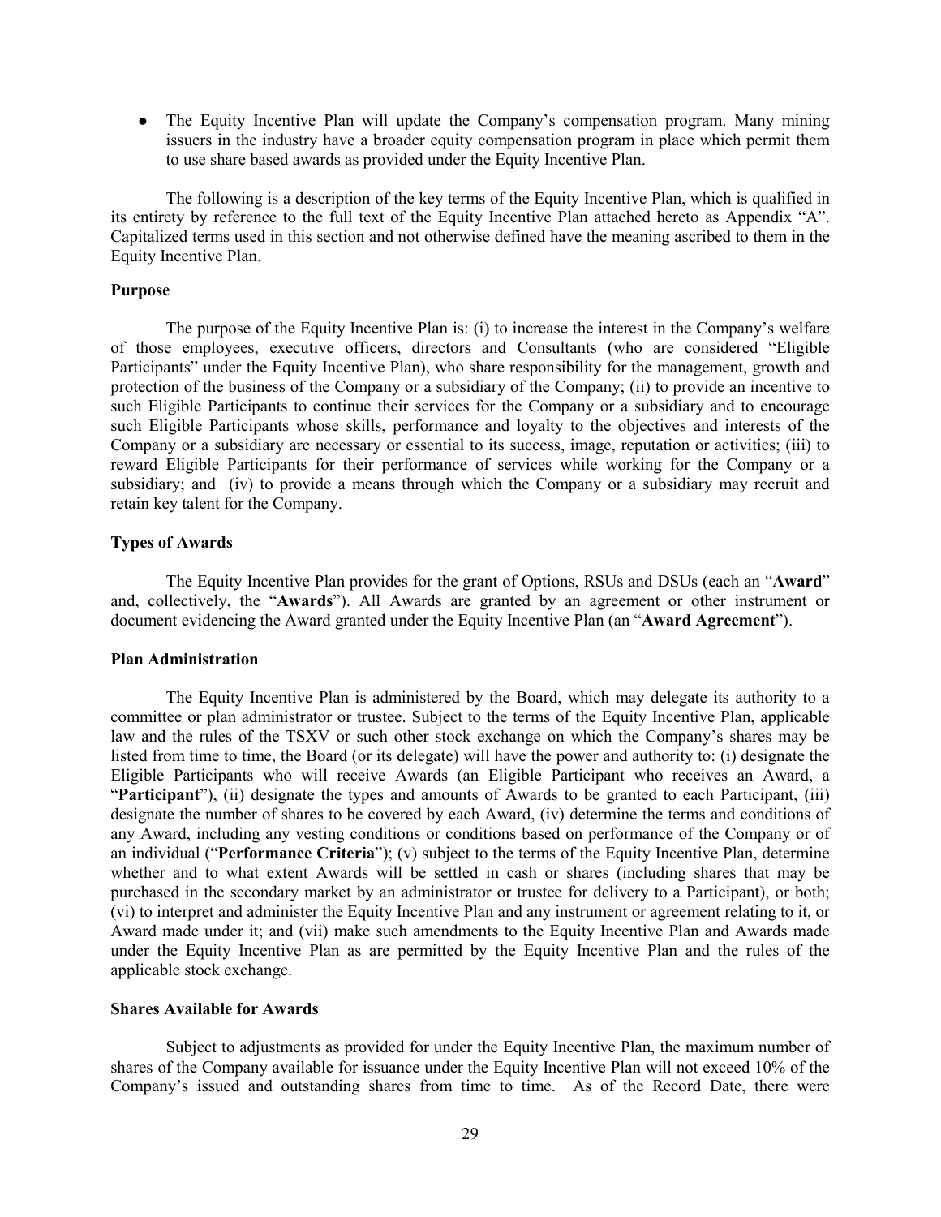- The Equity Incentive Plan will update the Company's compensation program. Many mining issuers in the industry have a broader equity compensation program in place which permit them to use share based awards as provided under the Equity Incentive Plan.

The following is a description of the key terms of the Equity Incentive Plan, which is qualified in its entirety by reference to the full text of the Equity Incentive Plan attached hereto as Appendix "A". Capitalized terms used in this section and not otherwise defined have the meaning ascribed to them in the Equity Incentive Plan.

**Purpose**

The purpose of the Equity Incentive Plan is: (i) to increase the interest in the Company's welfare of those employees, executive officers, directors and Consultants (who are considered "Eligible Participants" under the Equity Incentive Plan), who share responsibility for the management, growth and protection of the business of the Company or a subsidiary of the Company; (ii) to provide an incentive to such Eligible Participants to continue their services for the Company or a subsidiary and to encourage such Eligible Participants whose skills, performance and loyalty to the objectives and interests of the Company or a subsidiary are necessary or essential to its success, image, reputation or activities; (iii) to reward Eligible Participants for their performance of services while working for the Company or a subsidiary; and (iv) to provide a means through which the Company or a subsidiary may recruit and retain key talent for the Company.

**Types of Awards**

The Equity Incentive Plan provides for the grant of Options, RSUs and DSUs (each an "**Award**" and, collectively, the "**Awards**"). All Awards are granted by an agreement or other instrument or document evidencing the Award granted under the Equity Incentive Plan (an "**Award Agreement**").

**Plan Administration**

The Equity Incentive Plan is administered by the Board, which may delegate its authority to a committee or plan administrator or trustee. Subject to the terms of the Equity Incentive Plan, applicable law and the rules of the TSXV or such other stock exchange on which the Company's shares may be listed from time to time, the Board (or its delegate) will have the power and authority to: (i) designate the Eligible Participants who will receive Awards (an Eligible Participant who receives an Award, a "**Participant**"), (ii) designate the types and amounts of Awards to be granted to each Participant, (iii) designate the number of shares to be covered by each Award, (iv) determine the terms and conditions of any Award, including any vesting conditions or conditions based on performance of the Company or of an individual ("**Performance Criteria**"); (v) subject to the terms of the Equity Incentive Plan, determine whether and to what extent Awards will be settled in cash or shares (including shares that may be purchased in the secondary market by an administrator or trustee for delivery to a Participant), or both; (vi) to interpret and administer the Equity Incentive Plan and any instrument or agreement relating to it, or Award made under it; and (vii) make such amendments to the Equity Incentive Plan and Awards made under the Equity Incentive Plan as are permitted by the Equity Incentive Plan and the rules of the applicable stock exchange.

**Shares Available for Awards**

Subject to adjustments as provided for under the Equity Incentive Plan, the maximum number of shares of the Company available for issuance under the Equity Incentive Plan will not exceed 10% of the Company's issued and outstanding shares from time to time. As of the Record Date, there were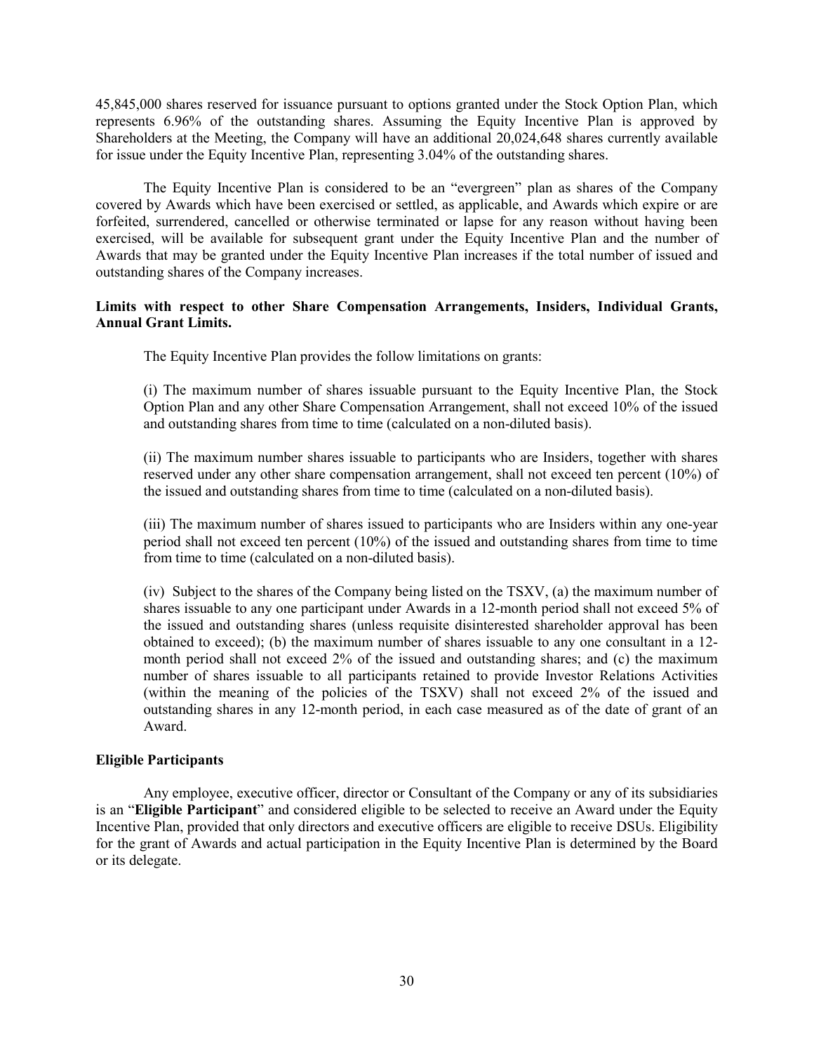45,845,000 shares reserved for issuance pursuant to options granted under the Stock Option Plan, which represents 6.96% of the outstanding shares. Assuming the Equity Incentive Plan is approved by Shareholders at the Meeting, the Company will have an additional 20,024,648 shares currently available for issue under the Equity Incentive Plan, representing 3.04% of the outstanding shares.

The Equity Incentive Plan is considered to be an "evergreen" plan as shares of the Company covered by Awards which have been exercised or settled, as applicable, and Awards which expire or are forfeited, surrendered, cancelled or otherwise terminated or lapse for any reason without having been exercised, will be available for subsequent grant under the Equity Incentive Plan and the number of Awards that may be granted under the Equity Incentive Plan increases if the total number of issued and outstanding shares of the Company increases.

**Limits with respect to other Share Compensation Arrangements, Insiders, Individual Grants, Annual Grant Limits.**

The Equity Incentive Plan provides the follow limitations on grants:

(i) The maximum number of shares issuable pursuant to the Equity Incentive Plan, the Stock Option Plan and any other Share Compensation Arrangement, shall not exceed 10% of the issued and outstanding shares from time to time (calculated on a non-diluted basis).

(ii) The maximum number shares issuable to participants who are Insiders, together with shares reserved under any other share compensation arrangement, shall not exceed ten percent (10%) of the issued and outstanding shares from time to time (calculated on a non-diluted basis).

(iii) The maximum number of shares issued to participants who are Insiders within any one-year period shall not exceed ten percent (10%) of the issued and outstanding shares from time to time from time to time (calculated on a non-diluted basis).

(iv) Subject to the shares of the Company being listed on the TSXV, (a) the maximum number of shares issuable to any one participant under Awards in a 12-month period shall not exceed 5% of the issued and outstanding shares (unless requisite disinterested shareholder approval has been obtained to exceed); (b) the maximum number of shares issuable to any one consultant in a 12-month period shall not exceed 2% of the issued and outstanding shares; and (c) the maximum number of shares issuable to all participants retained to provide Investor Relations Activities (within the meaning of the policies of the TSXV) shall not exceed 2% of the issued and outstanding shares in any 12-month period, in each case measured as of the date of grant of an Award.

**Eligible Participants**

Any employee, executive officer, director or Consultant of the Company or any of its subsidiaries is an "**Eligible Participant**" and considered eligible to be selected to receive an Award under the Equity Incentive Plan, provided that only directors and executive officers are eligible to receive DSUs. Eligibility for the grant of Awards and actual participation in the Equity Incentive Plan is determined by the Board or its delegate.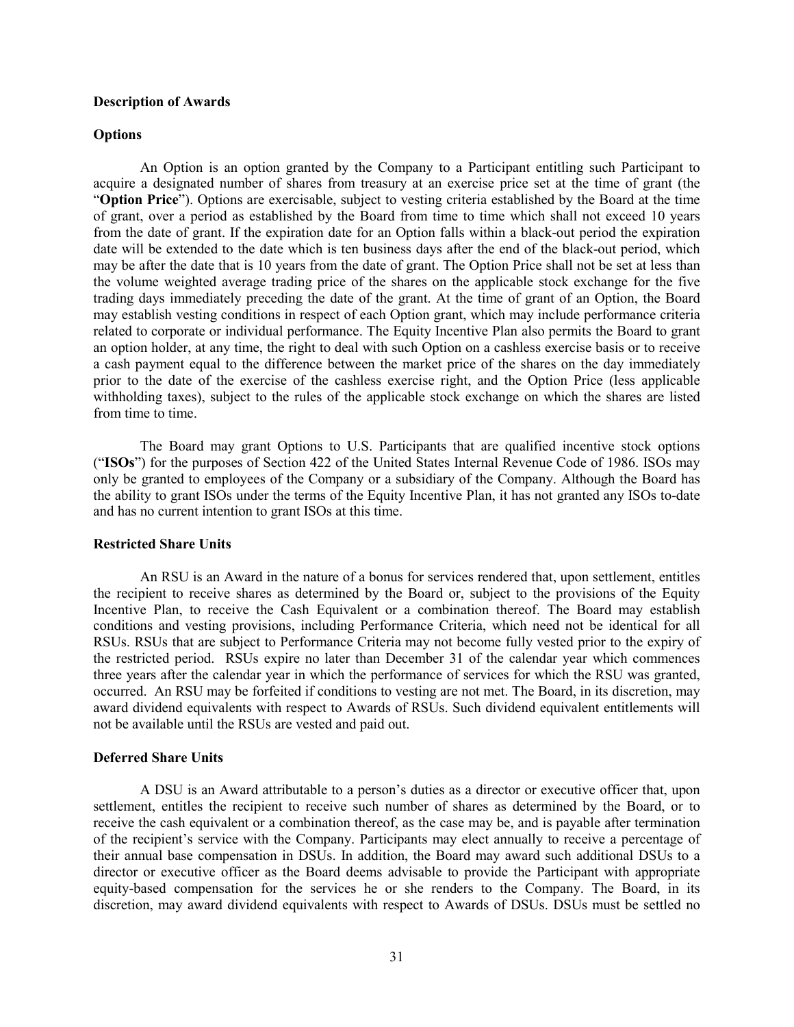### Description of Awards

### Options

An Option is an option granted by the Company to a Participant entitling such Participant to acquire a designated number of shares from treasury at an exercise price set at the time of grant (the "**Option Price**"). Options are exercisable, subject to vesting criteria established by the Board at the time of grant, over a period as established by the Board from time to time which shall not exceed 10 years from the date of grant. If the expiration date for an Option falls within a black-out period the expiration date will be extended to the date which is ten business days after the end of the black-out period, which may be after the date that is 10 years from the date of grant. The Option Price shall not be set at less than the volume weighted average trading price of the shares on the applicable stock exchange for the five trading days immediately preceding the date of the grant. At the time of grant of an Option, the Board may establish vesting conditions in respect of each Option grant, which may include performance criteria related to corporate or individual performance. The Equity Incentive Plan also permits the Board to grant an option holder, at any time, the right to deal with such Option on a cashless exercise basis or to receive a cash payment equal to the difference between the market price of the shares on the day immediately prior to the date of the exercise of the cashless exercise right, and the Option Price (less applicable withholding taxes), subject to the rules of the applicable stock exchange on which the shares are listed from time to time.

The Board may grant Options to U.S. Participants that are qualified incentive stock options ("**ISOs**") for the purposes of Section 422 of the United States Internal Revenue Code of 1986. ISOs may only be granted to employees of the Company or a subsidiary of the Company. Although the Board has the ability to grant ISOs under the terms of the Equity Incentive Plan, it has not granted any ISOs to-date and has no current intention to grant ISOs at this time.

### Restricted Share Units

An RSU is an Award in the nature of a bonus for services rendered that, upon settlement, entitles the recipient to receive shares as determined by the Board or, subject to the provisions of the Equity Incentive Plan, to receive the Cash Equivalent or a combination thereof. The Board may establish conditions and vesting provisions, including Performance Criteria, which need not be identical for all RSUs. RSUs that are subject to Performance Criteria may not become fully vested prior to the expiry of the restricted period. RSUs expire no later than December 31 of the calendar year which commences three years after the calendar year in which the performance of services for which the RSU was granted, occurred. An RSU may be forfeited if conditions to vesting are not met. The Board, in its discretion, may award dividend equivalents with respect to Awards of RSUs. Such dividend equivalent entitlements will not be available until the RSUs are vested and paid out.

### Deferred Share Units

A DSU is an Award attributable to a person's duties as a director or executive officer that, upon settlement, entitles the recipient to receive such number of shares as determined by the Board, or to receive the cash equivalent or a combination thereof, as the case may be, and is payable after termination of the recipient's service with the Company. Participants may elect annually to receive a percentage of their annual base compensation in DSUs. In addition, the Board may award such additional DSUs to a director or executive officer as the Board deems advisable to provide the Participant with appropriate equity-based compensation for the services he or she renders to the Company. The Board, in its discretion, may award dividend equivalents with respect to Awards of DSUs. DSUs must be settled no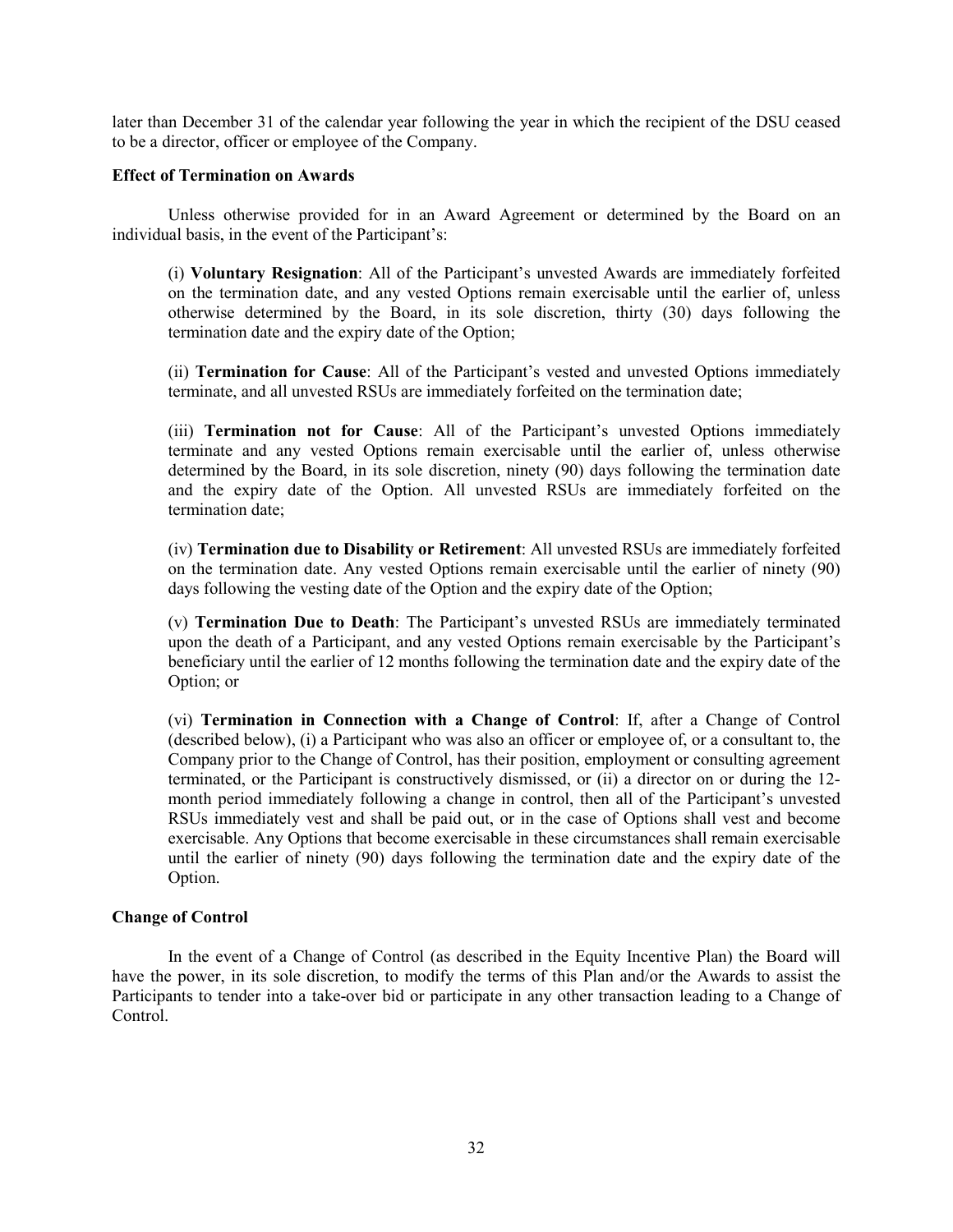later than December 31 of the calendar year following the year in which the recipient of the DSU ceased to be a director, officer or employee of the Company.

**Effect of Termination on Awards**

Unless otherwise provided for in an Award Agreement or determined by the Board on an individual basis, in the event of the Participant's:

(i) **Voluntary Resignation**: All of the Participant's unvested Awards are immediately forfeited on the termination date, and any vested Options remain exercisable until the earlier of, unless otherwise determined by the Board, in its sole discretion, thirty (30) days following the termination date and the expiry date of the Option;

(ii) **Termination for Cause**: All of the Participant's vested and unvested Options immediately terminate, and all unvested RSUs are immediately forfeited on the termination date;

(iii) **Termination not for Cause**: All of the Participant's unvested Options immediately terminate and any vested Options remain exercisable until the earlier of, unless otherwise determined by the Board, in its sole discretion, ninety (90) days following the termination date and the expiry date of the Option. All unvested RSUs are immediately forfeited on the termination date;

(iv) **Termination due to Disability or Retirement**: All unvested RSUs are immediately forfeited on the termination date. Any vested Options remain exercisable until the earlier of ninety (90) days following the vesting date of the Option and the expiry date of the Option;

(v) **Termination Due to Death**: The Participant's unvested RSUs are immediately terminated upon the death of a Participant, and any vested Options remain exercisable by the Participant's beneficiary until the earlier of 12 months following the termination date and the expiry date of the Option; or

(vi) **Termination in Connection with a Change of Control**: If, after a Change of Control (described below), (i) a Participant who was also an officer or employee of, or a consultant to, the Company prior to the Change of Control, has their position, employment or consulting agreement terminated, or the Participant is constructively dismissed, or (ii) a director on or during the 12-month period immediately following a change in control, then all of the Participant's unvested RSUs immediately vest and shall be paid out, or in the case of Options shall vest and become exercisable. Any Options that become exercisable in these circumstances shall remain exercisable until the earlier of ninety (90) days following the termination date and the expiry date of the Option.

**Change of Control**

In the event of a Change of Control (as described in the Equity Incentive Plan) the Board will have the power, in its sole discretion, to modify the terms of this Plan and/or the Awards to assist the Participants to tender into a take-over bid or participate in any other transaction leading to a Change of Control.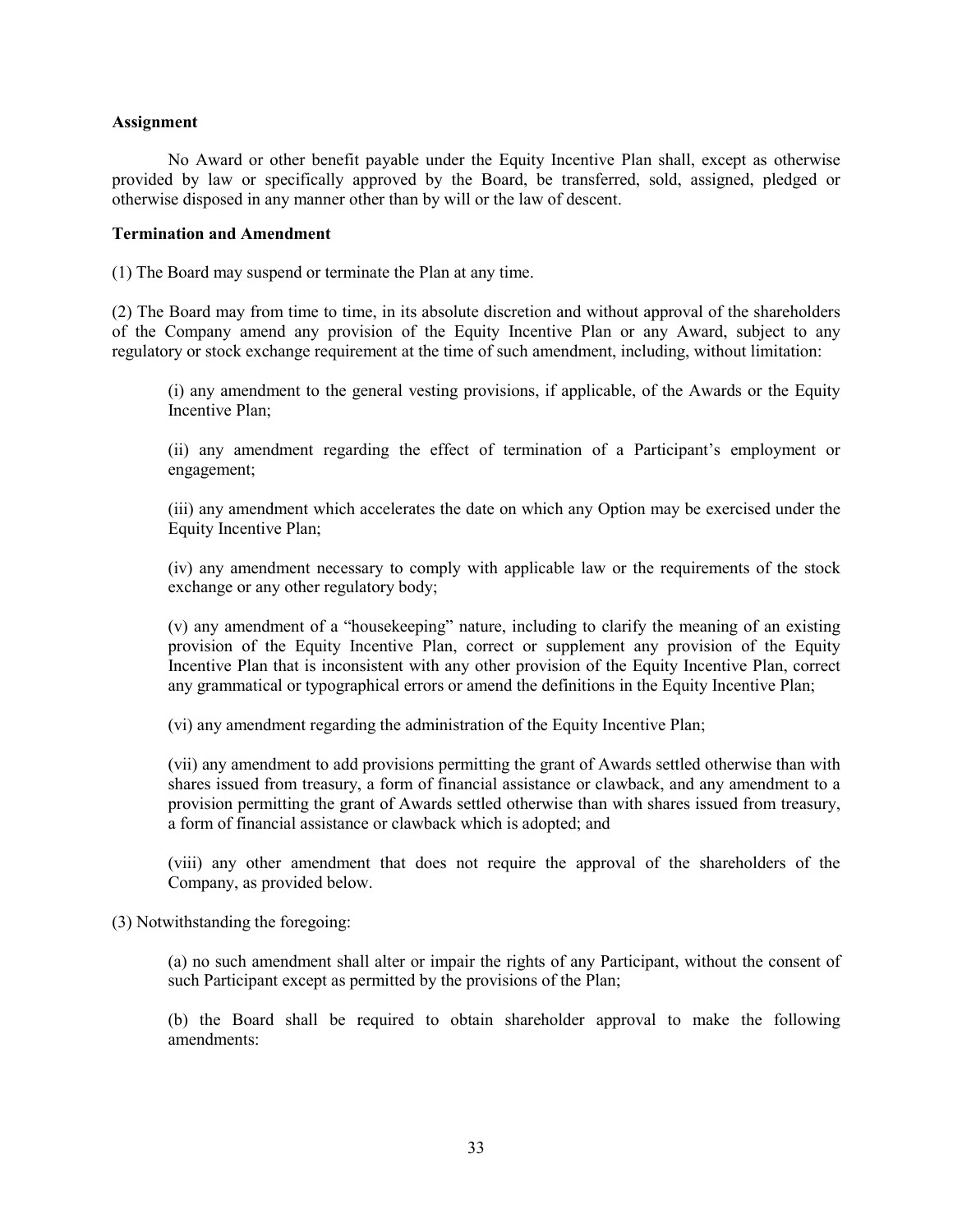**Assignment**

No Award or other benefit payable under the Equity Incentive Plan shall, except as otherwise provided by law or specifically approved by the Board, be transferred, sold, assigned, pledged or otherwise disposed in any manner other than by will or the law of descent.

**Termination and Amendment**

(1) The Board may suspend or terminate the Plan at any time.

(2) The Board may from time to time, in its absolute discretion and without approval of the shareholders of the Company amend any provision of the Equity Incentive Plan or any Award, subject to any regulatory or stock exchange requirement at the time of such amendment, including, without limitation:

> (i) any amendment to the general vesting provisions, if applicable, of the Awards or the Equity Incentive Plan;
>
> (ii) any amendment regarding the effect of termination of a Participant's employment or engagement;
>
> (iii) any amendment which accelerates the date on which any Option may be exercised under the Equity Incentive Plan;
>
> (iv) any amendment necessary to comply with applicable law or the requirements of the stock exchange or any other regulatory body;
>
> (v) any amendment of a "housekeeping" nature, including to clarify the meaning of an existing provision of the Equity Incentive Plan, correct or supplement any provision of the Equity Incentive Plan that is inconsistent with any other provision of the Equity Incentive Plan, correct any grammatical or typographical errors or amend the definitions in the Equity Incentive Plan;
>
> (vi) any amendment regarding the administration of the Equity Incentive Plan;
>
> (vii) any amendment to add provisions permitting the grant of Awards settled otherwise than with shares issued from treasury, a form of financial assistance or clawback, and any amendment to a provision permitting the grant of Awards settled otherwise than with shares issued from treasury, a form of financial assistance or clawback which is adopted; and
>
> (viii) any other amendment that does not require the approval of the shareholders of the Company, as provided below.

(3) Notwithstanding the foregoing:

> (a) no such amendment shall alter or impair the rights of any Participant, without the consent of such Participant except as permitted by the provisions of the Plan;
>
> (b) the Board shall be required to obtain shareholder approval to make the following amendments: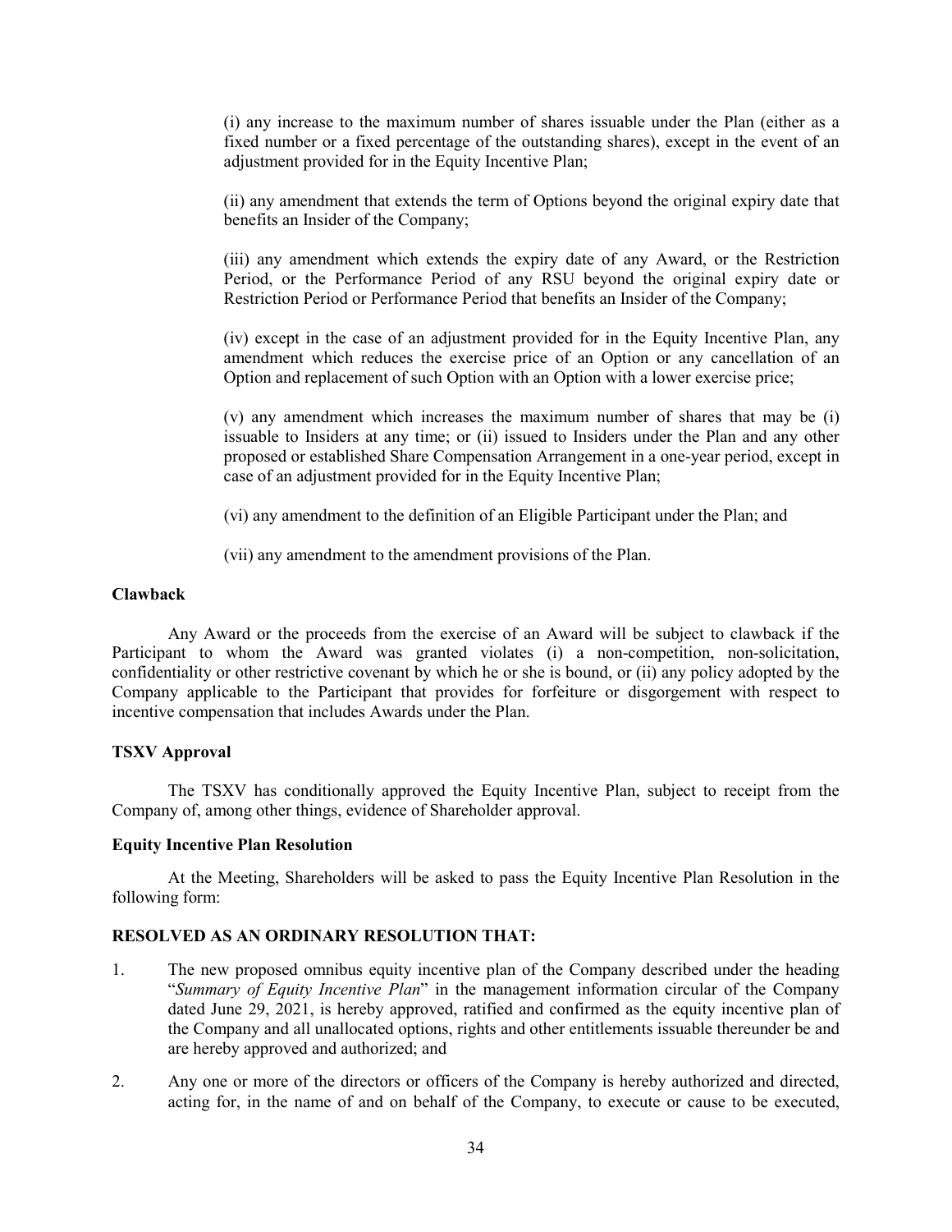(i) any increase to the maximum number of shares issuable under the Plan (either as a fixed number or a fixed percentage of the outstanding shares), except in the event of an adjustment provided for in the Equity Incentive Plan;

(ii) any amendment that extends the term of Options beyond the original expiry date that benefits an Insider of the Company;

(iii) any amendment which extends the expiry date of any Award, or the Restriction Period, or the Performance Period of any RSU beyond the original expiry date or Restriction Period or Performance Period that benefits an Insider of the Company;

(iv) except in the case of an adjustment provided for in the Equity Incentive Plan, any amendment which reduces the exercise price of an Option or any cancellation of an Option and replacement of such Option with an Option with a lower exercise price;

(v) any amendment which increases the maximum number of shares that may be (i) issuable to Insiders at any time; or (ii) issued to Insiders under the Plan and any other proposed or established Share Compensation Arrangement in a one-year period, except in case of an adjustment provided for in the Equity Incentive Plan;

(vi) any amendment to the definition of an Eligible Participant under the Plan; and

(vii) any amendment to the amendment provisions of the Plan.

**Clawback**

Any Award or the proceeds from the exercise of an Award will be subject to clawback if the Participant to whom the Award was granted violates (i) a non-competition, non-solicitation, confidentiality or other restrictive covenant by which he or she is bound, or (ii) any policy adopted by the Company applicable to the Participant that provides for forfeiture or disgorgement with respect to incentive compensation that includes Awards under the Plan.

**TSXV Approval**

The TSXV has conditionally approved the Equity Incentive Plan, subject to receipt from the Company of, among other things, evidence of Shareholder approval.

**Equity Incentive Plan Resolution**

At the Meeting, Shareholders will be asked to pass the Equity Incentive Plan Resolution in the following form:

**RESOLVED AS AN ORDINARY RESOLUTION THAT:**

1. The new proposed omnibus equity incentive plan of the Company described under the heading "*Summary of Equity Incentive Plan*" in the management information circular of the Company dated June 29, 2021, is hereby approved, ratified and confirmed as the equity incentive plan of the Company and all unallocated options, rights and other entitlements issuable thereunder be and are hereby approved and authorized; and

2. Any one or more of the directors or officers of the Company is hereby authorized and directed, acting for, in the name of and on behalf of the Company, to execute or cause to be executed,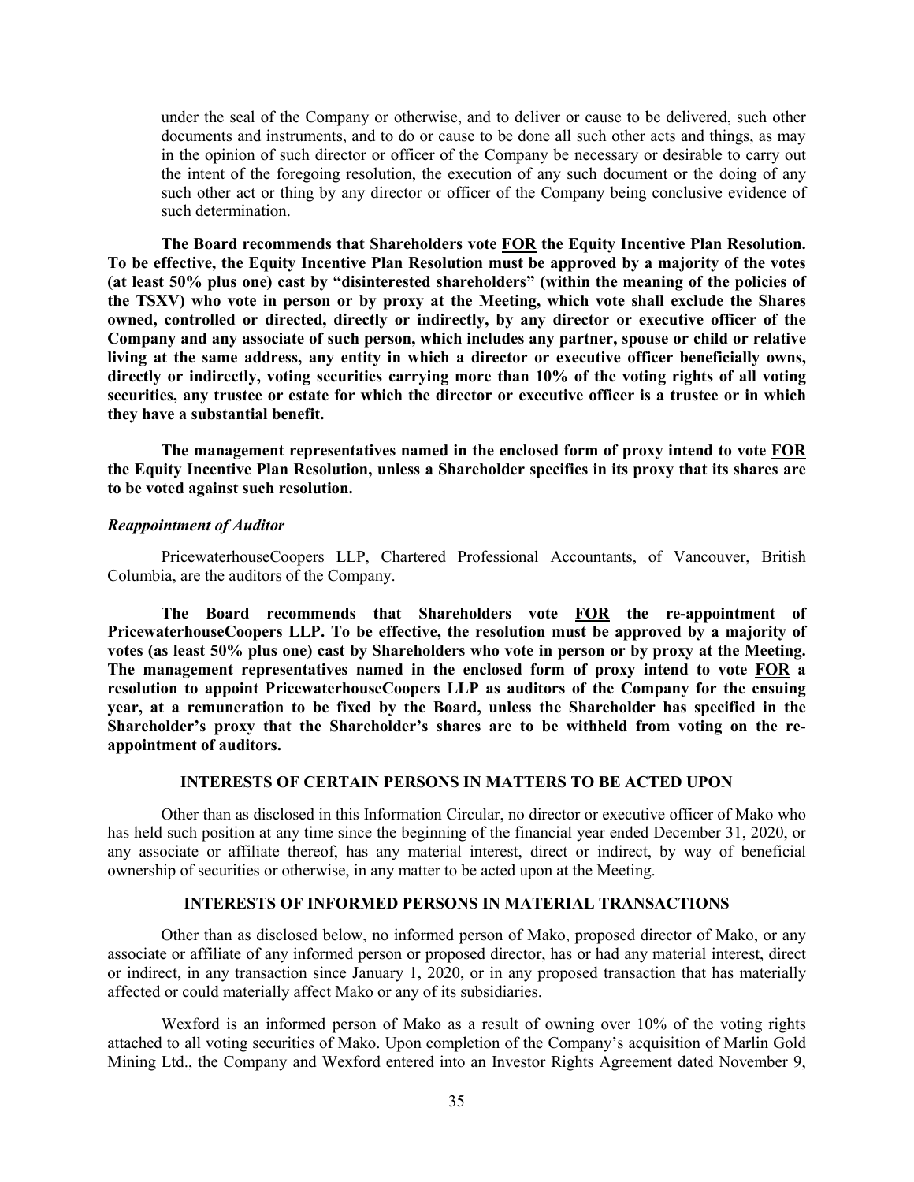under the seal of the Company or otherwise, and to deliver or cause to be delivered, such other documents and instruments, and to do or cause to be done all such other acts and things, as may in the opinion of such director or officer of the Company be necessary or desirable to carry out the intent of the foregoing resolution, the execution of any such document or the doing of any such other act or thing by any director or officer of the Company being conclusive evidence of such determination.

**The Board recommends that Shareholders vote FOR the Equity Incentive Plan Resolution. To be effective, the Equity Incentive Plan Resolution must be approved by a majority of the votes (at least 50% plus one) cast by "disinterested shareholders" (within the meaning of the policies of the TSXV) who vote in person or by proxy at the Meeting, which vote shall exclude the Shares owned, controlled or directed, directly or indirectly, by any director or executive officer of the Company and any associate of such person, which includes any partner, spouse or child or relative living at the same address, any entity in which a director or executive officer beneficially owns, directly or indirectly, voting securities carrying more than 10% of the voting rights of all voting securities, any trustee or estate for which the director or executive officer is a trustee or in which they have a substantial benefit.**

**The management representatives named in the enclosed form of proxy intend to vote FOR the Equity Incentive Plan Resolution, unless a Shareholder specifies in its proxy that its shares are to be voted against such resolution.**

***Reappointment of Auditor***

PricewaterhouseCoopers LLP, Chartered Professional Accountants, of Vancouver, British Columbia, are the auditors of the Company.

**The Board recommends that Shareholders vote FOR the re-appointment of PricewaterhouseCoopers LLP. To be effective, the resolution must be approved by a majority of votes (as least 50% plus one) cast by Shareholders who vote in person or by proxy at the Meeting. The management representatives named in the enclosed form of proxy intend to vote FOR a resolution to appoint PricewaterhouseCoopers LLP as auditors of the Company for the ensuing year, at a remuneration to be fixed by the Board, unless the Shareholder has specified in the Shareholder's proxy that the Shareholder's shares are to be withheld from voting on the re-appointment of auditors.**

## INTERESTS OF CERTAIN PERSONS IN MATTERS TO BE ACTED UPON

Other than as disclosed in this Information Circular, no director or executive officer of Mako who has held such position at any time since the beginning of the financial year ended December 31, 2020, or any associate or affiliate thereof, has any material interest, direct or indirect, by way of beneficial ownership of securities or otherwise, in any matter to be acted upon at the Meeting.

## INTERESTS OF INFORMED PERSONS IN MATERIAL TRANSACTIONS

Other than as disclosed below, no informed person of Mako, proposed director of Mako, or any associate or affiliate of any informed person or proposed director, has or had any material interest, direct or indirect, in any transaction since January 1, 2020, or in any proposed transaction that has materially affected or could materially affect Mako or any of its subsidiaries.

Wexford is an informed person of Mako as a result of owning over 10% of the voting rights attached to all voting securities of Mako. Upon completion of the Company's acquisition of Marlin Gold Mining Ltd., the Company and Wexford entered into an Investor Rights Agreement dated November 9,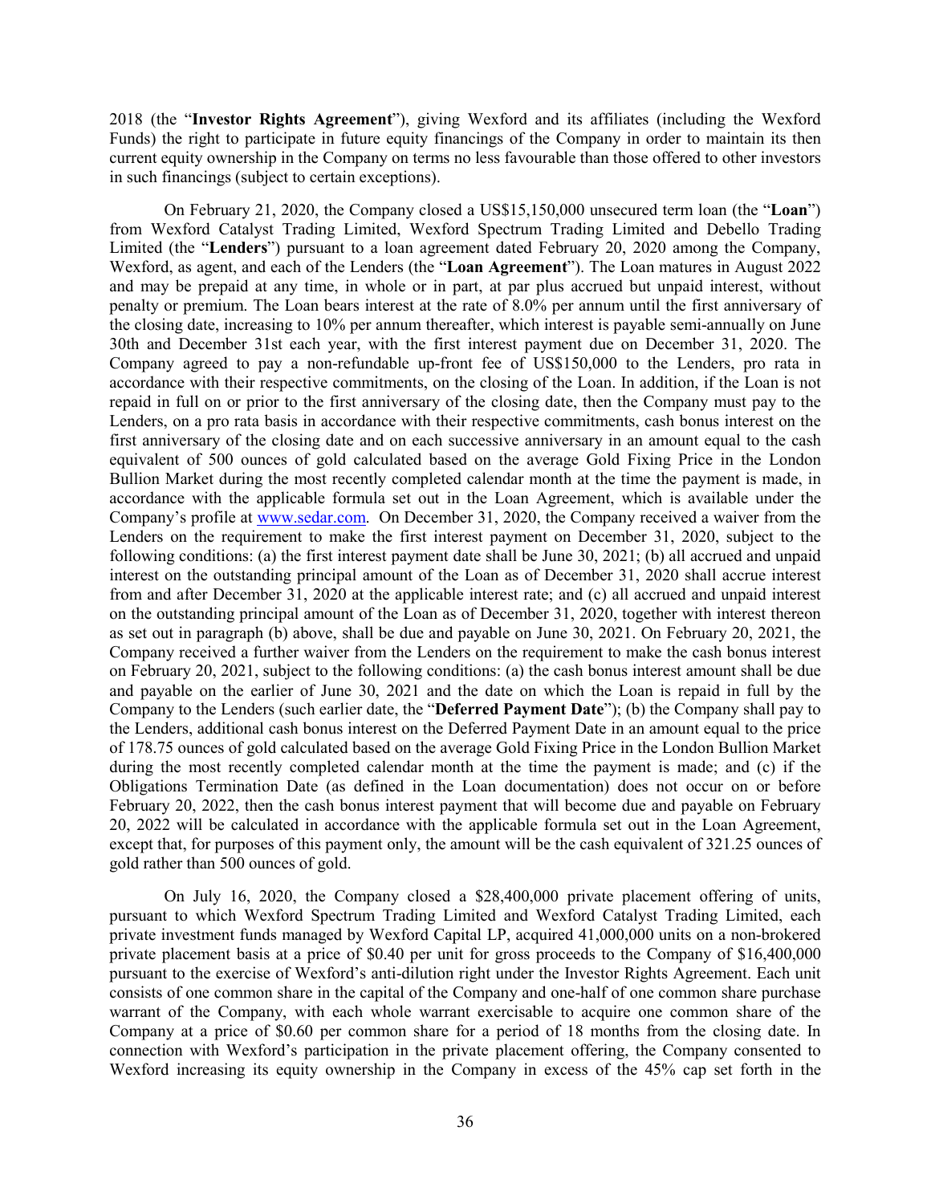2018 (the "**Investor Rights Agreement**"), giving Wexford and its affiliates (including the Wexford Funds) the right to participate in future equity financings of the Company in order to maintain its then current equity ownership in the Company on terms no less favourable than those offered to other investors in such financings (subject to certain exceptions).

On February 21, 2020, the Company closed a US$15,150,000 unsecured term loan (the "**Loan**") from Wexford Catalyst Trading Limited, Wexford Spectrum Trading Limited and Debello Trading Limited (the "**Lenders**") pursuant to a loan agreement dated February 20, 2020 among the Company, Wexford, as agent, and each of the Lenders (the "**Loan Agreement**"). The Loan matures in August 2022 and may be prepaid at any time, in whole or in part, at par plus accrued but unpaid interest, without penalty or premium. The Loan bears interest at the rate of 8.0% per annum until the first anniversary of the closing date, increasing to 10% per annum thereafter, which interest is payable semi-annually on June 30th and December 31st each year, with the first interest payment due on December 31, 2020. The Company agreed to pay a non-refundable up-front fee of US$150,000 to the Lenders, pro rata in accordance with their respective commitments, on the closing of the Loan. In addition, if the Loan is not repaid in full on or prior to the first anniversary of the closing date, then the Company must pay to the Lenders, on a pro rata basis in accordance with their respective commitments, cash bonus interest on the first anniversary of the closing date and on each successive anniversary in an amount equal to the cash equivalent of 500 ounces of gold calculated based on the average Gold Fixing Price in the London Bullion Market during the most recently completed calendar month at the time the payment is made, in accordance with the applicable formula set out in the Loan Agreement, which is available under the Company's profile at www.sedar.com. On December 31, 2020, the Company received a waiver from the Lenders on the requirement to make the first interest payment on December 31, 2020, subject to the following conditions: (a) the first interest payment date shall be June 30, 2021; (b) all accrued and unpaid interest on the outstanding principal amount of the Loan as of December 31, 2020 shall accrue interest from and after December 31, 2020 at the applicable interest rate; and (c) all accrued and unpaid interest on the outstanding principal amount of the Loan as of December 31, 2020, together with interest thereon as set out in paragraph (b) above, shall be due and payable on June 30, 2021. On February 20, 2021, the Company received a further waiver from the Lenders on the requirement to make the cash bonus interest on February 20, 2021, subject to the following conditions: (a) the cash bonus interest amount shall be due and payable on the earlier of June 30, 2021 and the date on which the Loan is repaid in full by the Company to the Lenders (such earlier date, the "**Deferred Payment Date**"); (b) the Company shall pay to the Lenders, additional cash bonus interest on the Deferred Payment Date in an amount equal to the price of 178.75 ounces of gold calculated based on the average Gold Fixing Price in the London Bullion Market during the most recently completed calendar month at the time the payment is made; and (c) if the Obligations Termination Date (as defined in the Loan documentation) does not occur on or before February 20, 2022, then the cash bonus interest payment that will become due and payable on February 20, 2022 will be calculated in accordance with the applicable formula set out in the Loan Agreement, except that, for purposes of this payment only, the amount will be the cash equivalent of 321.25 ounces of gold rather than 500 ounces of gold.

On July 16, 2020, the Company closed a $28,400,000 private placement offering of units, pursuant to which Wexford Spectrum Trading Limited and Wexford Catalyst Trading Limited, each private investment funds managed by Wexford Capital LP, acquired 41,000,000 units on a non-brokered private placement basis at a price of $0.40 per unit for gross proceeds to the Company of $16,400,000 pursuant to the exercise of Wexford's anti-dilution right under the Investor Rights Agreement. Each unit consists of one common share in the capital of the Company and one-half of one common share purchase warrant of the Company, with each whole warrant exercisable to acquire one common share of the Company at a price of $0.60 per common share for a period of 18 months from the closing date. In connection with Wexford's participation in the private placement offering, the Company consented to Wexford increasing its equity ownership in the Company in excess of the 45% cap set forth in the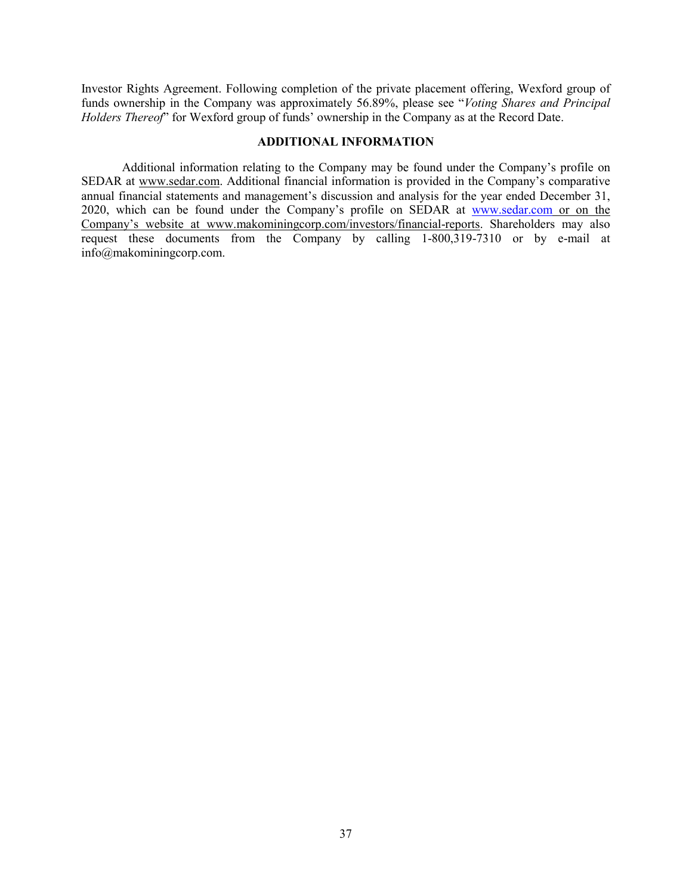Investor Rights Agreement. Following completion of the private placement offering, Wexford group of funds ownership in the Company was approximately 56.89%, please see "*Voting Shares and Principal Holders Thereof*" for Wexford group of funds' ownership in the Company as at the Record Date.

## ADDITIONAL INFORMATION

Additional information relating to the Company may be found under the Company's profile on SEDAR at www.sedar.com. Additional financial information is provided in the Company's comparative annual financial statements and management's discussion and analysis for the year ended December 31, 2020, which can be found under the Company's profile on SEDAR at www.sedar.com or on the Company's website at www.makominingcorp.com/investors/financial-reports. Shareholders may also request these documents from the Company by calling 1-800,319-7310 or by e-mail at info@makominingcorp.com.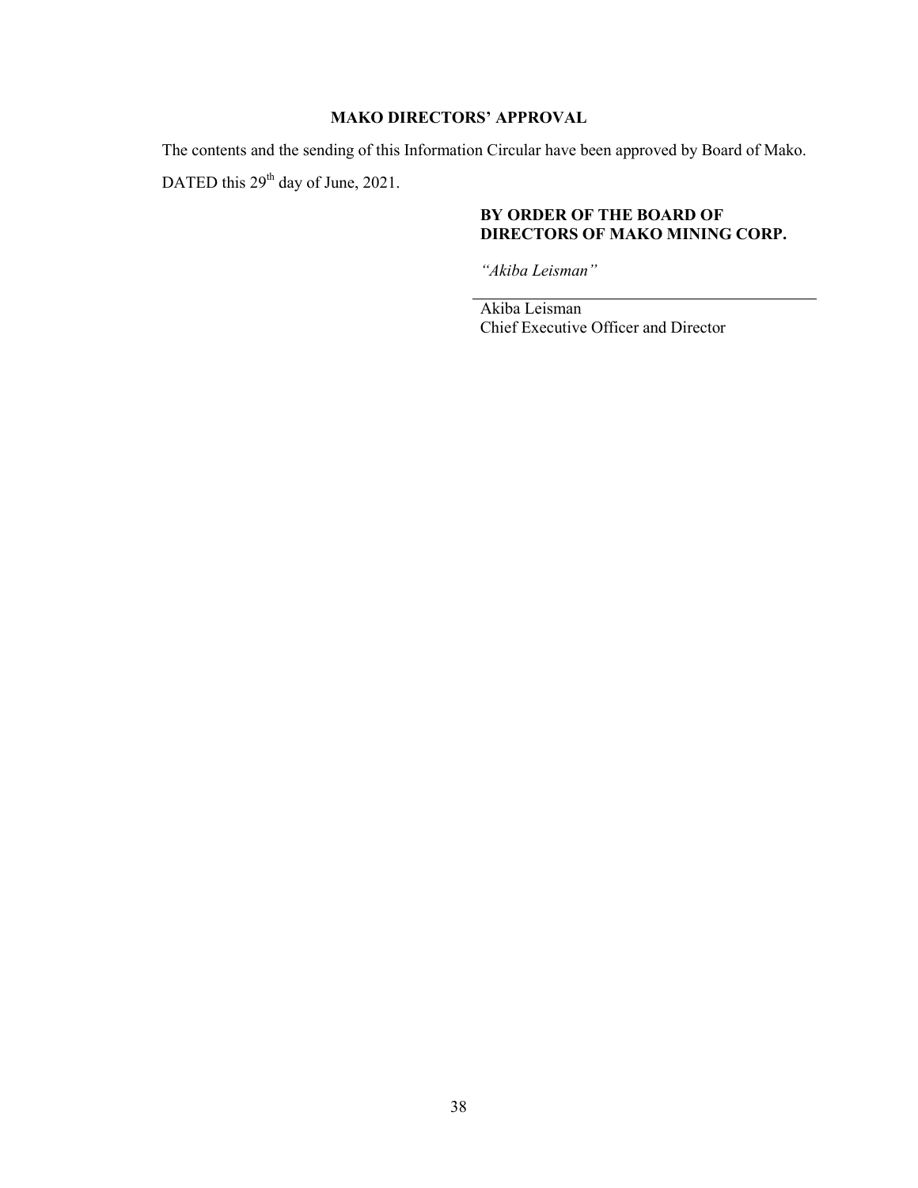## MAKO DIRECTORS' APPROVAL

The contents and the sending of this Information Circular have been approved by Board of Mako.

DATED this 29th day of June, 2021.

**BY ORDER OF THE BOARD OF DIRECTORS OF MAKO MINING CORP.**

*"Akiba Leisman"*

Akiba Leisman
Chief Executive Officer and Director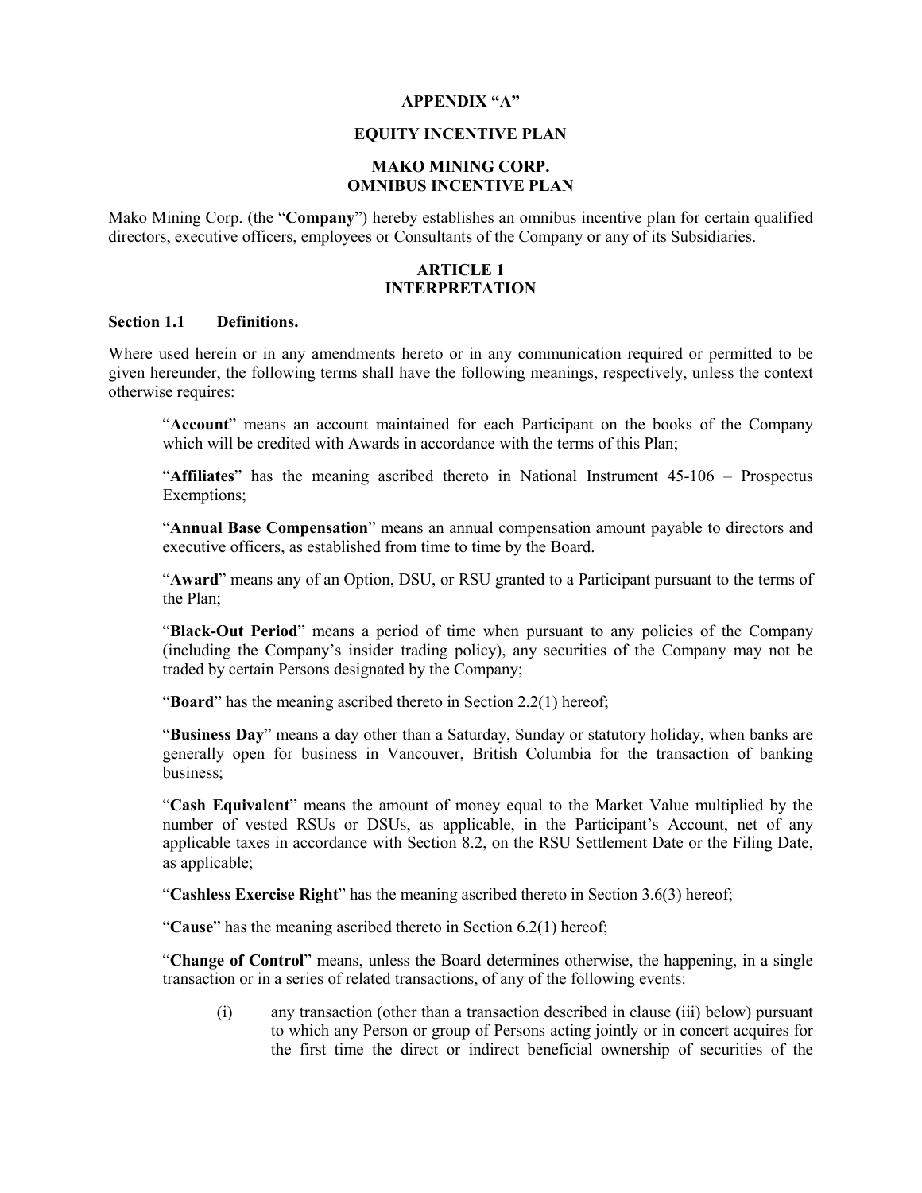**APPENDIX "A"**

**EQUITY INCENTIVE PLAN**

**MAKO MINING CORP.**
**OMNIBUS INCENTIVE PLAN**

Mako Mining Corp. (the "**Company**") hereby establishes an omnibus incentive plan for certain qualified directors, executive officers, employees or Consultants of the Company or any of its Subsidiaries.

## ARTICLE 1
## INTERPRETATION

### Section 1.1 Definitions.

Where used herein or in any amendments hereto or in any communication required or permitted to be given hereunder, the following terms shall have the following meanings, respectively, unless the context otherwise requires:

"**Account**" means an account maintained for each Participant on the books of the Company which will be credited with Awards in accordance with the terms of this Plan;

"**Affiliates**" has the meaning ascribed thereto in National Instrument 45-106 – Prospectus Exemptions;

"**Annual Base Compensation**" means an annual compensation amount payable to directors and executive officers, as established from time to time by the Board.

"**Award**" means any of an Option, DSU, or RSU granted to a Participant pursuant to the terms of the Plan;

"**Black-Out Period**" means a period of time when pursuant to any policies of the Company (including the Company's insider trading policy), any securities of the Company may not be traded by certain Persons designated by the Company;

"**Board**" has the meaning ascribed thereto in Section 2.2(1) hereof;

"**Business Day**" means a day other than a Saturday, Sunday or statutory holiday, when banks are generally open for business in Vancouver, British Columbia for the transaction of banking business;

"**Cash Equivalent**" means the amount of money equal to the Market Value multiplied by the number of vested RSUs or DSUs, as applicable, in the Participant's Account, net of any applicable taxes in accordance with Section 8.2, on the RSU Settlement Date or the Filing Date, as applicable;

"**Cashless Exercise Right**" has the meaning ascribed thereto in Section 3.6(3) hereof;

"**Cause**" has the meaning ascribed thereto in Section 6.2(1) hereof;

"**Change of Control**" means, unless the Board determines otherwise, the happening, in a single transaction or in a series of related transactions, of any of the following events:

(i) any transaction (other than a transaction described in clause (iii) below) pursuant to which any Person or group of Persons acting jointly or in concert acquires for the first time the direct or indirect beneficial ownership of securities of the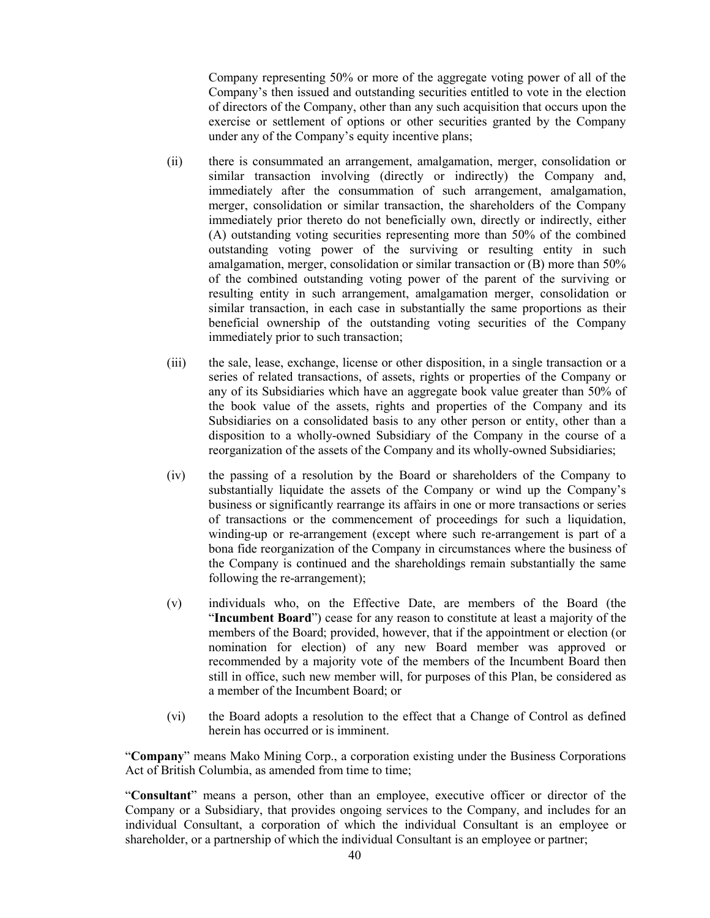Company representing 50% or more of the aggregate voting power of all of the Company's then issued and outstanding securities entitled to vote in the election of directors of the Company, other than any such acquisition that occurs upon the exercise or settlement of options or other securities granted by the Company under any of the Company's equity incentive plans;

(ii) there is consummated an arrangement, amalgamation, merger, consolidation or similar transaction involving (directly or indirectly) the Company and, immediately after the consummation of such arrangement, amalgamation, merger, consolidation or similar transaction, the shareholders of the Company immediately prior thereto do not beneficially own, directly or indirectly, either (A) outstanding voting securities representing more than 50% of the combined outstanding voting power of the surviving or resulting entity in such amalgamation, merger, consolidation or similar transaction or (B) more than 50% of the combined outstanding voting power of the parent of the surviving or resulting entity in such arrangement, amalgamation merger, consolidation or similar transaction, in each case in substantially the same proportions as their beneficial ownership of the outstanding voting securities of the Company immediately prior to such transaction;

(iii) the sale, lease, exchange, license or other disposition, in a single transaction or a series of related transactions, of assets, rights or properties of the Company or any of its Subsidiaries which have an aggregate book value greater than 50% of the book value of the assets, rights and properties of the Company and its Subsidiaries on a consolidated basis to any other person or entity, other than a disposition to a wholly-owned Subsidiary of the Company in the course of a reorganization of the assets of the Company and its wholly-owned Subsidiaries;

(iv) the passing of a resolution by the Board or shareholders of the Company to substantially liquidate the assets of the Company or wind up the Company's business or significantly rearrange its affairs in one or more transactions or series of transactions or the commencement of proceedings for such a liquidation, winding-up or re-arrangement (except where such re-arrangement is part of a bona fide reorganization of the Company in circumstances where the business of the Company is continued and the shareholdings remain substantially the same following the re-arrangement);

(v) individuals who, on the Effective Date, are members of the Board (the "**Incumbent Board**") cease for any reason to constitute at least a majority of the members of the Board; provided, however, that if the appointment or election (or nomination for election) of any new Board member was approved or recommended by a majority vote of the members of the Incumbent Board then still in office, such new member will, for purposes of this Plan, be considered as a member of the Incumbent Board; or

(vi) the Board adopts a resolution to the effect that a Change of Control as defined herein has occurred or is imminent.

"**Company**" means Mako Mining Corp., a corporation existing under the Business Corporations Act of British Columbia, as amended from time to time;

"**Consultant**" means a person, other than an employee, executive officer or director of the Company or a Subsidiary, that provides ongoing services to the Company, and includes for an individual Consultant, a corporation of which the individual Consultant is an employee or shareholder, or a partnership of which the individual Consultant is an employee or partner;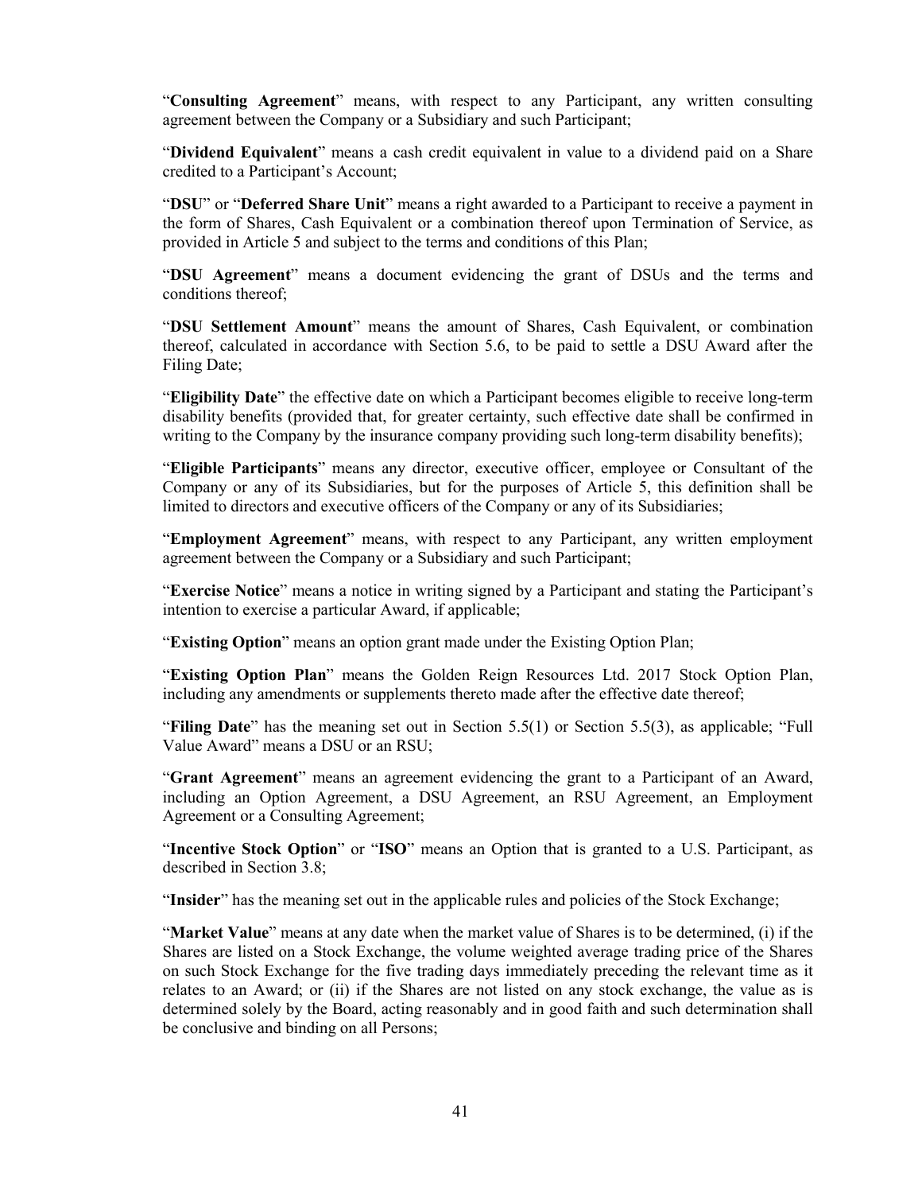"**Consulting Agreement**" means, with respect to any Participant, any written consulting agreement between the Company or a Subsidiary and such Participant;

"**Dividend Equivalent**" means a cash credit equivalent in value to a dividend paid on a Share credited to a Participant's Account;

"**DSU**" or "**Deferred Share Unit**" means a right awarded to a Participant to receive a payment in the form of Shares, Cash Equivalent or a combination thereof upon Termination of Service, as provided in Article 5 and subject to the terms and conditions of this Plan;

"**DSU Agreement**" means a document evidencing the grant of DSUs and the terms and conditions thereof;

"**DSU Settlement Amount**" means the amount of Shares, Cash Equivalent, or combination thereof, calculated in accordance with Section 5.6, to be paid to settle a DSU Award after the Filing Date;

"**Eligibility Date**" the effective date on which a Participant becomes eligible to receive long-term disability benefits (provided that, for greater certainty, such effective date shall be confirmed in writing to the Company by the insurance company providing such long-term disability benefits);

"**Eligible Participants**" means any director, executive officer, employee or Consultant of the Company or any of its Subsidiaries, but for the purposes of Article 5, this definition shall be limited to directors and executive officers of the Company or any of its Subsidiaries;

"**Employment Agreement**" means, with respect to any Participant, any written employment agreement between the Company or a Subsidiary and such Participant;

"**Exercise Notice**" means a notice in writing signed by a Participant and stating the Participant's intention to exercise a particular Award, if applicable;

"**Existing Option**" means an option grant made under the Existing Option Plan;

"**Existing Option Plan**" means the Golden Reign Resources Ltd. 2017 Stock Option Plan, including any amendments or supplements thereto made after the effective date thereof;

"**Filing Date**" has the meaning set out in Section 5.5(1) or Section 5.5(3), as applicable; "Full Value Award" means a DSU or an RSU;

"**Grant Agreement**" means an agreement evidencing the grant to a Participant of an Award, including an Option Agreement, a DSU Agreement, an RSU Agreement, an Employment Agreement or a Consulting Agreement;

"**Incentive Stock Option**" or "**ISO**" means an Option that is granted to a U.S. Participant, as described in Section 3.8;

"**Insider**" has the meaning set out in the applicable rules and policies of the Stock Exchange;

"**Market Value**" means at any date when the market value of Shares is to be determined, (i) if the Shares are listed on a Stock Exchange, the volume weighted average trading price of the Shares on such Stock Exchange for the five trading days immediately preceding the relevant time as it relates to an Award; or (ii) if the Shares are not listed on any stock exchange, the value as is determined solely by the Board, acting reasonably and in good faith and such determination shall be conclusive and binding on all Persons;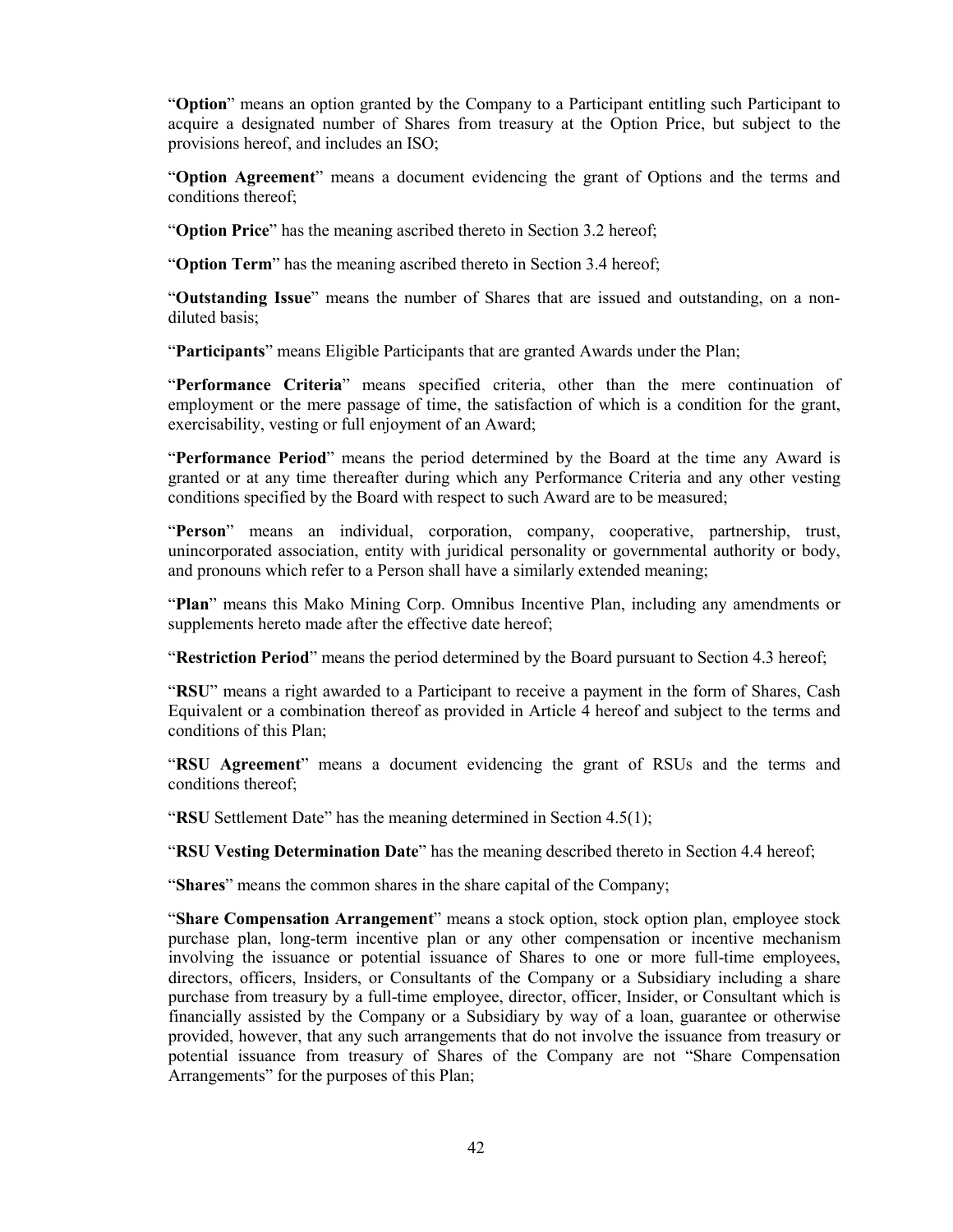"**Option**" means an option granted by the Company to a Participant entitling such Participant to acquire a designated number of Shares from treasury at the Option Price, but subject to the provisions hereof, and includes an ISO;

"**Option Agreement**" means a document evidencing the grant of Options and the terms and conditions thereof;

"**Option Price**" has the meaning ascribed thereto in Section 3.2 hereof;

"**Option Term**" has the meaning ascribed thereto in Section 3.4 hereof;

"**Outstanding Issue**" means the number of Shares that are issued and outstanding, on a non-diluted basis;

"**Participants**" means Eligible Participants that are granted Awards under the Plan;

"**Performance Criteria**" means specified criteria, other than the mere continuation of employment or the mere passage of time, the satisfaction of which is a condition for the grant, exercisability, vesting or full enjoyment of an Award;

"**Performance Period**" means the period determined by the Board at the time any Award is granted or at any time thereafter during which any Performance Criteria and any other vesting conditions specified by the Board with respect to such Award are to be measured;

"**Person**" means an individual, corporation, company, cooperative, partnership, trust, unincorporated association, entity with juridical personality or governmental authority or body, and pronouns which refer to a Person shall have a similarly extended meaning;

"**Plan**" means this Mako Mining Corp. Omnibus Incentive Plan, including any amendments or supplements hereto made after the effective date hereof;

"**Restriction Period**" means the period determined by the Board pursuant to Section 4.3 hereof;

"**RSU**" means a right awarded to a Participant to receive a payment in the form of Shares, Cash Equivalent or a combination thereof as provided in Article 4 hereof and subject to the terms and conditions of this Plan;

"**RSU Agreement**" means a document evidencing the grant of RSUs and the terms and conditions thereof;

"**RSU** Settlement Date" has the meaning determined in Section 4.5(1);

"**RSU Vesting Determination Date**" has the meaning described thereto in Section 4.4 hereof;

"**Shares**" means the common shares in the share capital of the Company;

"**Share Compensation Arrangement**" means a stock option, stock option plan, employee stock purchase plan, long-term incentive plan or any other compensation or incentive mechanism involving the issuance or potential issuance of Shares to one or more full-time employees, directors, officers, Insiders, or Consultants of the Company or a Subsidiary including a share purchase from treasury by a full-time employee, director, officer, Insider, or Consultant which is financially assisted by the Company or a Subsidiary by way of a loan, guarantee or otherwise provided, however, that any such arrangements that do not involve the issuance from treasury or potential issuance from treasury of Shares of the Company are not "Share Compensation Arrangements" for the purposes of this Plan;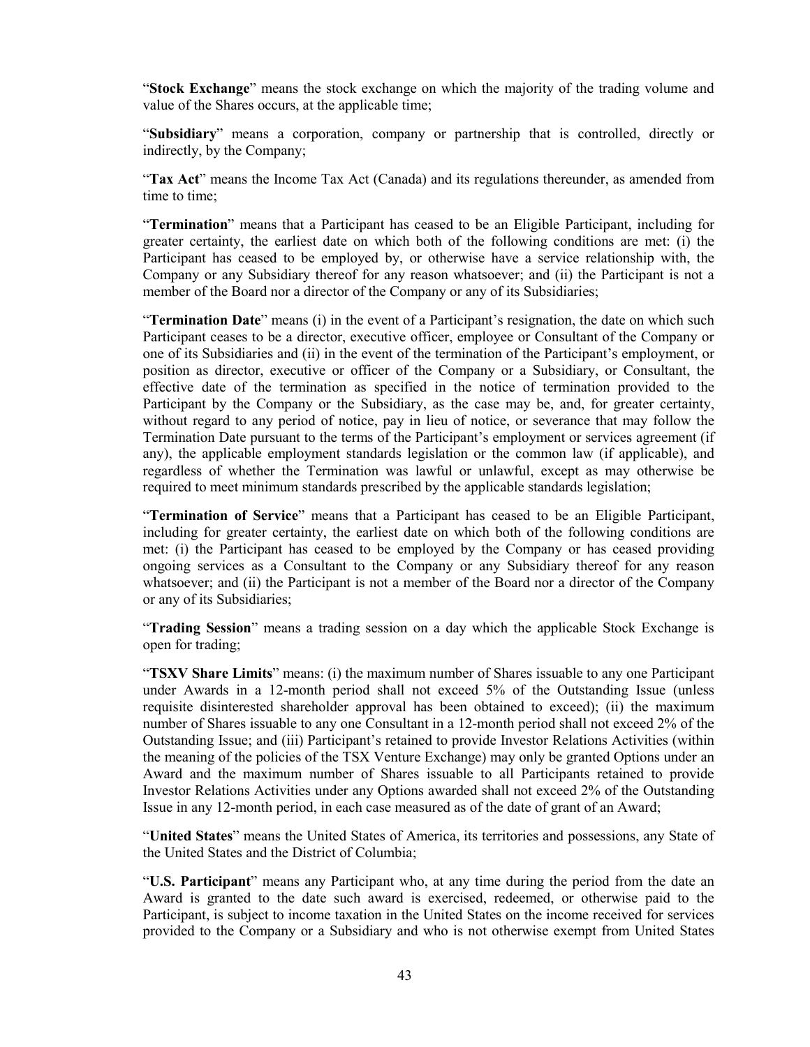"**Stock Exchange**" means the stock exchange on which the majority of the trading volume and value of the Shares occurs, at the applicable time;

"**Subsidiary**" means a corporation, company or partnership that is controlled, directly or indirectly, by the Company;

"**Tax Act**" means the Income Tax Act (Canada) and its regulations thereunder, as amended from time to time;

"**Termination**" means that a Participant has ceased to be an Eligible Participant, including for greater certainty, the earliest date on which both of the following conditions are met: (i) the Participant has ceased to be employed by, or otherwise have a service relationship with, the Company or any Subsidiary thereof for any reason whatsoever; and (ii) the Participant is not a member of the Board nor a director of the Company or any of its Subsidiaries;

"**Termination Date**" means (i) in the event of a Participant's resignation, the date on which such Participant ceases to be a director, executive officer, employee or Consultant of the Company or one of its Subsidiaries and (ii) in the event of the termination of the Participant's employment, or position as director, executive or officer of the Company or a Subsidiary, or Consultant, the effective date of the termination as specified in the notice of termination provided to the Participant by the Company or the Subsidiary, as the case may be, and, for greater certainty, without regard to any period of notice, pay in lieu of notice, or severance that may follow the Termination Date pursuant to the terms of the Participant's employment or services agreement (if any), the applicable employment standards legislation or the common law (if applicable), and regardless of whether the Termination was lawful or unlawful, except as may otherwise be required to meet minimum standards prescribed by the applicable standards legislation;

"**Termination of Service**" means that a Participant has ceased to be an Eligible Participant, including for greater certainty, the earliest date on which both of the following conditions are met: (i) the Participant has ceased to be employed by the Company or has ceased providing ongoing services as a Consultant to the Company or any Subsidiary thereof for any reason whatsoever; and (ii) the Participant is not a member of the Board nor a director of the Company or any of its Subsidiaries;

"**Trading Session**" means a trading session on a day which the applicable Stock Exchange is open for trading;

"**TSXV Share Limits**" means: (i) the maximum number of Shares issuable to any one Participant under Awards in a 12-month period shall not exceed 5% of the Outstanding Issue (unless requisite disinterested shareholder approval has been obtained to exceed); (ii) the maximum number of Shares issuable to any one Consultant in a 12-month period shall not exceed 2% of the Outstanding Issue; and (iii) Participant's retained to provide Investor Relations Activities (within the meaning of the policies of the TSX Venture Exchange) may only be granted Options under an Award and the maximum number of Shares issuable to all Participants retained to provide Investor Relations Activities under any Options awarded shall not exceed 2% of the Outstanding Issue in any 12-month period, in each case measured as of the date of grant of an Award;

"**United States**" means the United States of America, its territories and possessions, any State of the United States and the District of Columbia;

"**U.S. Participant**" means any Participant who, at any time during the period from the date an Award is granted to the date such award is exercised, redeemed, or otherwise paid to the Participant, is subject to income taxation in the United States on the income received for services provided to the Company or a Subsidiary and who is not otherwise exempt from United States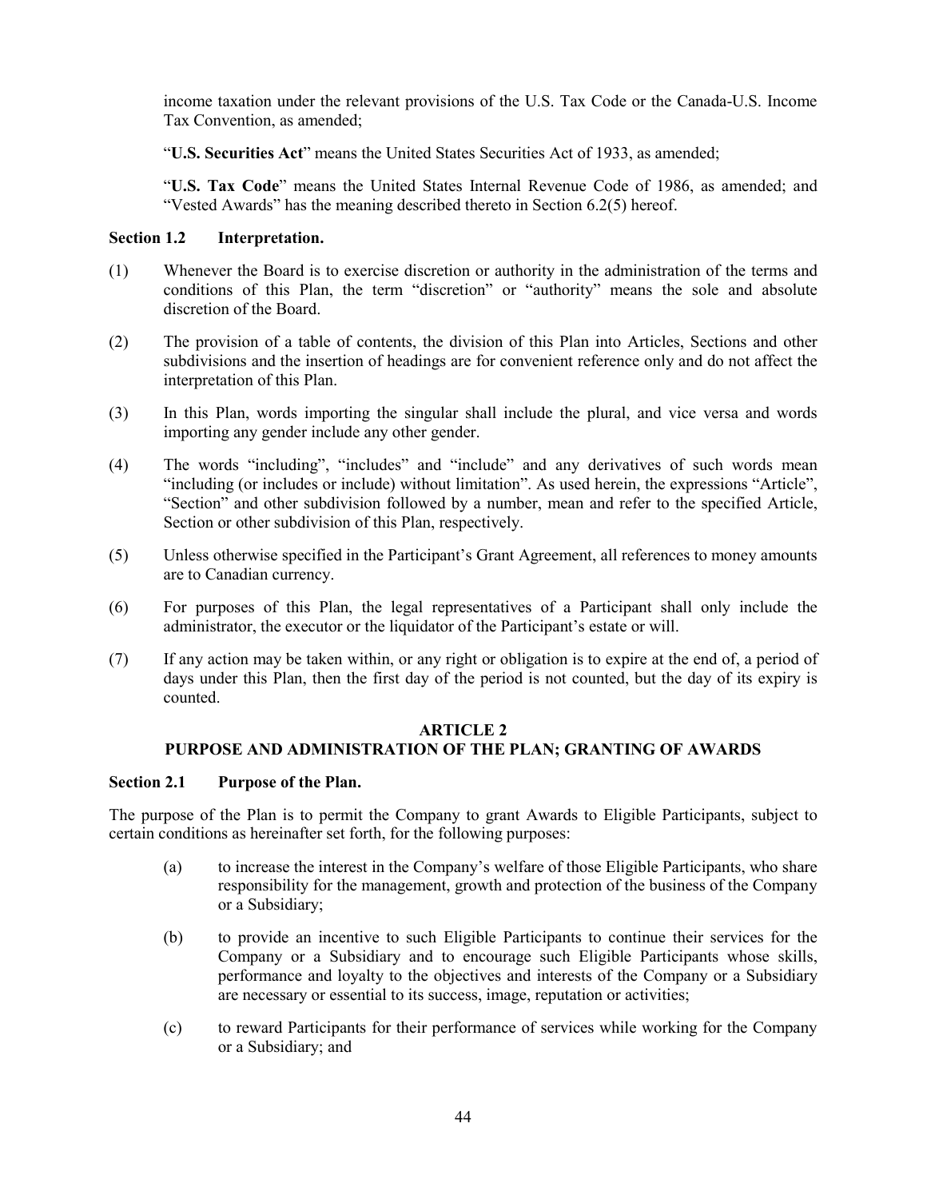income taxation under the relevant provisions of the U.S. Tax Code or the Canada-U.S. Income Tax Convention, as amended;

"**U.S. Securities Act**" means the United States Securities Act of 1933, as amended;

"**U.S. Tax Code**" means the United States Internal Revenue Code of 1986, as amended; and "Vested Awards" has the meaning described thereto in Section 6.2(5) hereof.

**Section 1.2 Interpretation.**

(1) Whenever the Board is to exercise discretion or authority in the administration of the terms and conditions of this Plan, the term "discretion" or "authority" means the sole and absolute discretion of the Board.

(2) The provision of a table of contents, the division of this Plan into Articles, Sections and other subdivisions and the insertion of headings are for convenient reference only and do not affect the interpretation of this Plan.

(3) In this Plan, words importing the singular shall include the plural, and vice versa and words importing any gender include any other gender.

(4) The words "including", "includes" and "include" and any derivatives of such words mean "including (or includes or include) without limitation". As used herein, the expressions "Article", "Section" and other subdivision followed by a number, mean and refer to the specified Article, Section or other subdivision of this Plan, respectively.

(5) Unless otherwise specified in the Participant's Grant Agreement, all references to money amounts are to Canadian currency.

(6) For purposes of this Plan, the legal representatives of a Participant shall only include the administrator, the executor or the liquidator of the Participant's estate or will.

(7) If any action may be taken within, or any right or obligation is to expire at the end of, a period of days under this Plan, then the first day of the period is not counted, but the day of its expiry is counted.

## ARTICLE 2
## PURPOSE AND ADMINISTRATION OF THE PLAN; GRANTING OF AWARDS

**Section 2.1 Purpose of the Plan.**

The purpose of the Plan is to permit the Company to grant Awards to Eligible Participants, subject to certain conditions as hereinafter set forth, for the following purposes:

(a) to increase the interest in the Company's welfare of those Eligible Participants, who share responsibility for the management, growth and protection of the business of the Company or a Subsidiary;

(b) to provide an incentive to such Eligible Participants to continue their services for the Company or a Subsidiary and to encourage such Eligible Participants whose skills, performance and loyalty to the objectives and interests of the Company or a Subsidiary are necessary or essential to its success, image, reputation or activities;

(c) to reward Participants for their performance of services while working for the Company or a Subsidiary; and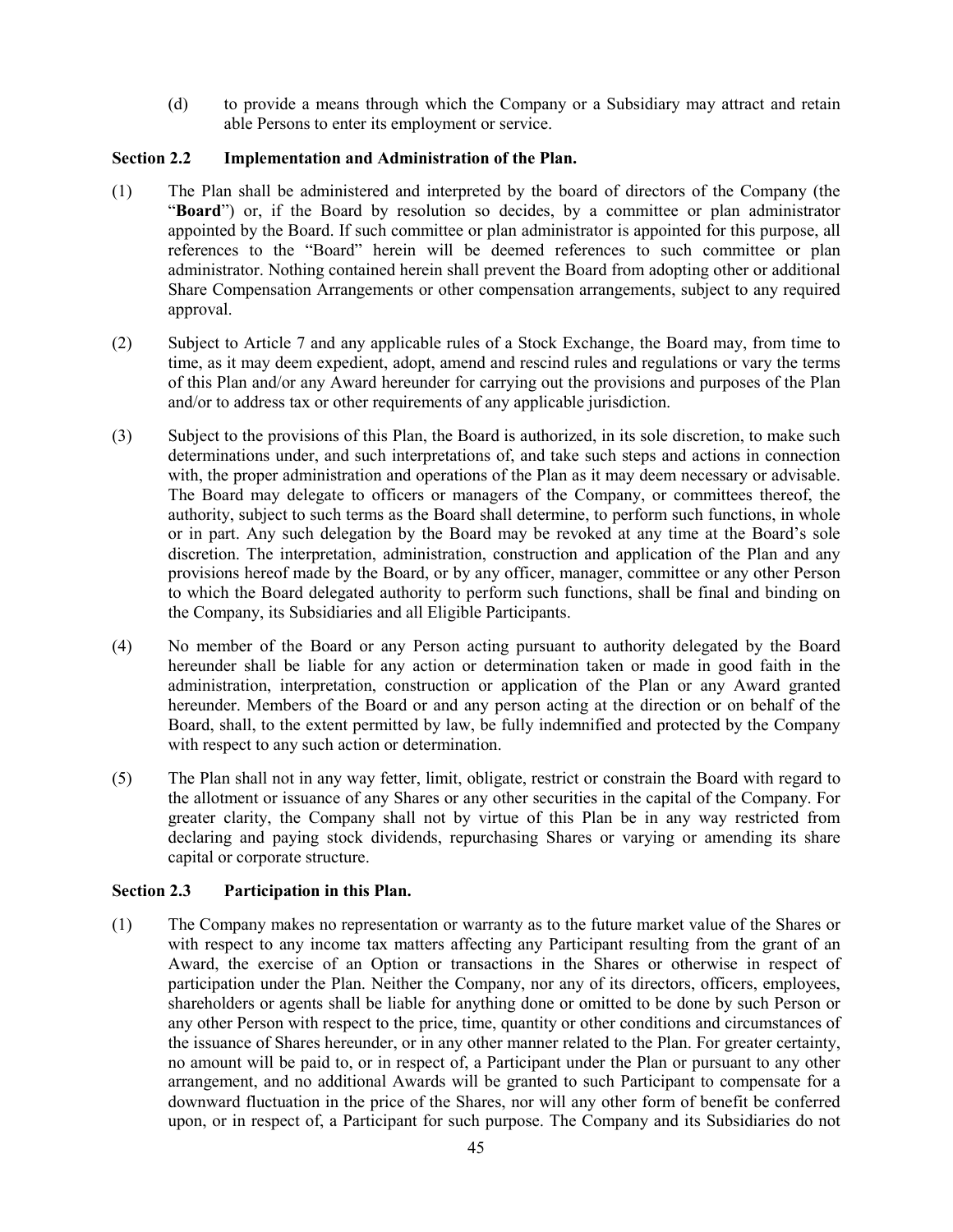(d) to provide a means through which the Company or a Subsidiary may attract and retain able Persons to enter its employment or service.

**Section 2.2 Implementation and Administration of the Plan.**

(1) The Plan shall be administered and interpreted by the board of directors of the Company (the "**Board**") or, if the Board by resolution so decides, by a committee or plan administrator appointed by the Board. If such committee or plan administrator is appointed for this purpose, all references to the "Board" herein will be deemed references to such committee or plan administrator. Nothing contained herein shall prevent the Board from adopting other or additional Share Compensation Arrangements or other compensation arrangements, subject to any required approval.

(2) Subject to Article 7 and any applicable rules of a Stock Exchange, the Board may, from time to time, as it may deem expedient, adopt, amend and rescind rules and regulations or vary the terms of this Plan and/or any Award hereunder for carrying out the provisions and purposes of the Plan and/or to address tax or other requirements of any applicable jurisdiction.

(3) Subject to the provisions of this Plan, the Board is authorized, in its sole discretion, to make such determinations under, and such interpretations of, and take such steps and actions in connection with, the proper administration and operations of the Plan as it may deem necessary or advisable. The Board may delegate to officers or managers of the Company, or committees thereof, the authority, subject to such terms as the Board shall determine, to perform such functions, in whole or in part. Any such delegation by the Board may be revoked at any time at the Board's sole discretion. The interpretation, administration, construction and application of the Plan and any provisions hereof made by the Board, or by any officer, manager, committee or any other Person to which the Board delegated authority to perform such functions, shall be final and binding on the Company, its Subsidiaries and all Eligible Participants.

(4) No member of the Board or any Person acting pursuant to authority delegated by the Board hereunder shall be liable for any action or determination taken or made in good faith in the administration, interpretation, construction or application of the Plan or any Award granted hereunder. Members of the Board or and any person acting at the direction or on behalf of the Board, shall, to the extent permitted by law, be fully indemnified and protected by the Company with respect to any such action or determination.

(5) The Plan shall not in any way fetter, limit, obligate, restrict or constrain the Board with regard to the allotment or issuance of any Shares or any other securities in the capital of the Company. For greater clarity, the Company shall not by virtue of this Plan be in any way restricted from declaring and paying stock dividends, repurchasing Shares or varying or amending its share capital or corporate structure.

**Section 2.3 Participation in this Plan.**

(1) The Company makes no representation or warranty as to the future market value of the Shares or with respect to any income tax matters affecting any Participant resulting from the grant of an Award, the exercise of an Option or transactions in the Shares or otherwise in respect of participation under the Plan. Neither the Company, nor any of its directors, officers, employees, shareholders or agents shall be liable for anything done or omitted to be done by such Person or any other Person with respect to the price, time, quantity or other conditions and circumstances of the issuance of Shares hereunder, or in any other manner related to the Plan. For greater certainty, no amount will be paid to, or in respect of, a Participant under the Plan or pursuant to any other arrangement, and no additional Awards will be granted to such Participant to compensate for a downward fluctuation in the price of the Shares, nor will any other form of benefit be conferred upon, or in respect of, a Participant for such purpose. The Company and its Subsidiaries do not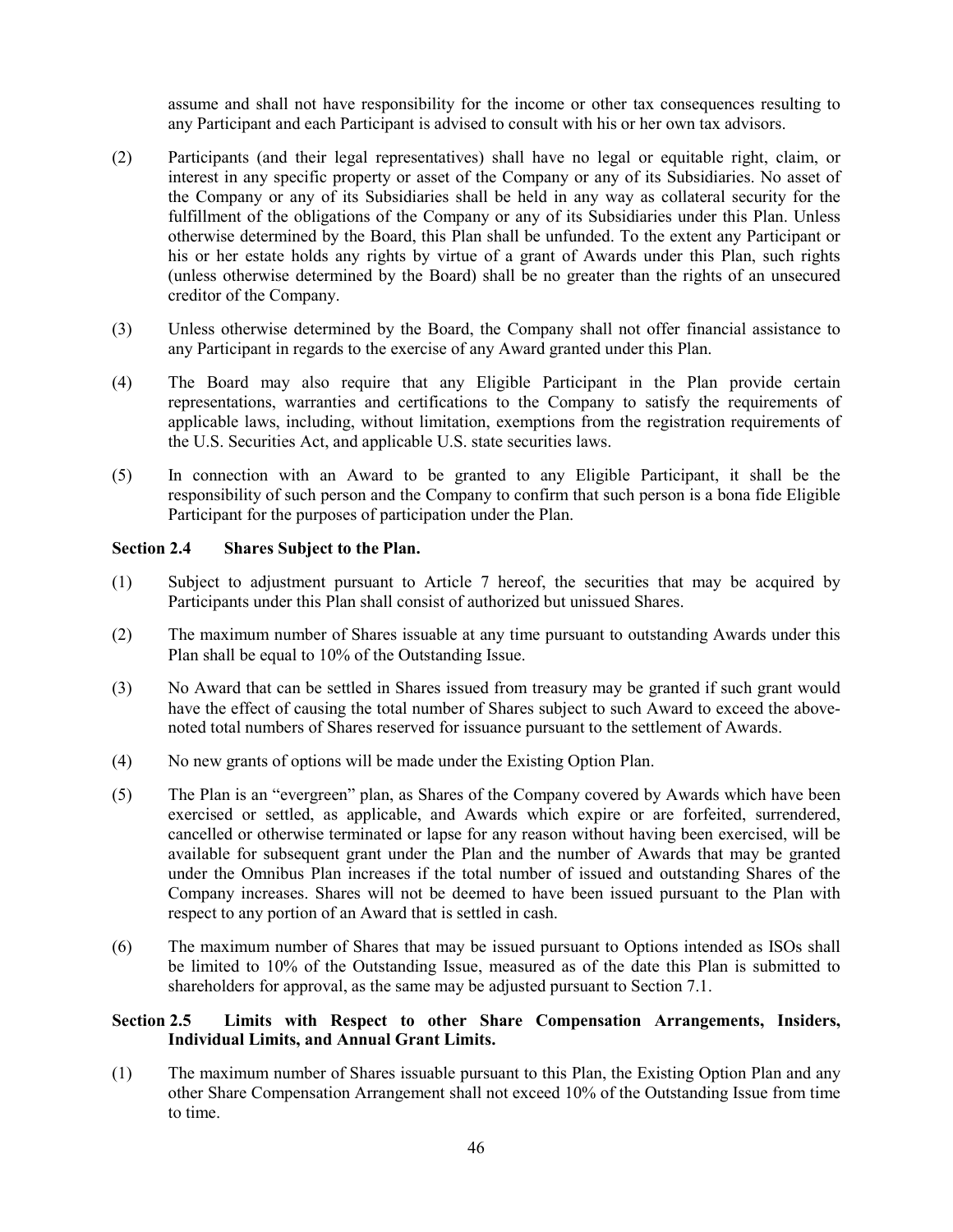assume and shall not have responsibility for the income or other tax consequences resulting to any Participant and each Participant is advised to consult with his or her own tax advisors.

(2) Participants (and their legal representatives) shall have no legal or equitable right, claim, or interest in any specific property or asset of the Company or any of its Subsidiaries. No asset of the Company or any of its Subsidiaries shall be held in any way as collateral security for the fulfillment of the obligations of the Company or any of its Subsidiaries under this Plan. Unless otherwise determined by the Board, this Plan shall be unfunded. To the extent any Participant or his or her estate holds any rights by virtue of a grant of Awards under this Plan, such rights (unless otherwise determined by the Board) shall be no greater than the rights of an unsecured creditor of the Company.

(3) Unless otherwise determined by the Board, the Company shall not offer financial assistance to any Participant in regards to the exercise of any Award granted under this Plan.

(4) The Board may also require that any Eligible Participant in the Plan provide certain representations, warranties and certifications to the Company to satisfy the requirements of applicable laws, including, without limitation, exemptions from the registration requirements of the U.S. Securities Act, and applicable U.S. state securities laws.

(5) In connection with an Award to be granted to any Eligible Participant, it shall be the responsibility of such person and the Company to confirm that such person is a bona fide Eligible Participant for the purposes of participation under the Plan.

**Section 2.4 Shares Subject to the Plan.**

(1) Subject to adjustment pursuant to Article 7 hereof, the securities that may be acquired by Participants under this Plan shall consist of authorized but unissued Shares.

(2) The maximum number of Shares issuable at any time pursuant to outstanding Awards under this Plan shall be equal to 10% of the Outstanding Issue.

(3) No Award that can be settled in Shares issued from treasury may be granted if such grant would have the effect of causing the total number of Shares subject to such Award to exceed the above-noted total numbers of Shares reserved for issuance pursuant to the settlement of Awards.

(4) No new grants of options will be made under the Existing Option Plan.

(5) The Plan is an "evergreen" plan, as Shares of the Company covered by Awards which have been exercised or settled, as applicable, and Awards which expire or are forfeited, surrendered, cancelled or otherwise terminated or lapse for any reason without having been exercised, will be available for subsequent grant under the Plan and the number of Awards that may be granted under the Omnibus Plan increases if the total number of issued and outstanding Shares of the Company increases. Shares will not be deemed to have been issued pursuant to the Plan with respect to any portion of an Award that is settled in cash.

(6) The maximum number of Shares that may be issued pursuant to Options intended as ISOs shall be limited to 10% of the Outstanding Issue, measured as of the date this Plan is submitted to shareholders for approval, as the same may be adjusted pursuant to Section 7.1.

**Section 2.5 Limits with Respect to other Share Compensation Arrangements, Insiders, Individual Limits, and Annual Grant Limits.**

(1) The maximum number of Shares issuable pursuant to this Plan, the Existing Option Plan and any other Share Compensation Arrangement shall not exceed 10% of the Outstanding Issue from time to time.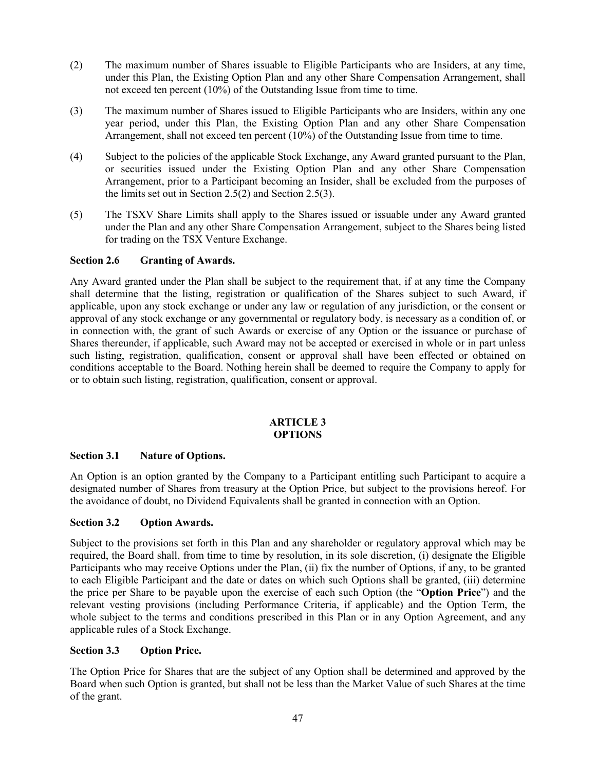(2) The maximum number of Shares issuable to Eligible Participants who are Insiders, at any time, under this Plan, the Existing Option Plan and any other Share Compensation Arrangement, shall not exceed ten percent (10%) of the Outstanding Issue from time to time.

(3) The maximum number of Shares issued to Eligible Participants who are Insiders, within any one year period, under this Plan, the Existing Option Plan and any other Share Compensation Arrangement, shall not exceed ten percent (10%) of the Outstanding Issue from time to time.

(4) Subject to the policies of the applicable Stock Exchange, any Award granted pursuant to the Plan, or securities issued under the Existing Option Plan and any other Share Compensation Arrangement, prior to a Participant becoming an Insider, shall be excluded from the purposes of the limits set out in Section 2.5(2) and Section 2.5(3).

(5) The TSXV Share Limits shall apply to the Shares issued or issuable under any Award granted under the Plan and any other Share Compensation Arrangement, subject to the Shares being listed for trading on the TSX Venture Exchange.

**Section 2.6 Granting of Awards.**

Any Award granted under the Plan shall be subject to the requirement that, if at any time the Company shall determine that the listing, registration or qualification of the Shares subject to such Award, if applicable, upon any stock exchange or under any law or regulation of any jurisdiction, or the consent or approval of any stock exchange or any governmental or regulatory body, is necessary as a condition of, or in connection with, the grant of such Awards or exercise of any Option or the issuance or purchase of Shares thereunder, if applicable, such Award may not be accepted or exercised in whole or in part unless such listing, registration, qualification, consent or approval shall have been effected or obtained on conditions acceptable to the Board. Nothing herein shall be deemed to require the Company to apply for or to obtain such listing, registration, qualification, consent or approval.

## ARTICLE 3
## OPTIONS

**Section 3.1 Nature of Options.**

An Option is an option granted by the Company to a Participant entitling such Participant to acquire a designated number of Shares from treasury at the Option Price, but subject to the provisions hereof. For the avoidance of doubt, no Dividend Equivalents shall be granted in connection with an Option.

**Section 3.2 Option Awards.**

Subject to the provisions set forth in this Plan and any shareholder or regulatory approval which may be required, the Board shall, from time to time by resolution, in its sole discretion, (i) designate the Eligible Participants who may receive Options under the Plan, (ii) fix the number of Options, if any, to be granted to each Eligible Participant and the date or dates on which such Options shall be granted, (iii) determine the price per Share to be payable upon the exercise of each such Option (the "**Option Price**") and the relevant vesting provisions (including Performance Criteria, if applicable) and the Option Term, the whole subject to the terms and conditions prescribed in this Plan or in any Option Agreement, and any applicable rules of a Stock Exchange.

**Section 3.3 Option Price.**

The Option Price for Shares that are the subject of any Option shall be determined and approved by the Board when such Option is granted, but shall not be less than the Market Value of such Shares at the time of the grant.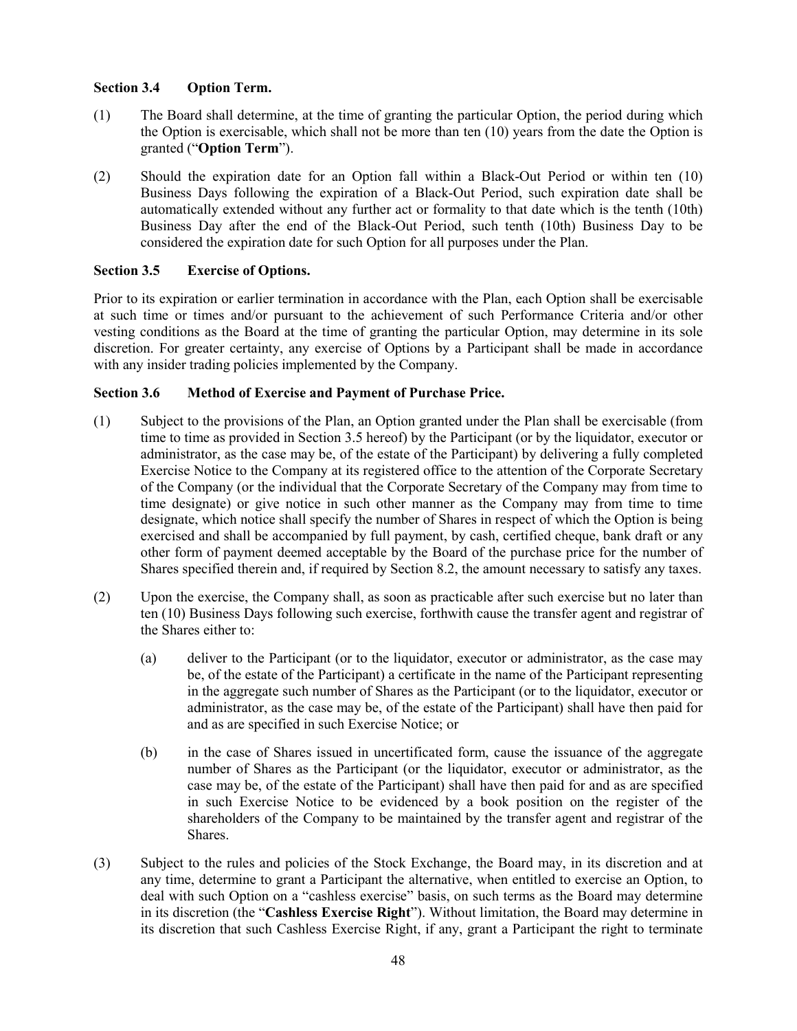### Section 3.4 Option Term.

(1) The Board shall determine, at the time of granting the particular Option, the period during which the Option is exercisable, which shall not be more than ten (10) years from the date the Option is granted ("**Option Term**").

(2) Should the expiration date for an Option fall within a Black-Out Period or within ten (10) Business Days following the expiration of a Black-Out Period, such expiration date shall be automatically extended without any further act or formality to that date which is the tenth (10th) Business Day after the end of the Black-Out Period, such tenth (10th) Business Day to be considered the expiration date for such Option for all purposes under the Plan.

### Section 3.5 Exercise of Options.

Prior to its expiration or earlier termination in accordance with the Plan, each Option shall be exercisable at such time or times and/or pursuant to the achievement of such Performance Criteria and/or other vesting conditions as the Board at the time of granting the particular Option, may determine in its sole discretion. For greater certainty, any exercise of Options by a Participant shall be made in accordance with any insider trading policies implemented by the Company.

### Section 3.6 Method of Exercise and Payment of Purchase Price.

(1) Subject to the provisions of the Plan, an Option granted under the Plan shall be exercisable (from time to time as provided in Section 3.5 hereof) by the Participant (or by the liquidator, executor or administrator, as the case may be, of the estate of the Participant) by delivering a fully completed Exercise Notice to the Company at its registered office to the attention of the Corporate Secretary of the Company (or the individual that the Corporate Secretary of the Company may from time to time designate) or give notice in such other manner as the Company may from time to time designate, which notice shall specify the number of Shares in respect of which the Option is being exercised and shall be accompanied by full payment, by cash, certified cheque, bank draft or any other form of payment deemed acceptable by the Board of the purchase price for the number of Shares specified therein and, if required by Section 8.2, the amount necessary to satisfy any taxes.

(2) Upon the exercise, the Company shall, as soon as practicable after such exercise but no later than ten (10) Business Days following such exercise, forthwith cause the transfer agent and registrar of the Shares either to:

(a) deliver to the Participant (or to the liquidator, executor or administrator, as the case may be, of the estate of the Participant) a certificate in the name of the Participant representing in the aggregate such number of Shares as the Participant (or to the liquidator, executor or administrator, as the case may be, of the estate of the Participant) shall have then paid for and as are specified in such Exercise Notice; or

(b) in the case of Shares issued in uncertificated form, cause the issuance of the aggregate number of Shares as the Participant (or the liquidator, executor or administrator, as the case may be, of the estate of the Participant) shall have then paid for and as are specified in such Exercise Notice to be evidenced by a book position on the register of the shareholders of the Company to be maintained by the transfer agent and registrar of the Shares.

(3) Subject to the rules and policies of the Stock Exchange, the Board may, in its discretion and at any time, determine to grant a Participant the alternative, when entitled to exercise an Option, to deal with such Option on a "cashless exercise" basis, on such terms as the Board may determine in its discretion (the "**Cashless Exercise Right**"). Without limitation, the Board may determine in its discretion that such Cashless Exercise Right, if any, grant a Participant the right to terminate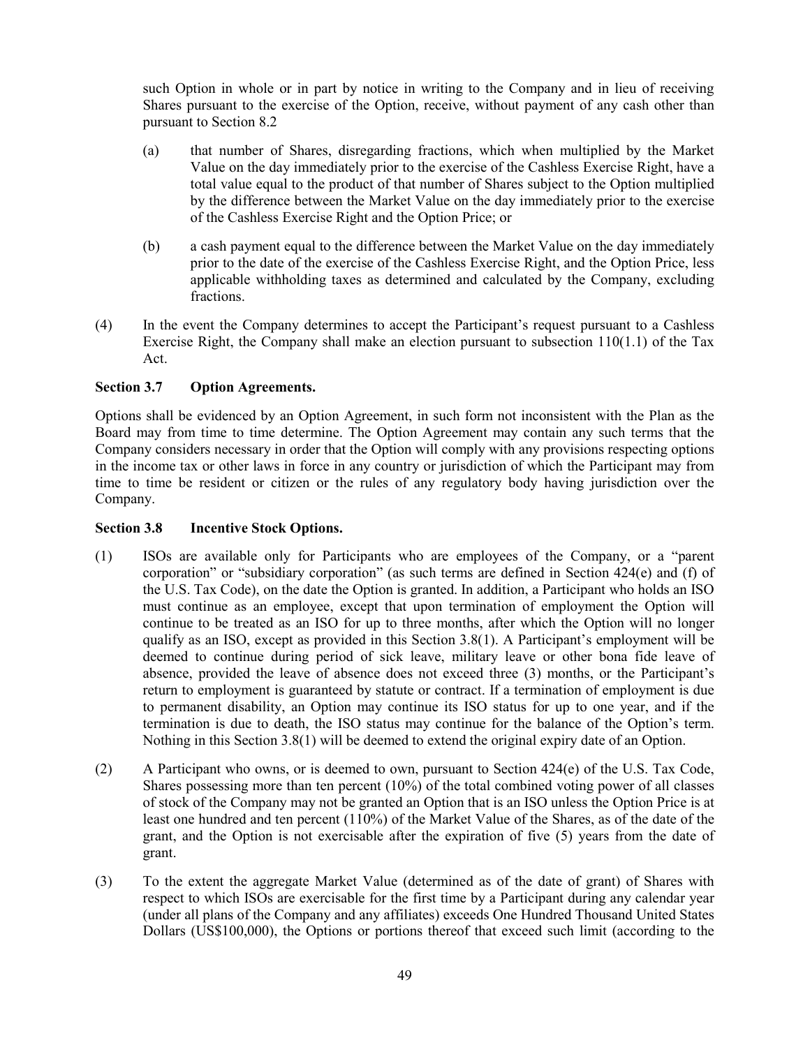such Option in whole or in part by notice in writing to the Company and in lieu of receiving Shares pursuant to the exercise of the Option, receive, without payment of any cash other than pursuant to Section 8.2

(a) that number of Shares, disregarding fractions, which when multiplied by the Market Value on the day immediately prior to the exercise of the Cashless Exercise Right, have a total value equal to the product of that number of Shares subject to the Option multiplied by the difference between the Market Value on the day immediately prior to the exercise of the Cashless Exercise Right and the Option Price; or

(b) a cash payment equal to the difference between the Market Value on the day immediately prior to the date of the exercise of the Cashless Exercise Right, and the Option Price, less applicable withholding taxes as determined and calculated by the Company, excluding fractions.

(4) In the event the Company determines to accept the Participant's request pursuant to a Cashless Exercise Right, the Company shall make an election pursuant to subsection 110(1.1) of the Tax Act.

**Section 3.7 Option Agreements.**

Options shall be evidenced by an Option Agreement, in such form not inconsistent with the Plan as the Board may from time to time determine. The Option Agreement may contain any such terms that the Company considers necessary in order that the Option will comply with any provisions respecting options in the income tax or other laws in force in any country or jurisdiction of which the Participant may from time to time be resident or citizen or the rules of any regulatory body having jurisdiction over the Company.

**Section 3.8 Incentive Stock Options.**

(1) ISOs are available only for Participants who are employees of the Company, or a "parent corporation" or "subsidiary corporation" (as such terms are defined in Section 424(e) and (f) of the U.S. Tax Code), on the date the Option is granted. In addition, a Participant who holds an ISO must continue as an employee, except that upon termination of employment the Option will continue to be treated as an ISO for up to three months, after which the Option will no longer qualify as an ISO, except as provided in this Section 3.8(1). A Participant's employment will be deemed to continue during period of sick leave, military leave or other bona fide leave of absence, provided the leave of absence does not exceed three (3) months, or the Participant's return to employment is guaranteed by statute or contract. If a termination of employment is due to permanent disability, an Option may continue its ISO status for up to one year, and if the termination is due to death, the ISO status may continue for the balance of the Option's term. Nothing in this Section 3.8(1) will be deemed to extend the original expiry date of an Option.

(2) A Participant who owns, or is deemed to own, pursuant to Section 424(e) of the U.S. Tax Code, Shares possessing more than ten percent (10%) of the total combined voting power of all classes of stock of the Company may not be granted an Option that is an ISO unless the Option Price is at least one hundred and ten percent (110%) of the Market Value of the Shares, as of the date of the grant, and the Option is not exercisable after the expiration of five (5) years from the date of grant.

(3) To the extent the aggregate Market Value (determined as of the date of grant) of Shares with respect to which ISOs are exercisable for the first time by a Participant during any calendar year (under all plans of the Company and any affiliates) exceeds One Hundred Thousand United States Dollars (US$100,000), the Options or portions thereof that exceed such limit (according to the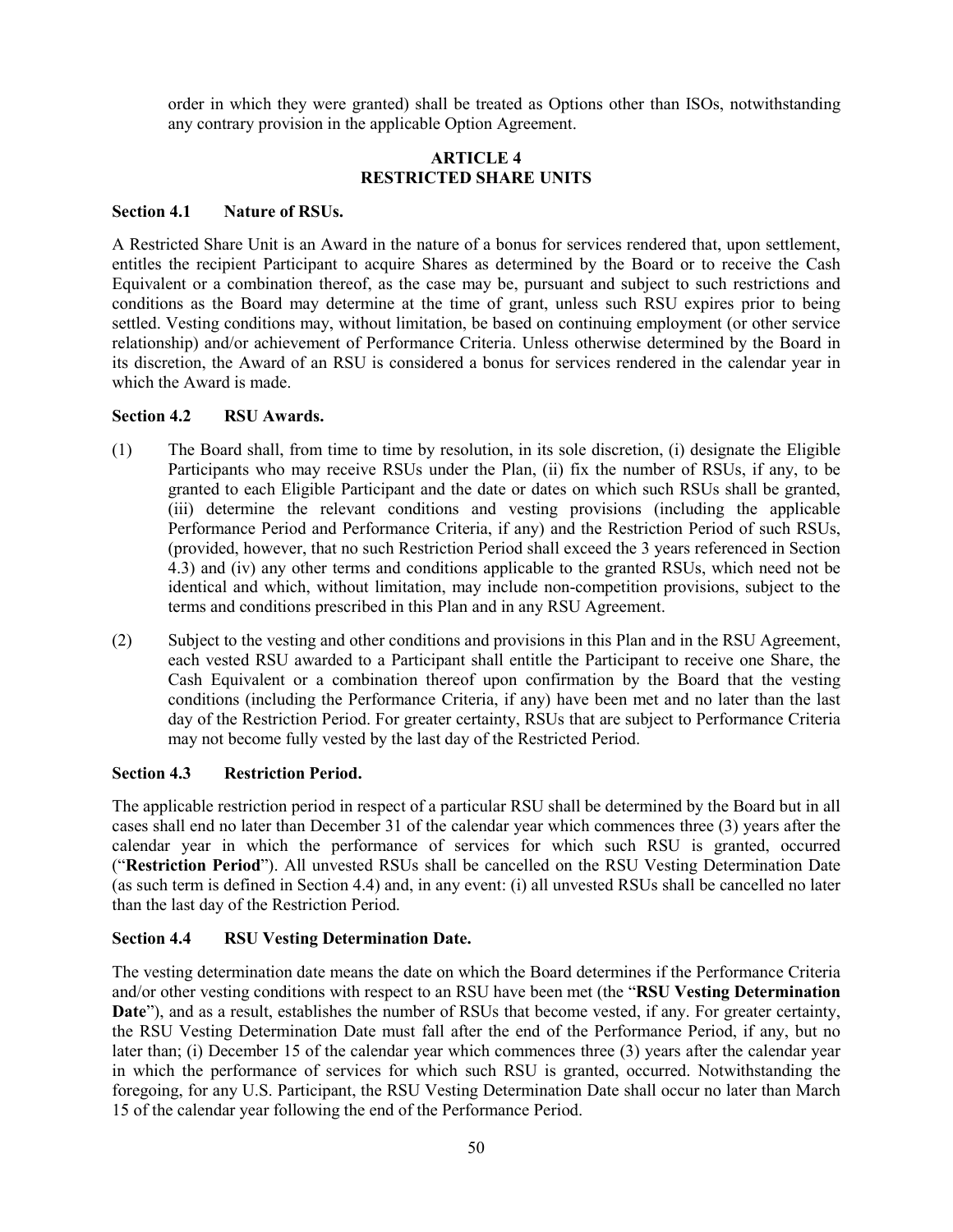order in which they were granted) shall be treated as Options other than ISOs, notwithstanding any contrary provision in the applicable Option Agreement.

## ARTICLE 4
## RESTRICTED SHARE UNITS

### Section 4.1 Nature of RSUs.

A Restricted Share Unit is an Award in the nature of a bonus for services rendered that, upon settlement, entitles the recipient Participant to acquire Shares as determined by the Board or to receive the Cash Equivalent or a combination thereof, as the case may be, pursuant and subject to such restrictions and conditions as the Board may determine at the time of grant, unless such RSU expires prior to being settled. Vesting conditions may, without limitation, be based on continuing employment (or other service relationship) and/or achievement of Performance Criteria. Unless otherwise determined by the Board in its discretion, the Award of an RSU is considered a bonus for services rendered in the calendar year in which the Award is made.

### Section 4.2 RSU Awards.

(1) The Board shall, from time to time by resolution, in its sole discretion, (i) designate the Eligible Participants who may receive RSUs under the Plan, (ii) fix the number of RSUs, if any, to be granted to each Eligible Participant and the date or dates on which such RSUs shall be granted, (iii) determine the relevant conditions and vesting provisions (including the applicable Performance Period and Performance Criteria, if any) and the Restriction Period of such RSUs, (provided, however, that no such Restriction Period shall exceed the 3 years referenced in Section 4.3) and (iv) any other terms and conditions applicable to the granted RSUs, which need not be identical and which, without limitation, may include non-competition provisions, subject to the terms and conditions prescribed in this Plan and in any RSU Agreement.

(2) Subject to the vesting and other conditions and provisions in this Plan and in the RSU Agreement, each vested RSU awarded to a Participant shall entitle the Participant to receive one Share, the Cash Equivalent or a combination thereof upon confirmation by the Board that the vesting conditions (including the Performance Criteria, if any) have been met and no later than the last day of the Restriction Period. For greater certainty, RSUs that are subject to Performance Criteria may not become fully vested by the last day of the Restricted Period.

### Section 4.3 Restriction Period.

The applicable restriction period in respect of a particular RSU shall be determined by the Board but in all cases shall end no later than December 31 of the calendar year which commences three (3) years after the calendar year in which the performance of services for which such RSU is granted, occurred ("**Restriction Period**"). All unvested RSUs shall be cancelled on the RSU Vesting Determination Date (as such term is defined in Section 4.4) and, in any event: (i) all unvested RSUs shall be cancelled no later than the last day of the Restriction Period.

### Section 4.4 RSU Vesting Determination Date.

The vesting determination date means the date on which the Board determines if the Performance Criteria and/or other vesting conditions with respect to an RSU have been met (the "**RSU Vesting Determination Date**"), and as a result, establishes the number of RSUs that become vested, if any. For greater certainty, the RSU Vesting Determination Date must fall after the end of the Performance Period, if any, but no later than; (i) December 15 of the calendar year which commences three (3) years after the calendar year in which the performance of services for which such RSU is granted, occurred. Notwithstanding the foregoing, for any U.S. Participant, the RSU Vesting Determination Date shall occur no later than March 15 of the calendar year following the end of the Performance Period.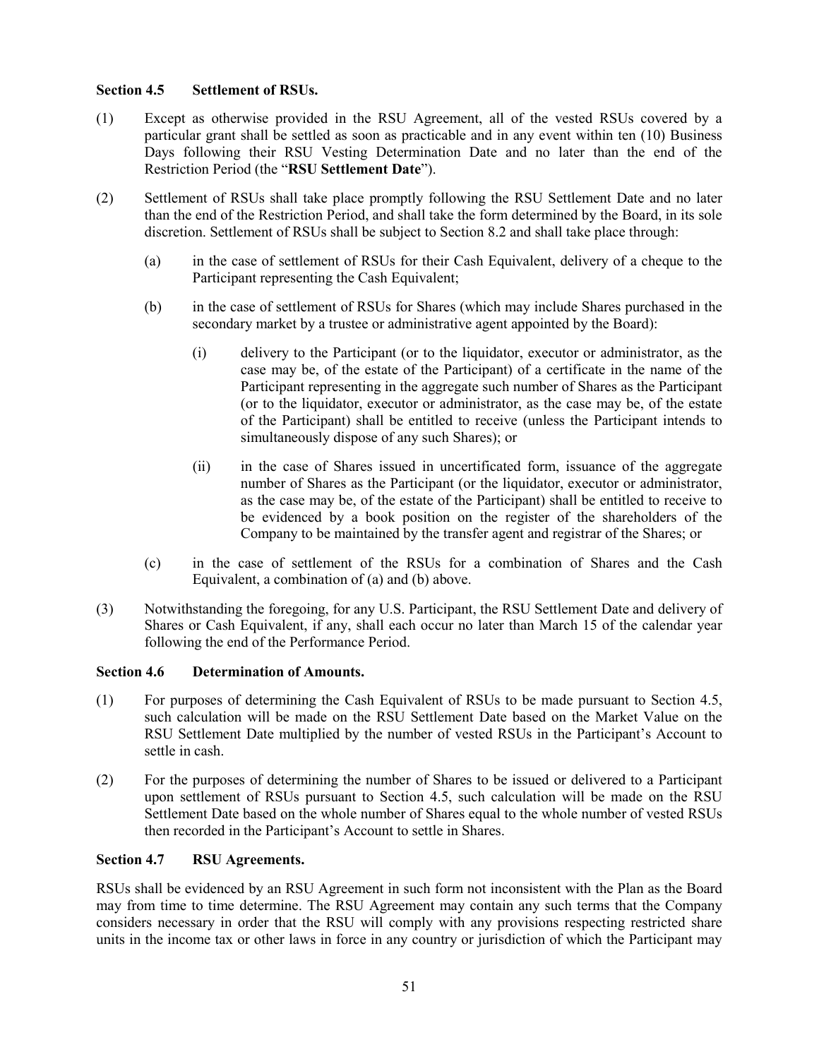**Section 4.5 Settlement of RSUs.**

(1) Except as otherwise provided in the RSU Agreement, all of the vested RSUs covered by a particular grant shall be settled as soon as practicable and in any event within ten (10) Business Days following their RSU Vesting Determination Date and no later than the end of the Restriction Period (the "**RSU Settlement Date**").

(2) Settlement of RSUs shall take place promptly following the RSU Settlement Date and no later than the end of the Restriction Period, and shall take the form determined by the Board, in its sole discretion. Settlement of RSUs shall be subject to Section 8.2 and shall take place through:

(a) in the case of settlement of RSUs for their Cash Equivalent, delivery of a cheque to the Participant representing the Cash Equivalent;

(b) in the case of settlement of RSUs for Shares (which may include Shares purchased in the secondary market by a trustee or administrative agent appointed by the Board):

(i) delivery to the Participant (or to the liquidator, executor or administrator, as the case may be, of the estate of the Participant) of a certificate in the name of the Participant representing in the aggregate such number of Shares as the Participant (or to the liquidator, executor or administrator, as the case may be, of the estate of the Participant) shall be entitled to receive (unless the Participant intends to simultaneously dispose of any such Shares); or

(ii) in the case of Shares issued in uncertificated form, issuance of the aggregate number of Shares as the Participant (or the liquidator, executor or administrator, as the case may be, of the estate of the Participant) shall be entitled to receive to be evidenced by a book position on the register of the shareholders of the Company to be maintained by the transfer agent and registrar of the Shares; or

(c) in the case of settlement of the RSUs for a combination of Shares and the Cash Equivalent, a combination of (a) and (b) above.

(3) Notwithstanding the foregoing, for any U.S. Participant, the RSU Settlement Date and delivery of Shares or Cash Equivalent, if any, shall each occur no later than March 15 of the calendar year following the end of the Performance Period.

**Section 4.6 Determination of Amounts.**

(1) For purposes of determining the Cash Equivalent of RSUs to be made pursuant to Section 4.5, such calculation will be made on the RSU Settlement Date based on the Market Value on the RSU Settlement Date multiplied by the number of vested RSUs in the Participant's Account to settle in cash.

(2) For the purposes of determining the number of Shares to be issued or delivered to a Participant upon settlement of RSUs pursuant to Section 4.5, such calculation will be made on the RSU Settlement Date based on the whole number of Shares equal to the whole number of vested RSUs then recorded in the Participant's Account to settle in Shares.

**Section 4.7 RSU Agreements.**

RSUs shall be evidenced by an RSU Agreement in such form not inconsistent with the Plan as the Board may from time to time determine. The RSU Agreement may contain any such terms that the Company considers necessary in order that the RSU will comply with any provisions respecting restricted share units in the income tax or other laws in force in any country or jurisdiction of which the Participant may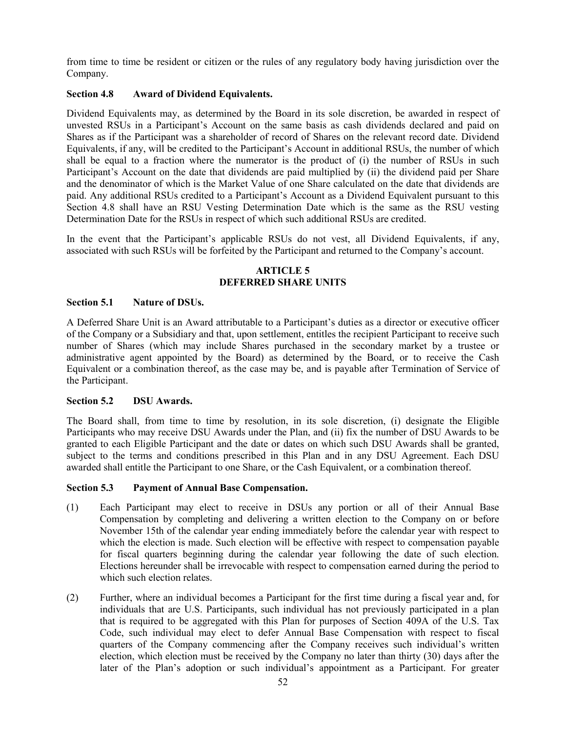from time to time be resident or citizen or the rules of any regulatory body having jurisdiction over the Company.

**Section 4.8 Award of Dividend Equivalents.**

Dividend Equivalents may, as determined by the Board in its sole discretion, be awarded in respect of unvested RSUs in a Participant's Account on the same basis as cash dividends declared and paid on Shares as if the Participant was a shareholder of record of Shares on the relevant record date. Dividend Equivalents, if any, will be credited to the Participant's Account in additional RSUs, the number of which shall be equal to a fraction where the numerator is the product of (i) the number of RSUs in such Participant's Account on the date that dividends are paid multiplied by (ii) the dividend paid per Share and the denominator of which is the Market Value of one Share calculated on the date that dividends are paid. Any additional RSUs credited to a Participant's Account as a Dividend Equivalent pursuant to this Section 4.8 shall have an RSU Vesting Determination Date which is the same as the RSU vesting Determination Date for the RSUs in respect of which such additional RSUs are credited.

In the event that the Participant's applicable RSUs do not vest, all Dividend Equivalents, if any, associated with such RSUs will be forfeited by the Participant and returned to the Company's account.

## ARTICLE 5
## DEFERRED SHARE UNITS

**Section 5.1 Nature of DSUs.**

A Deferred Share Unit is an Award attributable to a Participant's duties as a director or executive officer of the Company or a Subsidiary and that, upon settlement, entitles the recipient Participant to receive such number of Shares (which may include Shares purchased in the secondary market by a trustee or administrative agent appointed by the Board) as determined by the Board, or to receive the Cash Equivalent or a combination thereof, as the case may be, and is payable after Termination of Service of the Participant.

**Section 5.2 DSU Awards.**

The Board shall, from time to time by resolution, in its sole discretion, (i) designate the Eligible Participants who may receive DSU Awards under the Plan, and (ii) fix the number of DSU Awards to be granted to each Eligible Participant and the date or dates on which such DSU Awards shall be granted, subject to the terms and conditions prescribed in this Plan and in any DSU Agreement. Each DSU awarded shall entitle the Participant to one Share, or the Cash Equivalent, or a combination thereof.

**Section 5.3 Payment of Annual Base Compensation.**

(1) Each Participant may elect to receive in DSUs any portion or all of their Annual Base Compensation by completing and delivering a written election to the Company on or before November 15th of the calendar year ending immediately before the calendar year with respect to which the election is made. Such election will be effective with respect to compensation payable for fiscal quarters beginning during the calendar year following the date of such election. Elections hereunder shall be irrevocable with respect to compensation earned during the period to which such election relates.

(2) Further, where an individual becomes a Participant for the first time during a fiscal year and, for individuals that are U.S. Participants, such individual has not previously participated in a plan that is required to be aggregated with this Plan for purposes of Section 409A of the U.S. Tax Code, such individual may elect to defer Annual Base Compensation with respect to fiscal quarters of the Company commencing after the Company receives such individual's written election, which election must be received by the Company no later than thirty (30) days after the later of the Plan's adoption or such individual's appointment as a Participant. For greater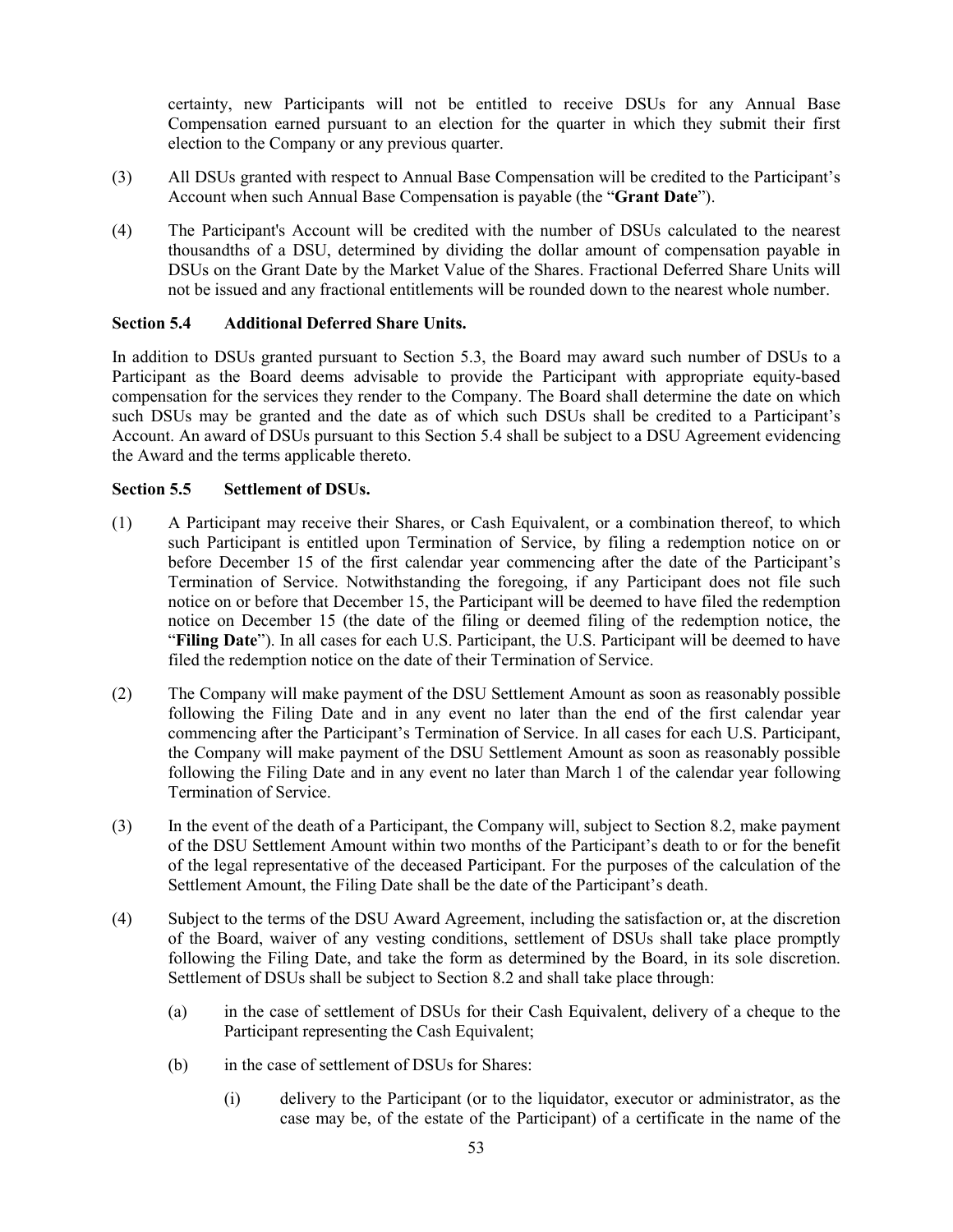certainty, new Participants will not be entitled to receive DSUs for any Annual Base Compensation earned pursuant to an election for the quarter in which they submit their first election to the Company or any previous quarter.

(3) All DSUs granted with respect to Annual Base Compensation will be credited to the Participant's Account when such Annual Base Compensation is payable (the "**Grant Date**").

(4) The Participant's Account will be credited with the number of DSUs calculated to the nearest thousandths of a DSU, determined by dividing the dollar amount of compensation payable in DSUs on the Grant Date by the Market Value of the Shares. Fractional Deferred Share Units will not be issued and any fractional entitlements will be rounded down to the nearest whole number.

**Section 5.4 Additional Deferred Share Units.**

In addition to DSUs granted pursuant to Section 5.3, the Board may award such number of DSUs to a Participant as the Board deems advisable to provide the Participant with appropriate equity-based compensation for the services they render to the Company. The Board shall determine the date on which such DSUs may be granted and the date as of which such DSUs shall be credited to a Participant's Account. An award of DSUs pursuant to this Section 5.4 shall be subject to a DSU Agreement evidencing the Award and the terms applicable thereto.

**Section 5.5 Settlement of DSUs.**

(1) A Participant may receive their Shares, or Cash Equivalent, or a combination thereof, to which such Participant is entitled upon Termination of Service, by filing a redemption notice on or before December 15 of the first calendar year commencing after the date of the Participant's Termination of Service. Notwithstanding the foregoing, if any Participant does not file such notice on or before that December 15, the Participant will be deemed to have filed the redemption notice on December 15 (the date of the filing or deemed filing of the redemption notice, the "**Filing Date**"). In all cases for each U.S. Participant, the U.S. Participant will be deemed to have filed the redemption notice on the date of their Termination of Service.

(2) The Company will make payment of the DSU Settlement Amount as soon as reasonably possible following the Filing Date and in any event no later than the end of the first calendar year commencing after the Participant's Termination of Service. In all cases for each U.S. Participant, the Company will make payment of the DSU Settlement Amount as soon as reasonably possible following the Filing Date and in any event no later than March 1 of the calendar year following Termination of Service.

(3) In the event of the death of a Participant, the Company will, subject to Section 8.2, make payment of the DSU Settlement Amount within two months of the Participant's death to or for the benefit of the legal representative of the deceased Participant. For the purposes of the calculation of the Settlement Amount, the Filing Date shall be the date of the Participant's death.

(4) Subject to the terms of the DSU Award Agreement, including the satisfaction or, at the discretion of the Board, waiver of any vesting conditions, settlement of DSUs shall take place promptly following the Filing Date, and take the form as determined by the Board, in its sole discretion. Settlement of DSUs shall be subject to Section 8.2 and shall take place through:

   (a) in the case of settlement of DSUs for their Cash Equivalent, delivery of a cheque to the Participant representing the Cash Equivalent;

   (b) in the case of settlement of DSUs for Shares:

      (i) delivery to the Participant (or to the liquidator, executor or administrator, as the case may be, of the estate of the Participant) of a certificate in the name of the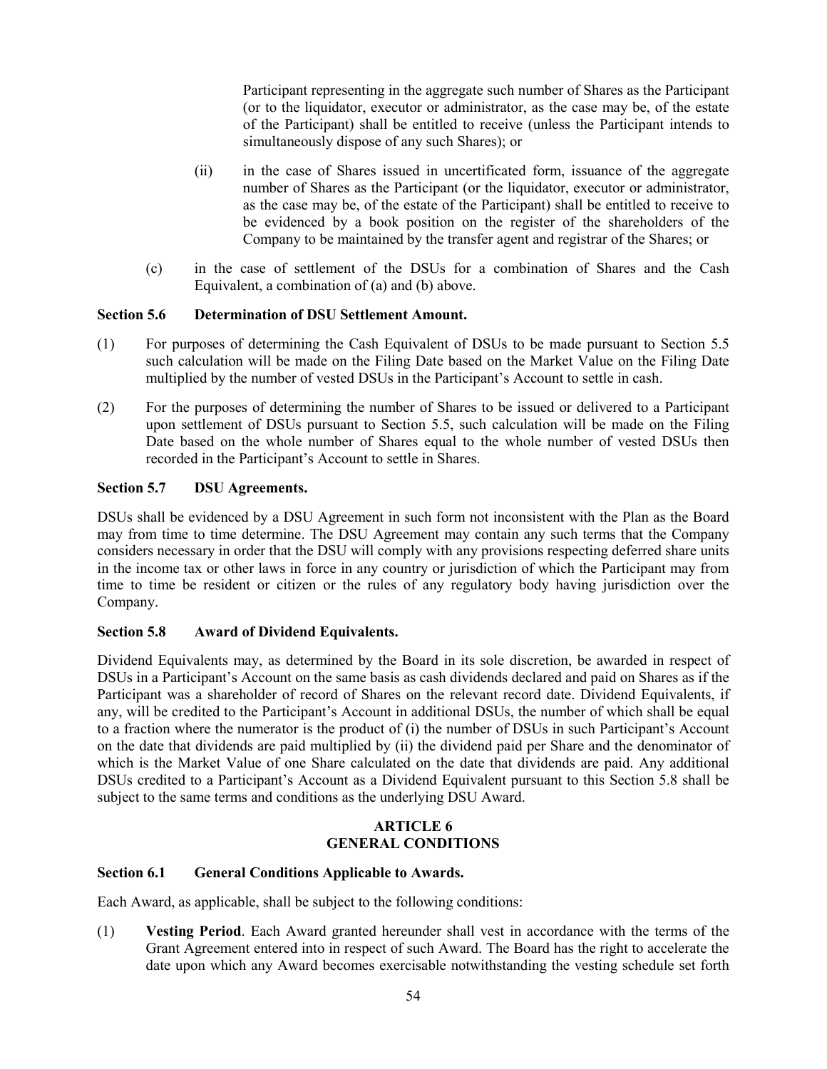Participant representing in the aggregate such number of Shares as the Participant (or to the liquidator, executor or administrator, as the case may be, of the estate of the Participant) shall be entitled to receive (unless the Participant intends to simultaneously dispose of any such Shares); or

(ii) in the case of Shares issued in uncertificated form, issuance of the aggregate number of Shares as the Participant (or the liquidator, executor or administrator, as the case may be, of the estate of the Participant) shall be entitled to receive to be evidenced by a book position on the register of the shareholders of the Company to be maintained by the transfer agent and registrar of the Shares; or

(c) in the case of settlement of the DSUs for a combination of Shares and the Cash Equivalent, a combination of (a) and (b) above.

**Section 5.6 Determination of DSU Settlement Amount.**

(1) For purposes of determining the Cash Equivalent of DSUs to be made pursuant to Section 5.5 such calculation will be made on the Filing Date based on the Market Value on the Filing Date multiplied by the number of vested DSUs in the Participant's Account to settle in cash.

(2) For the purposes of determining the number of Shares to be issued or delivered to a Participant upon settlement of DSUs pursuant to Section 5.5, such calculation will be made on the Filing Date based on the whole number of Shares equal to the whole number of vested DSUs then recorded in the Participant's Account to settle in Shares.

**Section 5.7 DSU Agreements.**

DSUs shall be evidenced by a DSU Agreement in such form not inconsistent with the Plan as the Board may from time to time determine. The DSU Agreement may contain any such terms that the Company considers necessary in order that the DSU will comply with any provisions respecting deferred share units in the income tax or other laws in force in any country or jurisdiction of which the Participant may from time to time be resident or citizen or the rules of any regulatory body having jurisdiction over the Company.

**Section 5.8 Award of Dividend Equivalents.**

Dividend Equivalents may, as determined by the Board in its sole discretion, be awarded in respect of DSUs in a Participant's Account on the same basis as cash dividends declared and paid on Shares as if the Participant was a shareholder of record of Shares on the relevant record date. Dividend Equivalents, if any, will be credited to the Participant's Account in additional DSUs, the number of which shall be equal to a fraction where the numerator is the product of (i) the number of DSUs in such Participant's Account on the date that dividends are paid multiplied by (ii) the dividend paid per Share and the denominator of which is the Market Value of one Share calculated on the date that dividends are paid. Any additional DSUs credited to a Participant's Account as a Dividend Equivalent pursuant to this Section 5.8 shall be subject to the same terms and conditions as the underlying DSU Award.

## ARTICLE 6
## GENERAL CONDITIONS

**Section 6.1 General Conditions Applicable to Awards.**

Each Award, as applicable, shall be subject to the following conditions:

(1) **Vesting Period**. Each Award granted hereunder shall vest in accordance with the terms of the Grant Agreement entered into in respect of such Award. The Board has the right to accelerate the date upon which any Award becomes exercisable notwithstanding the vesting schedule set forth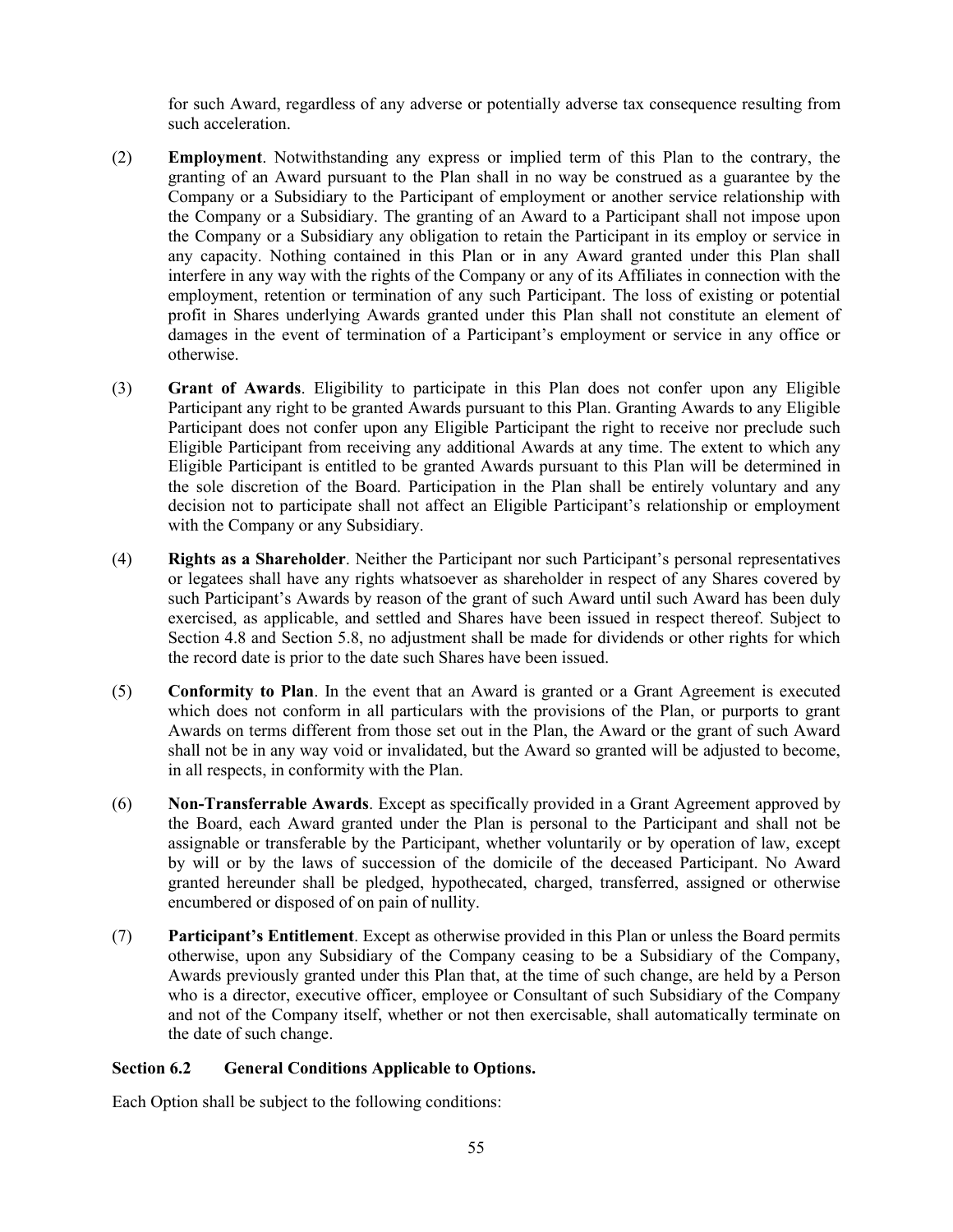for such Award, regardless of any adverse or potentially adverse tax consequence resulting from such acceleration.

(2) **Employment**. Notwithstanding any express or implied term of this Plan to the contrary, the granting of an Award pursuant to the Plan shall in no way be construed as a guarantee by the Company or a Subsidiary to the Participant of employment or another service relationship with the Company or a Subsidiary. The granting of an Award to a Participant shall not impose upon the Company or a Subsidiary any obligation to retain the Participant in its employ or service in any capacity. Nothing contained in this Plan or in any Award granted under this Plan shall interfere in any way with the rights of the Company or any of its Affiliates in connection with the employment, retention or termination of any such Participant. The loss of existing or potential profit in Shares underlying Awards granted under this Plan shall not constitute an element of damages in the event of termination of a Participant's employment or service in any office or otherwise.

(3) **Grant of Awards**. Eligibility to participate in this Plan does not confer upon any Eligible Participant any right to be granted Awards pursuant to this Plan. Granting Awards to any Eligible Participant does not confer upon any Eligible Participant the right to receive nor preclude such Eligible Participant from receiving any additional Awards at any time. The extent to which any Eligible Participant is entitled to be granted Awards pursuant to this Plan will be determined in the sole discretion of the Board. Participation in the Plan shall be entirely voluntary and any decision not to participate shall not affect an Eligible Participant's relationship or employment with the Company or any Subsidiary.

(4) **Rights as a Shareholder**. Neither the Participant nor such Participant's personal representatives or legatees shall have any rights whatsoever as shareholder in respect of any Shares covered by such Participant's Awards by reason of the grant of such Award until such Award has been duly exercised, as applicable, and settled and Shares have been issued in respect thereof. Subject to Section 4.8 and Section 5.8, no adjustment shall be made for dividends or other rights for which the record date is prior to the date such Shares have been issued.

(5) **Conformity to Plan**. In the event that an Award is granted or a Grant Agreement is executed which does not conform in all particulars with the provisions of the Plan, or purports to grant Awards on terms different from those set out in the Plan, the Award or the grant of such Award shall not be in any way void or invalidated, but the Award so granted will be adjusted to become, in all respects, in conformity with the Plan.

(6) **Non-Transferrable Awards**. Except as specifically provided in a Grant Agreement approved by the Board, each Award granted under the Plan is personal to the Participant and shall not be assignable or transferable by the Participant, whether voluntarily or by operation of law, except by will or by the laws of succession of the domicile of the deceased Participant. No Award granted hereunder shall be pledged, hypothecated, charged, transferred, assigned or otherwise encumbered or disposed of on pain of nullity.

(7) **Participant's Entitlement**. Except as otherwise provided in this Plan or unless the Board permits otherwise, upon any Subsidiary of the Company ceasing to be a Subsidiary of the Company, Awards previously granted under this Plan that, at the time of such change, are held by a Person who is a director, executive officer, employee or Consultant of such Subsidiary of the Company and not of the Company itself, whether or not then exercisable, shall automatically terminate on the date of such change.

**Section 6.2 General Conditions Applicable to Options.**

Each Option shall be subject to the following conditions: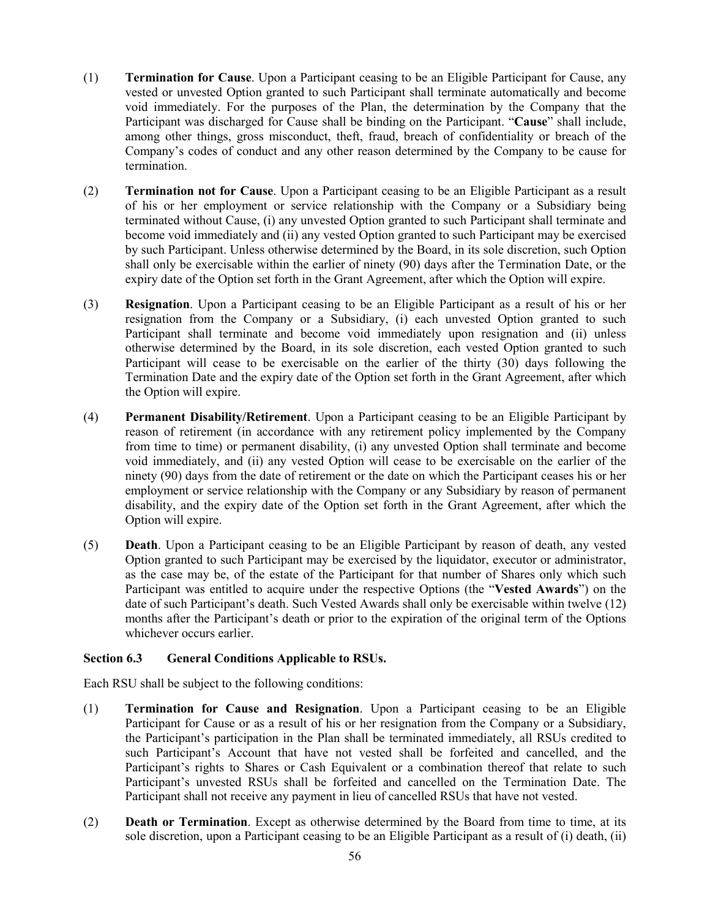(1) **Termination for Cause**. Upon a Participant ceasing to be an Eligible Participant for Cause, any vested or unvested Option granted to such Participant shall terminate automatically and become void immediately. For the purposes of the Plan, the determination by the Company that the Participant was discharged for Cause shall be binding on the Participant. "**Cause**" shall include, among other things, gross misconduct, theft, fraud, breach of confidentiality or breach of the Company's codes of conduct and any other reason determined by the Company to be cause for termination.

(2) **Termination not for Cause**. Upon a Participant ceasing to be an Eligible Participant as a result of his or her employment or service relationship with the Company or a Subsidiary being terminated without Cause, (i) any unvested Option granted to such Participant shall terminate and become void immediately and (ii) any vested Option granted to such Participant may be exercised by such Participant. Unless otherwise determined by the Board, in its sole discretion, such Option shall only be exercisable within the earlier of ninety (90) days after the Termination Date, or the expiry date of the Option set forth in the Grant Agreement, after which the Option will expire.

(3) **Resignation**. Upon a Participant ceasing to be an Eligible Participant as a result of his or her resignation from the Company or a Subsidiary, (i) each unvested Option granted to such Participant shall terminate and become void immediately upon resignation and (ii) unless otherwise determined by the Board, in its sole discretion, each vested Option granted to such Participant will cease to be exercisable on the earlier of the thirty (30) days following the Termination Date and the expiry date of the Option set forth in the Grant Agreement, after which the Option will expire.

(4) **Permanent Disability/Retirement**. Upon a Participant ceasing to be an Eligible Participant by reason of retirement (in accordance with any retirement policy implemented by the Company from time to time) or permanent disability, (i) any unvested Option shall terminate and become void immediately, and (ii) any vested Option will cease to be exercisable on the earlier of the ninety (90) days from the date of retirement or the date on which the Participant ceases his or her employment or service relationship with the Company or any Subsidiary by reason of permanent disability, and the expiry date of the Option set forth in the Grant Agreement, after which the Option will expire.

(5) **Death**. Upon a Participant ceasing to be an Eligible Participant by reason of death, any vested Option granted to such Participant may be exercised by the liquidator, executor or administrator, as the case may be, of the estate of the Participant for that number of Shares only which such Participant was entitled to acquire under the respective Options (the "**Vested Awards**") on the date of such Participant's death. Such Vested Awards shall only be exercisable within twelve (12) months after the Participant's death or prior to the expiration of the original term of the Options whichever occurs earlier.

**Section 6.3 General Conditions Applicable to RSUs.**

Each RSU shall be subject to the following conditions:

(1) **Termination for Cause and Resignation**. Upon a Participant ceasing to be an Eligible Participant for Cause or as a result of his or her resignation from the Company or a Subsidiary, the Participant's participation in the Plan shall be terminated immediately, all RSUs credited to such Participant's Account that have not vested shall be forfeited and cancelled, and the Participant's rights to Shares or Cash Equivalent or a combination thereof that relate to such Participant's unvested RSUs shall be forfeited and cancelled on the Termination Date. The Participant shall not receive any payment in lieu of cancelled RSUs that have not vested.

(2) **Death or Termination**. Except as otherwise determined by the Board from time to time, at its sole discretion, upon a Participant ceasing to be an Eligible Participant as a result of (i) death, (ii)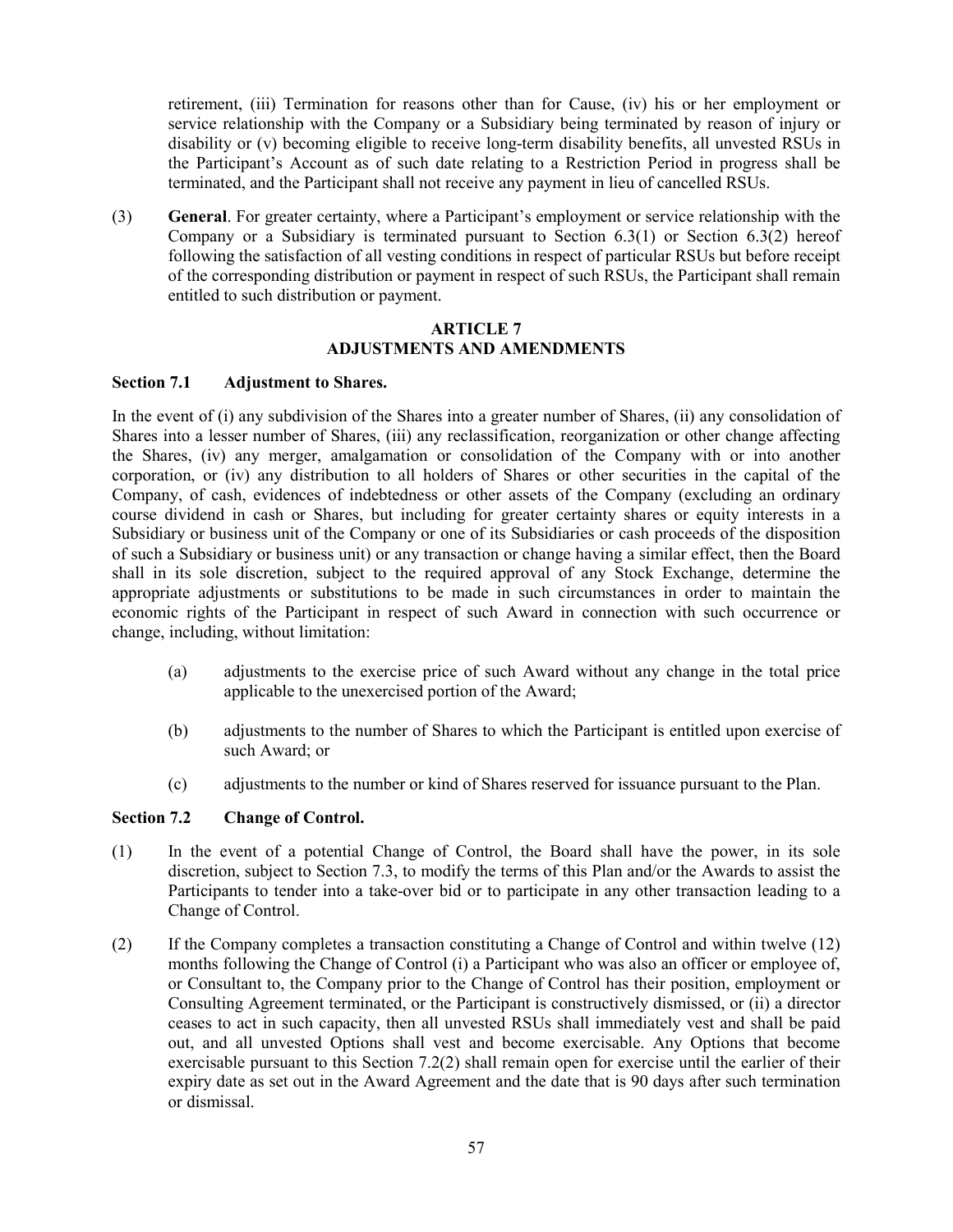retirement, (iii) Termination for reasons other than for Cause, (iv) his or her employment or service relationship with the Company or a Subsidiary being terminated by reason of injury or disability or (v) becoming eligible to receive long-term disability benefits, all unvested RSUs in the Participant's Account as of such date relating to a Restriction Period in progress shall be terminated, and the Participant shall not receive any payment in lieu of cancelled RSUs.

(3) **General**. For greater certainty, where a Participant's employment or service relationship with the Company or a Subsidiary is terminated pursuant to Section 6.3(1) or Section 6.3(2) hereof following the satisfaction of all vesting conditions in respect of particular RSUs but before receipt of the corresponding distribution or payment in respect of such RSUs, the Participant shall remain entitled to such distribution or payment.

## ARTICLE 7
## ADJUSTMENTS AND AMENDMENTS

**Section 7.1 Adjustment to Shares.**

In the event of (i) any subdivision of the Shares into a greater number of Shares, (ii) any consolidation of Shares into a lesser number of Shares, (iii) any reclassification, reorganization or other change affecting the Shares, (iv) any merger, amalgamation or consolidation of the Company with or into another corporation, or (iv) any distribution to all holders of Shares or other securities in the capital of the Company, of cash, evidences of indebtedness or other assets of the Company (excluding an ordinary course dividend in cash or Shares, but including for greater certainty shares or equity interests in a Subsidiary or business unit of the Company or one of its Subsidiaries or cash proceeds of the disposition of such a Subsidiary or business unit) or any transaction or change having a similar effect, then the Board shall in its sole discretion, subject to the required approval of any Stock Exchange, determine the appropriate adjustments or substitutions to be made in such circumstances in order to maintain the economic rights of the Participant in respect of such Award in connection with such occurrence or change, including, without limitation:

(a) adjustments to the exercise price of such Award without any change in the total price applicable to the unexercised portion of the Award;

(b) adjustments to the number of Shares to which the Participant is entitled upon exercise of such Award; or

(c) adjustments to the number or kind of Shares reserved for issuance pursuant to the Plan.

**Section 7.2 Change of Control.**

(1) In the event of a potential Change of Control, the Board shall have the power, in its sole discretion, subject to Section 7.3, to modify the terms of this Plan and/or the Awards to assist the Participants to tender into a take-over bid or to participate in any other transaction leading to a Change of Control.

(2) If the Company completes a transaction constituting a Change of Control and within twelve (12) months following the Change of Control (i) a Participant who was also an officer or employee of, or Consultant to, the Company prior to the Change of Control has their position, employment or Consulting Agreement terminated, or the Participant is constructively dismissed, or (ii) a director ceases to act in such capacity, then all unvested RSUs shall immediately vest and shall be paid out, and all unvested Options shall vest and become exercisable. Any Options that become exercisable pursuant to this Section 7.2(2) shall remain open for exercise until the earlier of their expiry date as set out in the Award Agreement and the date that is 90 days after such termination or dismissal.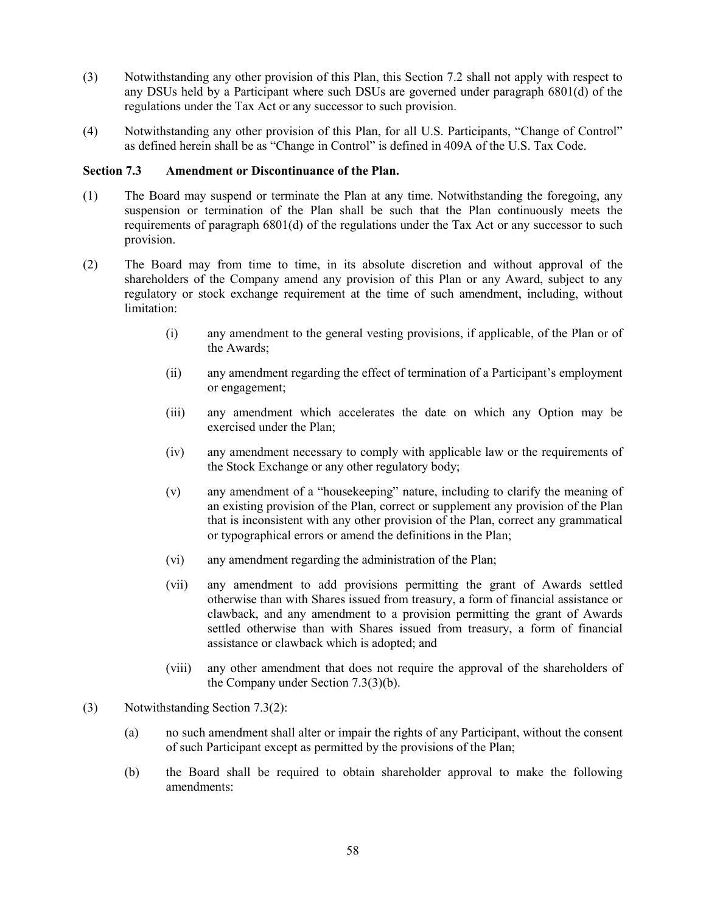(3) Notwithstanding any other provision of this Plan, this Section 7.2 shall not apply with respect to any DSUs held by a Participant where such DSUs are governed under paragraph 6801(d) of the regulations under the Tax Act or any successor to such provision.

(4) Notwithstanding any other provision of this Plan, for all U.S. Participants, "Change of Control" as defined herein shall be as "Change in Control" is defined in 409A of the U.S. Tax Code.

**Section 7.3 Amendment or Discontinuance of the Plan.**

(1) The Board may suspend or terminate the Plan at any time. Notwithstanding the foregoing, any suspension or termination of the Plan shall be such that the Plan continuously meets the requirements of paragraph 6801(d) of the regulations under the Tax Act or any successor to such provision.

(2) The Board may from time to time, in its absolute discretion and without approval of the shareholders of the Company amend any provision of this Plan or any Award, subject to any regulatory or stock exchange requirement at the time of such amendment, including, without limitation:

> (i) any amendment to the general vesting provisions, if applicable, of the Plan or of the Awards;
>
> (ii) any amendment regarding the effect of termination of a Participant's employment or engagement;
>
> (iii) any amendment which accelerates the date on which any Option may be exercised under the Plan;
>
> (iv) any amendment necessary to comply with applicable law or the requirements of the Stock Exchange or any other regulatory body;
>
> (v) any amendment of a "housekeeping" nature, including to clarify the meaning of an existing provision of the Plan, correct or supplement any provision of the Plan that is inconsistent with any other provision of the Plan, correct any grammatical or typographical errors or amend the definitions in the Plan;
>
> (vi) any amendment regarding the administration of the Plan;
>
> (vii) any amendment to add provisions permitting the grant of Awards settled otherwise than with Shares issued from treasury, a form of financial assistance or clawback, and any amendment to a provision permitting the grant of Awards settled otherwise than with Shares issued from treasury, a form of financial assistance or clawback which is adopted; and
>
> (viii) any other amendment that does not require the approval of the shareholders of the Company under Section 7.3(3)(b).

(3) Notwithstanding Section 7.3(2):

> (a) no such amendment shall alter or impair the rights of any Participant, without the consent of such Participant except as permitted by the provisions of the Plan;
>
> (b) the Board shall be required to obtain shareholder approval to make the following amendments: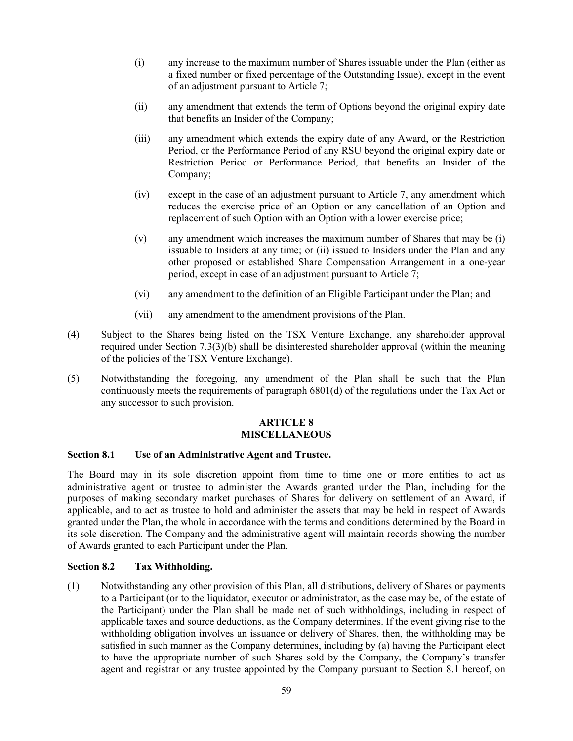(i) any increase to the maximum number of Shares issuable under the Plan (either as a fixed number or fixed percentage of the Outstanding Issue), except in the event of an adjustment pursuant to Article 7;

(ii) any amendment that extends the term of Options beyond the original expiry date that benefits an Insider of the Company;

(iii) any amendment which extends the expiry date of any Award, or the Restriction Period, or the Performance Period of any RSU beyond the original expiry date or Restriction Period or Performance Period, that benefits an Insider of the Company;

(iv) except in the case of an adjustment pursuant to Article 7, any amendment which reduces the exercise price of an Option or any cancellation of an Option and replacement of such Option with an Option with a lower exercise price;

(v) any amendment which increases the maximum number of Shares that may be (i) issuable to Insiders at any time; or (ii) issued to Insiders under the Plan and any other proposed or established Share Compensation Arrangement in a one-year period, except in case of an adjustment pursuant to Article 7;

(vi) any amendment to the definition of an Eligible Participant under the Plan; and

(vii) any amendment to the amendment provisions of the Plan.

(4) Subject to the Shares being listed on the TSX Venture Exchange, any shareholder approval required under Section 7.3(3)(b) shall be disinterested shareholder approval (within the meaning of the policies of the TSX Venture Exchange).

(5) Notwithstanding the foregoing, any amendment of the Plan shall be such that the Plan continuously meets the requirements of paragraph 6801(d) of the regulations under the Tax Act or any successor to such provision.

## ARTICLE 8
## MISCELLANEOUS

### Section 8.1 Use of an Administrative Agent and Trustee.

The Board may in its sole discretion appoint from time to time one or more entities to act as administrative agent or trustee to administer the Awards granted under the Plan, including for the purposes of making secondary market purchases of Shares for delivery on settlement of an Award, if applicable, and to act as trustee to hold and administer the assets that may be held in respect of Awards granted under the Plan, the whole in accordance with the terms and conditions determined by the Board in its sole discretion. The Company and the administrative agent will maintain records showing the number of Awards granted to each Participant under the Plan.

### Section 8.2 Tax Withholding.

(1) Notwithstanding any other provision of this Plan, all distributions, delivery of Shares or payments to a Participant (or to the liquidator, executor or administrator, as the case may be, of the estate of the Participant) under the Plan shall be made net of such withholdings, including in respect of applicable taxes and source deductions, as the Company determines. If the event giving rise to the withholding obligation involves an issuance or delivery of Shares, then, the withholding may be satisfied in such manner as the Company determines, including by (a) having the Participant elect to have the appropriate number of such Shares sold by the Company, the Company's transfer agent and registrar or any trustee appointed by the Company pursuant to Section 8.1 hereof, on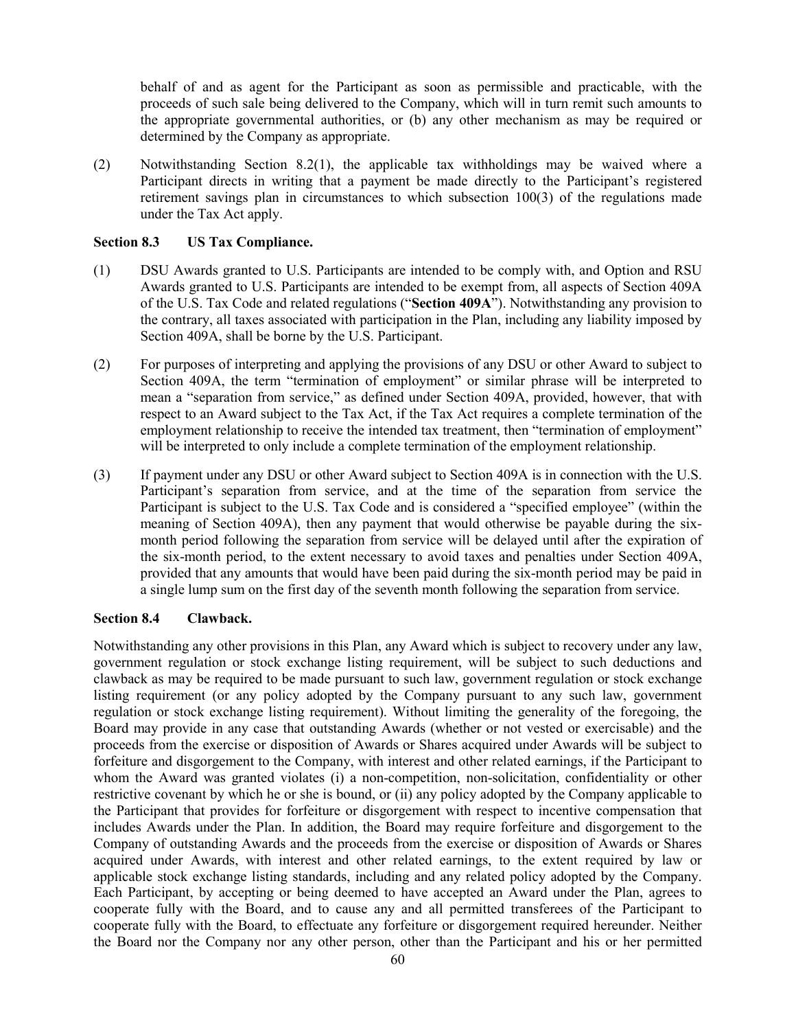behalf of and as agent for the Participant as soon as permissible and practicable, with the proceeds of such sale being delivered to the Company, which will in turn remit such amounts to the appropriate governmental authorities, or (b) any other mechanism as may be required or determined by the Company as appropriate.

(2) Notwithstanding Section 8.2(1), the applicable tax withholdings may be waived where a Participant directs in writing that a payment be made directly to the Participant's registered retirement savings plan in circumstances to which subsection 100(3) of the regulations made under the Tax Act apply.

**Section 8.3 US Tax Compliance.**

(1) DSU Awards granted to U.S. Participants are intended to be comply with, and Option and RSU Awards granted to U.S. Participants are intended to be exempt from, all aspects of Section 409A of the U.S. Tax Code and related regulations ("**Section 409A**"). Notwithstanding any provision to the contrary, all taxes associated with participation in the Plan, including any liability imposed by Section 409A, shall be borne by the U.S. Participant.

(2) For purposes of interpreting and applying the provisions of any DSU or other Award to subject to Section 409A, the term "termination of employment" or similar phrase will be interpreted to mean a "separation from service," as defined under Section 409A, provided, however, that with respect to an Award subject to the Tax Act, if the Tax Act requires a complete termination of the employment relationship to receive the intended tax treatment, then "termination of employment" will be interpreted to only include a complete termination of the employment relationship.

(3) If payment under any DSU or other Award subject to Section 409A is in connection with the U.S. Participant's separation from service, and at the time of the separation from service the Participant is subject to the U.S. Tax Code and is considered a "specified employee" (within the meaning of Section 409A), then any payment that would otherwise be payable during the six-month period following the separation from service will be delayed until after the expiration of the six-month period, to the extent necessary to avoid taxes and penalties under Section 409A, provided that any amounts that would have been paid during the six-month period may be paid in a single lump sum on the first day of the seventh month following the separation from service.

**Section 8.4 Clawback.**

Notwithstanding any other provisions in this Plan, any Award which is subject to recovery under any law, government regulation or stock exchange listing requirement, will be subject to such deductions and clawback as may be required to be made pursuant to such law, government regulation or stock exchange listing requirement (or any policy adopted by the Company pursuant to any such law, government regulation or stock exchange listing requirement). Without limiting the generality of the foregoing, the Board may provide in any case that outstanding Awards (whether or not vested or exercisable) and the proceeds from the exercise or disposition of Awards or Shares acquired under Awards will be subject to forfeiture and disgorgement to the Company, with interest and other related earnings, if the Participant to whom the Award was granted violates (i) a non-competition, non-solicitation, confidentiality or other restrictive covenant by which he or she is bound, or (ii) any policy adopted by the Company applicable to the Participant that provides for forfeiture or disgorgement with respect to incentive compensation that includes Awards under the Plan. In addition, the Board may require forfeiture and disgorgement to the Company of outstanding Awards and the proceeds from the exercise or disposition of Awards or Shares acquired under Awards, with interest and other related earnings, to the extent required by law or applicable stock exchange listing standards, including and any related policy adopted by the Company. Each Participant, by accepting or being deemed to have accepted an Award under the Plan, agrees to cooperate fully with the Board, and to cause any and all permitted transferees of the Participant to cooperate fully with the Board, to effectuate any forfeiture or disgorgement required hereunder. Neither the Board nor the Company nor any other person, other than the Participant and his or her permitted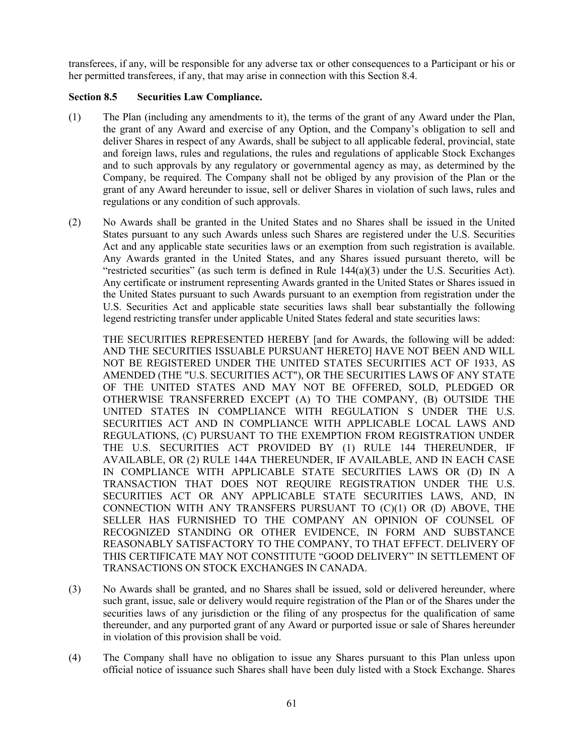transferees, if any, will be responsible for any adverse tax or other consequences to a Participant or his or her permitted transferees, if any, that may arise in connection with this Section 8.4.

**Section 8.5 Securities Law Compliance.**

(1) The Plan (including any amendments to it), the terms of the grant of any Award under the Plan, the grant of any Award and exercise of any Option, and the Company's obligation to sell and deliver Shares in respect of any Awards, shall be subject to all applicable federal, provincial, state and foreign laws, rules and regulations, the rules and regulations of applicable Stock Exchanges and to such approvals by any regulatory or governmental agency as may, as determined by the Company, be required. The Company shall not be obliged by any provision of the Plan or the grant of any Award hereunder to issue, sell or deliver Shares in violation of such laws, rules and regulations or any condition of such approvals.

(2) No Awards shall be granted in the United States and no Shares shall be issued in the United States pursuant to any such Awards unless such Shares are registered under the U.S. Securities Act and any applicable state securities laws or an exemption from such registration is available. Any Awards granted in the United States, and any Shares issued pursuant thereto, will be "restricted securities" (as such term is defined in Rule 144(a)(3) under the U.S. Securities Act). Any certificate or instrument representing Awards granted in the United States or Shares issued in the United States pursuant to such Awards pursuant to an exemption from registration under the U.S. Securities Act and applicable state securities laws shall bear substantially the following legend restricting transfer under applicable United States federal and state securities laws:

THE SECURITIES REPRESENTED HEREBY [and for Awards, the following will be added: AND THE SECURITIES ISSUABLE PURSUANT HERETO] HAVE NOT BEEN AND WILL NOT BE REGISTERED UNDER THE UNITED STATES SECURITIES ACT OF 1933, AS AMENDED (THE "U.S. SECURITIES ACT"), OR THE SECURITIES LAWS OF ANY STATE OF THE UNITED STATES AND MAY NOT BE OFFERED, SOLD, PLEDGED OR OTHERWISE TRANSFERRED EXCEPT (A) TO THE COMPANY, (B) OUTSIDE THE UNITED STATES IN COMPLIANCE WITH REGULATION S UNDER THE U.S. SECURITIES ACT AND IN COMPLIANCE WITH APPLICABLE LOCAL LAWS AND REGULATIONS, (C) PURSUANT TO THE EXEMPTION FROM REGISTRATION UNDER THE U.S. SECURITIES ACT PROVIDED BY (1) RULE 144 THEREUNDER, IF AVAILABLE, OR (2) RULE 144A THEREUNDER, IF AVAILABLE, AND IN EACH CASE IN COMPLIANCE WITH APPLICABLE STATE SECURITIES LAWS OR (D) IN A TRANSACTION THAT DOES NOT REQUIRE REGISTRATION UNDER THE U.S. SECURITIES ACT OR ANY APPLICABLE STATE SECURITIES LAWS, AND, IN CONNECTION WITH ANY TRANSFERS PURSUANT TO (C)(1) OR (D) ABOVE, THE SELLER HAS FURNISHED TO THE COMPANY AN OPINION OF COUNSEL OF RECOGNIZED STANDING OR OTHER EVIDENCE, IN FORM AND SUBSTANCE REASONABLY SATISFACTORY TO THE COMPANY, TO THAT EFFECT. DELIVERY OF THIS CERTIFICATE MAY NOT CONSTITUTE "GOOD DELIVERY" IN SETTLEMENT OF TRANSACTIONS ON STOCK EXCHANGES IN CANADA.

(3) No Awards shall be granted, and no Shares shall be issued, sold or delivered hereunder, where such grant, issue, sale or delivery would require registration of the Plan or of the Shares under the securities laws of any jurisdiction or the filing of any prospectus for the qualification of same thereunder, and any purported grant of any Award or purported issue or sale of Shares hereunder in violation of this provision shall be void.

(4) The Company shall have no obligation to issue any Shares pursuant to this Plan unless upon official notice of issuance such Shares shall have been duly listed with a Stock Exchange. Shares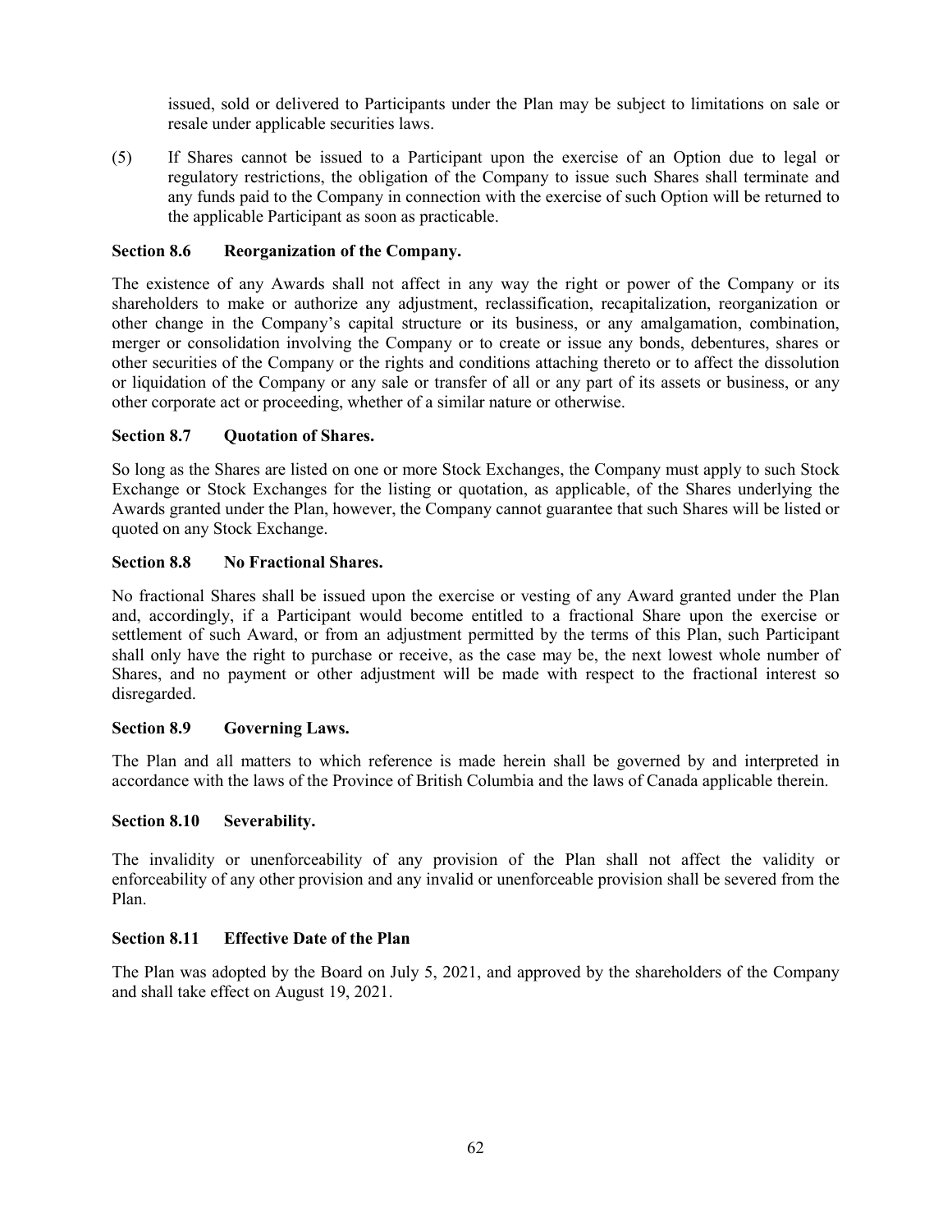issued, sold or delivered to Participants under the Plan may be subject to limitations on sale or resale under applicable securities laws.

(5) If Shares cannot be issued to a Participant upon the exercise of an Option due to legal or regulatory restrictions, the obligation of the Company to issue such Shares shall terminate and any funds paid to the Company in connection with the exercise of such Option will be returned to the applicable Participant as soon as practicable.

### Section 8.6 Reorganization of the Company.

The existence of any Awards shall not affect in any way the right or power of the Company or its shareholders to make or authorize any adjustment, reclassification, recapitalization, reorganization or other change in the Company's capital structure or its business, or any amalgamation, combination, merger or consolidation involving the Company or to create or issue any bonds, debentures, shares or other securities of the Company or the rights and conditions attaching thereto or to affect the dissolution or liquidation of the Company or any sale or transfer of all or any part of its assets or business, or any other corporate act or proceeding, whether of a similar nature or otherwise.

### Section 8.7 Quotation of Shares.

So long as the Shares are listed on one or more Stock Exchanges, the Company must apply to such Stock Exchange or Stock Exchanges for the listing or quotation, as applicable, of the Shares underlying the Awards granted under the Plan, however, the Company cannot guarantee that such Shares will be listed or quoted on any Stock Exchange.

### Section 8.8 No Fractional Shares.

No fractional Shares shall be issued upon the exercise or vesting of any Award granted under the Plan and, accordingly, if a Participant would become entitled to a fractional Share upon the exercise or settlement of such Award, or from an adjustment permitted by the terms of this Plan, such Participant shall only have the right to purchase or receive, as the case may be, the next lowest whole number of Shares, and no payment or other adjustment will be made with respect to the fractional interest so disregarded.

### Section 8.9 Governing Laws.

The Plan and all matters to which reference is made herein shall be governed by and interpreted in accordance with the laws of the Province of British Columbia and the laws of Canada applicable therein.

### Section 8.10 Severability.

The invalidity or unenforceability of any provision of the Plan shall not affect the validity or enforceability of any other provision and any invalid or unenforceable provision shall be severed from the Plan.

### Section 8.11 Effective Date of the Plan

The Plan was adopted by the Board on July 5, 2021, and approved by the shareholders of the Company and shall take effect on August 19, 2021.